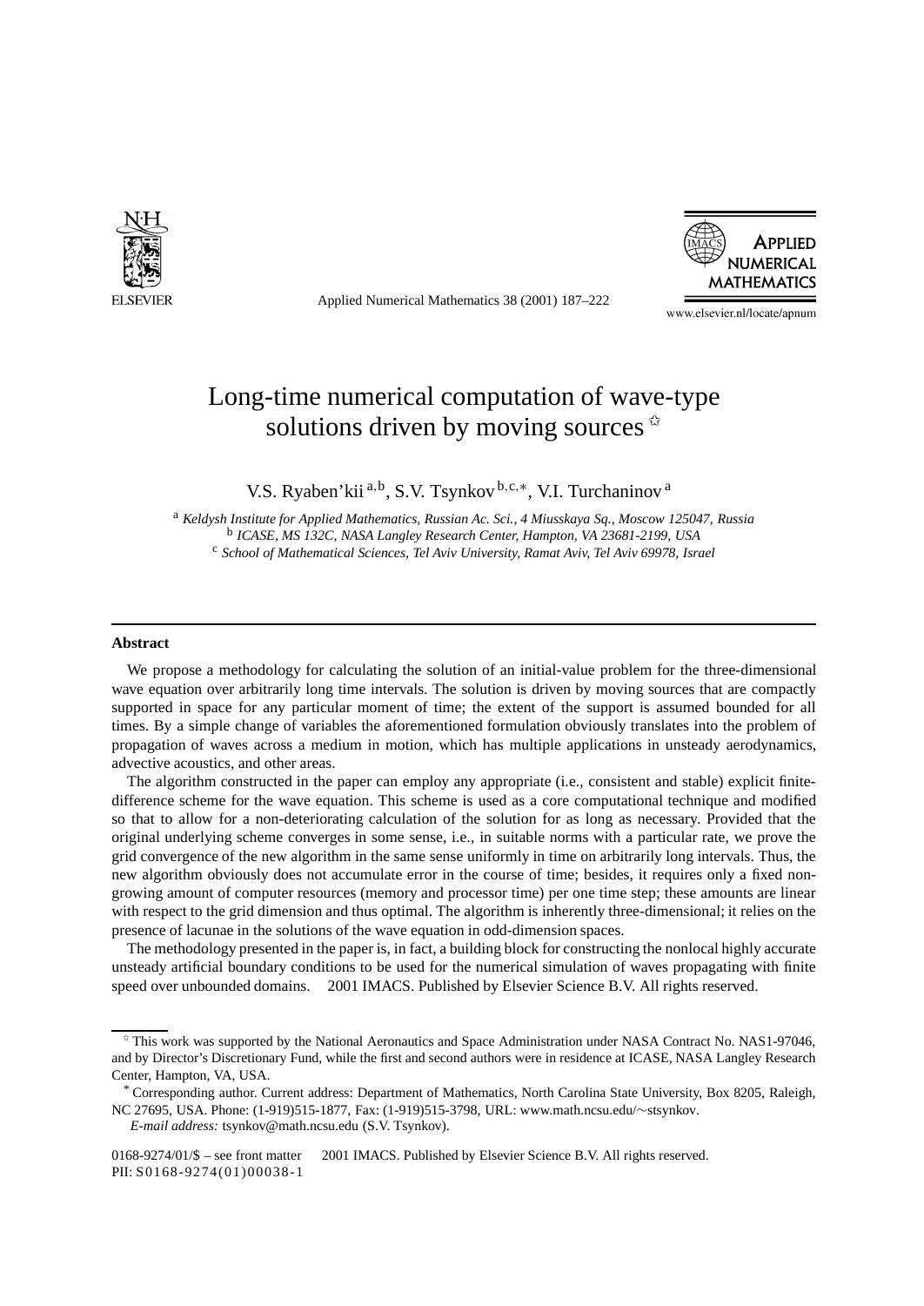# Long-time numerical computation of wave-type solutions driven by moving sources ☆

V.S. Ryaben'kii [a,b], S.V. Tsynkov [b,c,*], V.I. Turchaninov [a]

[a] *Keldysh Institute for Applied Mathematics, Russian Ac. Sci., 4 Miusskaya Sq., Moscow 125047, Russia*
[b] *ICASE, MS 132C, NASA Langley Research Center, Hampton, VA 23681-2199, USA*
[c] *School of Mathematical Sciences, Tel Aviv University, Ramat Aviv, Tel Aviv 69978, Israel*

---

**Abstract**

We propose a methodology for calculating the solution of an initial-value problem for the three-dimensional wave equation over arbitrarily long time intervals. The solution is driven by moving sources that are compactly supported in space for any particular moment of time; the extent of the support is assumed bounded for all times. By a simple change of variables the aforementioned formulation obviously translates into the problem of propagation of waves across a medium in motion, which has multiple applications in unsteady aerodynamics, advective acoustics, and other areas.

The algorithm constructed in the paper can employ any appropriate (i.e., consistent and stable) explicit finite-difference scheme for the wave equation. This scheme is used as a core computational technique and modified so that to allow for a non-deteriorating calculation of the solution for as long as necessary. Provided that the original underlying scheme converges in some sense, i.e., in suitable norms with a particular rate, we prove the grid convergence of the new algorithm in the same sense uniformly in time on arbitrarily long intervals. Thus, the new algorithm obviously does not accumulate error in the course of time; besides, it requires only a fixed non-growing amount of computer resources (memory and processor time) per one time step; these amounts are linear with respect to the grid dimension and thus optimal. The algorithm is inherently three-dimensional; it relies on the presence of lacunae in the solutions of the wave equation in odd-dimension spaces.

The methodology presented in the paper is, in fact, a building block for constructing the nonlocal highly accurate unsteady artificial boundary conditions to be used for the numerical simulation of waves propagating with finite speed over unbounded domains. © 2001 IMACS. Published by Elsevier Science B.V. All rights reserved.

---

☆ This work was supported by the National Aeronautics and Space Administration under NASA Contract No. NAS1-97046, and by Director's Discretionary Fund, while the first and second authors were in residence at ICASE, NASA Langley Research Center, Hampton, VA, USA.

\* Corresponding author. Current address: Department of Mathematics, North Carolina State University, Box 8205, Raleigh, NC 27695, USA. Phone: (1-919)515-1877, Fax: (1-919)515-3798, URL: www.math.ncsu.edu/∼stsynkov.

*E-mail address:* tsynkov@math.ncsu.edu (S.V. Tsynkov).

0168-9274/01/$ – see front matter © 2001 IMACS. Published by Elsevier Science B.V. All rights reserved.
PII: S0168-9274(01)00038-1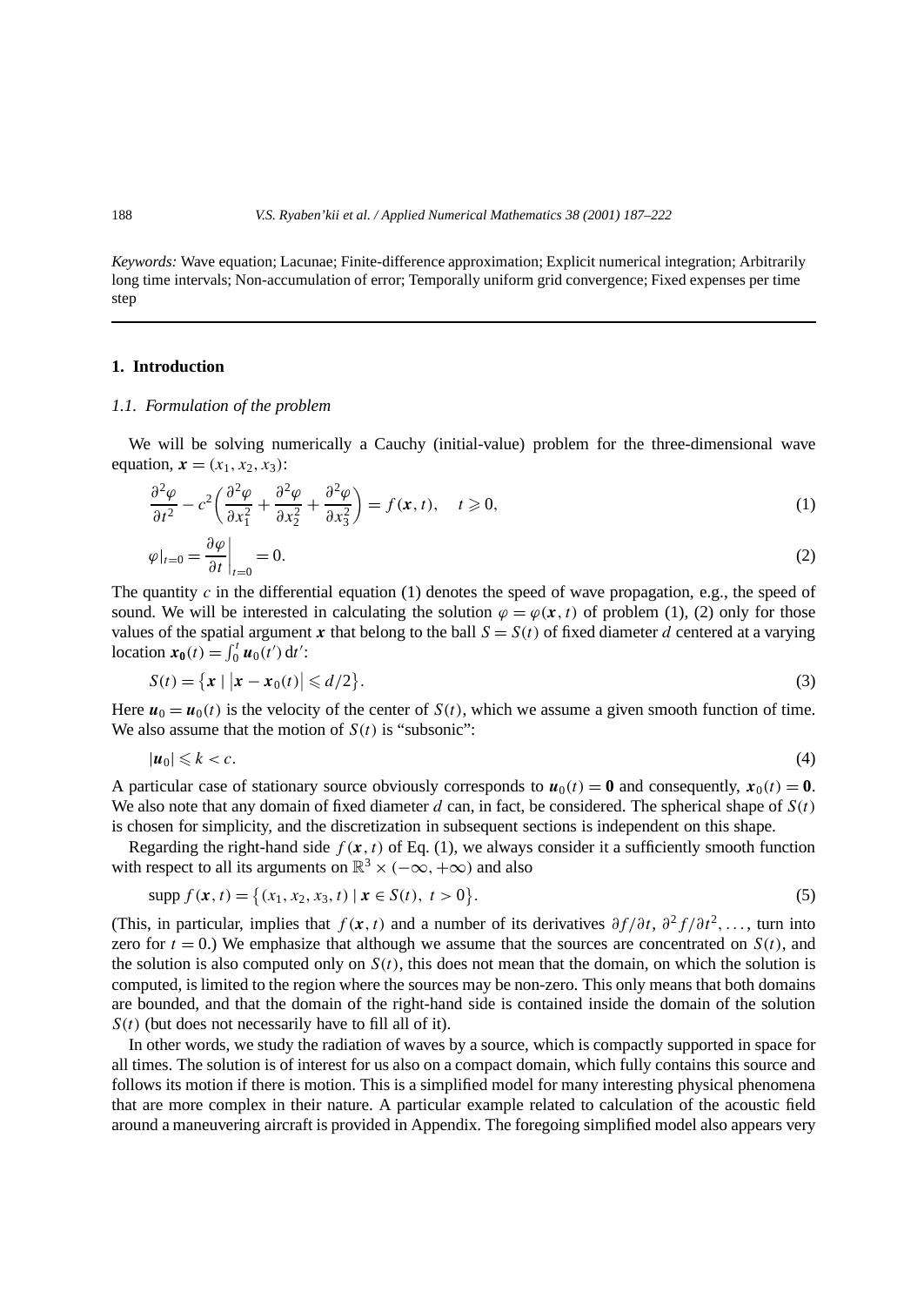*Keywords:* Wave equation; Lacunae; Finite-difference approximation; Explicit numerical integration; Arbitrarily long time intervals; Non-accumulation of error; Temporally uniform grid convergence; Fixed expenses per time step

## 1. Introduction

### 1.1. Formulation of the problem

We will be solving numerically a Cauchy (initial-value) problem for the three-dimensional wave equation, $\boldsymbol{x} = (x_1, x_2, x_3)$:

$$\frac{\partial^2 \varphi}{\partial t^2} - c^2 \left( \frac{\partial^2 \varphi}{\partial x_1^2} + \frac{\partial^2 \varphi}{\partial x_2^2} + \frac{\partial^2 \varphi}{\partial x_3^2} \right) = f(\boldsymbol{x}, t), \quad t \geqslant 0, \tag{1}$$

$$\varphi|_{t=0} = \left.\frac{\partial \varphi}{\partial t}\right|_{t=0} = 0. \tag{2}$$

The quantity $c$ in the differential equation (1) denotes the speed of wave propagation, e.g., the speed of sound. We will be interested in calculating the solution $\varphi = \varphi(\boldsymbol{x}, t)$ of problem (1), (2) only for those values of the spatial argument $\boldsymbol{x}$ that belong to the ball $S = S(t)$ of fixed diameter $d$ centered at a varying location $\boldsymbol{x_0}(t) = \int_0^t \boldsymbol{u}_0(t')\,\mathrm{d}t'$:

$$S(t) = \{\boldsymbol{x} \mid |\boldsymbol{x} - \boldsymbol{x}_0(t)| \leqslant d/2\}. \tag{3}$$

Here $\boldsymbol{u}_0 = \boldsymbol{u}_0(t)$ is the velocity of the center of $S(t)$, which we assume a given smooth function of time. We also assume that the motion of $S(t)$ is "subsonic":

$$|\boldsymbol{u}_0| \leqslant k < c. \tag{4}$$

A particular case of stationary source obviously corresponds to $\boldsymbol{u}_0(t) = \boldsymbol{0}$ and consequently, $\boldsymbol{x}_0(t) = \boldsymbol{0}$. We also note that any domain of fixed diameter $d$ can, in fact, be considered. The spherical shape of $S(t)$ is chosen for simplicity, and the discretization in subsequent sections is independent on this shape.

Regarding the right-hand side $f(\boldsymbol{x}, t)$ of Eq. (1), we always consider it a sufficiently smooth function with respect to all its arguments on $\mathbb{R}^3 \times (-\infty, +\infty)$ and also

$$\operatorname{supp} f(\boldsymbol{x}, t) = \{(x_1, x_2, x_3, t) \mid \boldsymbol{x} \in S(t),\ t > 0\}. \tag{5}$$

(This, in particular, implies that $f(\boldsymbol{x}, t)$ and a number of its derivatives $\partial f/\partial t$, $\partial^2 f/\partial t^2, \ldots,$ turn into zero for $t = 0$.) We emphasize that although we assume that the sources are concentrated on $S(t)$, and the solution is also computed only on $S(t)$, this does not mean that the domain, on which the solution is computed, is limited to the region where the sources may be non-zero. This only means that both domains are bounded, and that the domain of the right-hand side is contained inside the domain of the solution $S(t)$ (but does not necessarily have to fill all of it).

In other words, we study the radiation of waves by a source, which is compactly supported in space for all times. The solution is of interest for us also on a compact domain, which fully contains this source and follows its motion if there is motion. This is a simplified model for many interesting physical phenomena that are more complex in their nature. A particular example related to calculation of the acoustic field around a maneuvering aircraft is provided in Appendix. The foregoing simplified model also appears very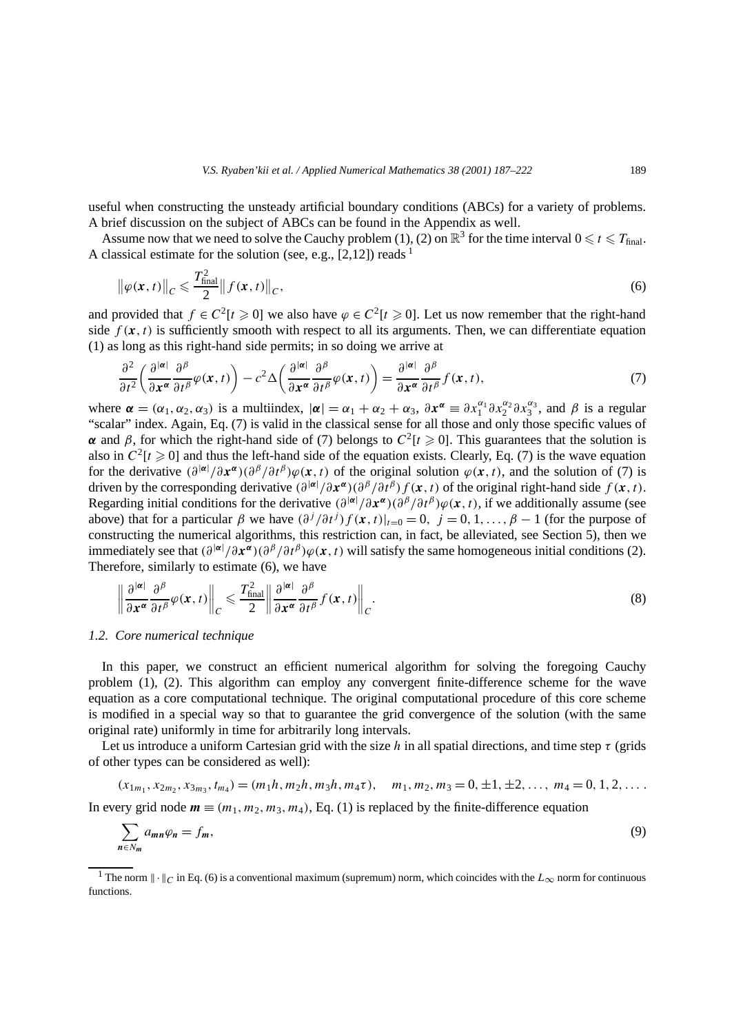useful when constructing the unsteady artificial boundary conditions (ABCs) for a variety of problems. A brief discussion on the subject of ABCs can be found in the Appendix as well.

Assume now that we need to solve the Cauchy problem (1), (2) on $\mathbb{R}^3$ for the time interval $0 \leqslant t \leqslant T_{\text{final}}$. A classical estimate for the solution (see, e.g., [2,12]) reads [1]

$$\left\|\varphi(\boldsymbol{x}, t)\right\|_C \leqslant \frac{T_{\text{final}}^2}{2}\left\| f(\boldsymbol{x}, t)\right\|_C, \tag{6}$$

and provided that $f \in C^2[t \geqslant 0]$ we also have $\varphi \in C^2[t \geqslant 0]$. Let us now remember that the right-hand side $f(\boldsymbol{x}, t)$ is sufficiently smooth with respect to all its arguments. Then, we can differentiate equation (1) as long as this right-hand side permits; in so doing we arrive at

$$\frac{\partial^2}{\partial t^2}\left(\frac{\partial^{|\boldsymbol{\alpha}|}}{\partial \boldsymbol{x}^{\boldsymbol{\alpha}}}\frac{\partial^{\beta}}{\partial t^{\beta}}\varphi(\boldsymbol{x}, t)\right) - c^2\Delta\left(\frac{\partial^{|\boldsymbol{\alpha}|}}{\partial \boldsymbol{x}^{\boldsymbol{\alpha}}}\frac{\partial^{\beta}}{\partial t^{\beta}}\varphi(\boldsymbol{x}, t)\right) = \frac{\partial^{|\boldsymbol{\alpha}|}}{\partial \boldsymbol{x}^{\boldsymbol{\alpha}}}\frac{\partial^{\beta}}{\partial t^{\beta}}f(\boldsymbol{x}, t), \tag{7}$$

where $\boldsymbol{\alpha} = (\alpha_1, \alpha_2, \alpha_3)$ is a multiindex, $|\boldsymbol{\alpha}| = \alpha_1 + \alpha_2 + \alpha_3$, $\partial \boldsymbol{x}^{\boldsymbol{\alpha}} \equiv \partial x_1^{\alpha_1}\partial x_2^{\alpha_2}\partial x_3^{\alpha_3}$, and $\beta$ is a regular "scalar" index. Again, Eq. (7) is valid in the classical sense for all those and only those specific values of $\boldsymbol{\alpha}$ and $\beta$, for which the right-hand side of (7) belongs to $C^2[t \geqslant 0]$. This guarantees that the solution is also in $C^2[t \geqslant 0]$ and thus the left-hand side of the equation exists. Clearly, Eq. (7) is the wave equation for the derivative $(\partial^{|\boldsymbol{\alpha}|}/\partial \boldsymbol{x}^{\boldsymbol{\alpha}})(\partial^{\beta}/\partial t^{\beta})\varphi(\boldsymbol{x}, t)$ of the original solution $\varphi(\boldsymbol{x}, t)$, and the solution of (7) is driven by the corresponding derivative $(\partial^{|\boldsymbol{\alpha}|}/\partial \boldsymbol{x}^{\boldsymbol{\alpha}})(\partial^{\beta}/\partial t^{\beta})f(\boldsymbol{x}, t)$ of the original right-hand side $f(\boldsymbol{x}, t)$. Regarding initial conditions for the derivative $(\partial^{|\boldsymbol{\alpha}|}/\partial \boldsymbol{x}^{\boldsymbol{\alpha}})(\partial^{\beta}/\partial t^{\beta})\varphi(\boldsymbol{x}, t)$, if we additionally assume (see above) that for a particular $\beta$ we have $(\partial^{j}/\partial t^{j})f(\boldsymbol{x}, t)|_{t=0} = 0$, $j = 0, 1, \ldots, \beta - 1$ (for the purpose of constructing the numerical algorithms, this restriction can, in fact, be alleviated, see Section 5), then we immediately see that $(\partial^{|\boldsymbol{\alpha}|}/\partial \boldsymbol{x}^{\boldsymbol{\alpha}})(\partial^{\beta}/\partial t^{\beta})\varphi(\boldsymbol{x}, t)$ will satisfy the same homogeneous initial conditions (2). Therefore, similarly to estimate (6), we have

$$\left\|\frac{\partial^{|\boldsymbol{\alpha}|}}{\partial \boldsymbol{x}^{\boldsymbol{\alpha}}}\frac{\partial^{\beta}}{\partial t^{\beta}}\varphi(\boldsymbol{x}, t)\right\|_C \leqslant \frac{T_{\text{final}}^2}{2}\left\|\frac{\partial^{|\boldsymbol{\alpha}|}}{\partial \boldsymbol{x}^{\boldsymbol{\alpha}}}\frac{\partial^{\beta}}{\partial t^{\beta}}f(\boldsymbol{x}, t)\right\|_C. \tag{8}$$

### *1.2. Core numerical technique*

In this paper, we construct an efficient numerical algorithm for solving the foregoing Cauchy problem (1), (2). This algorithm can employ any convergent finite-difference scheme for the wave equation as a core computational technique. The original computational procedure of this core scheme is modified in a special way so that to guarantee the grid convergence of the solution (with the same original rate) uniformly in time for arbitrarily long intervals.

Let us introduce a uniform Cartesian grid with the size $h$ in all spatial directions, and time step $\tau$ (grids of other types can be considered as well):

$$(x_{1m_1}, x_{2m_2}, x_{3m_3}, t_{m_4}) = (m_1h, m_2h, m_3h, m_4\tau), \quad m_1, m_2, m_3 = 0, \pm 1, \pm 2, \ldots,\ m_4 = 0, 1, 2, \ldots.$$

In every grid node $\boldsymbol{m} \equiv (m_1, m_2, m_3, m_4)$, Eq. (1) is replaced by the finite-difference equation

$$\sum_{\boldsymbol{n} \in N_{\boldsymbol{m}}} a_{\boldsymbol{mn}}\varphi_{\boldsymbol{n}} = f_{\boldsymbol{m}}, \tag{9}$$

[1] The norm $\|\cdot\|_C$ in Eq. (6) is a conventional maximum (supremum) norm, which coincides with the $L_\infty$ norm for continuous functions.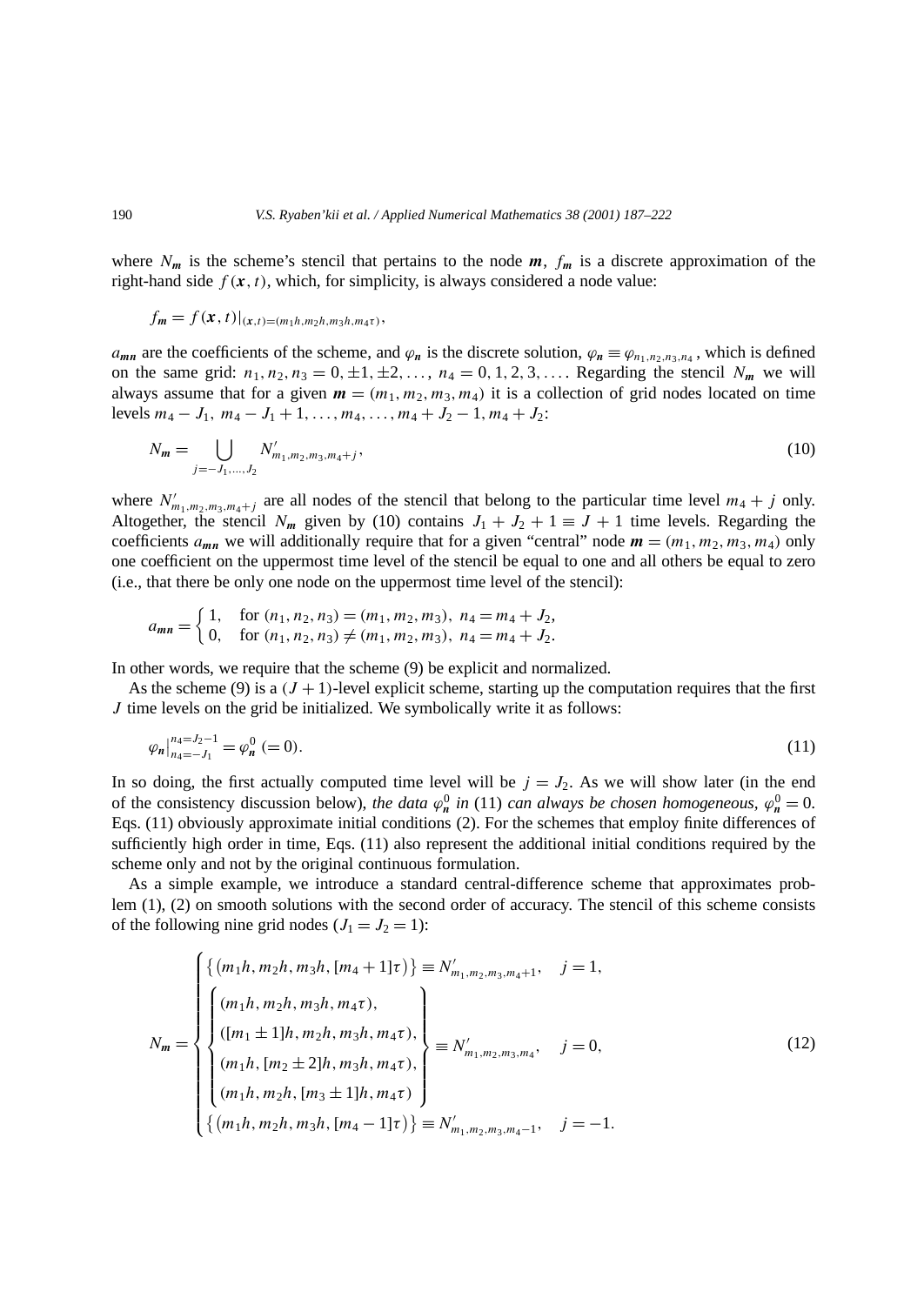where $N_{\boldsymbol{m}}$ is the scheme's stencil that pertains to the node $\boldsymbol{m}$, $f_{\boldsymbol{m}}$ is a discrete approximation of the right-hand side $f(\boldsymbol{x},t)$, which, for simplicity, is always considered a node value:

$$f_{\boldsymbol{m}} = f(\boldsymbol{x},t)|_{(\boldsymbol{x},t)=(m_1h,m_2h,m_3h,m_4\tau)},$$

$a_{\boldsymbol{mn}}$ are the coefficients of the scheme, and $\varphi_{\boldsymbol{n}}$ is the discrete solution, $\varphi_{\boldsymbol{n}} \equiv \varphi_{n_1,n_2,n_3,n_4}$, which is defined on the same grid: $n_1, n_2, n_3 = 0, \pm 1, \pm 2, \ldots,\ n_4 = 0, 1, 2, 3, \ldots$. Regarding the stencil $N_{\boldsymbol{m}}$ we will always assume that for a given $\boldsymbol{m} = (m_1, m_2, m_3, m_4)$ it is a collection of grid nodes located on time levels $m_4 - J_1,\ m_4 - J_1 + 1, \ldots, m_4, \ldots, m_4 + J_2 - 1, m_4 + J_2$:

$$N_{\boldsymbol{m}} = \bigcup_{j=-J_1,\ldots,J_2} N'_{m_1,m_2,m_3,m_4+j}, \tag{10}$$

where $N'_{m_1,m_2,m_3,m_4+j}$ are all nodes of the stencil that belong to the particular time level $m_4 + j$ only. Altogether, the stencil $N_{\boldsymbol{m}}$ given by (10) contains $J_1 + J_2 + 1 \equiv J + 1$ time levels. Regarding the coefficients $a_{\boldsymbol{mn}}$ we will additionally require that for a given "central" node $\boldsymbol{m} = (m_1, m_2, m_3, m_4)$ only one coefficient on the uppermost time level of the stencil be equal to one and all others be equal to zero (i.e., that there be only one node on the uppermost time level of the stencil):

$$a_{\boldsymbol{mn}} = \begin{cases} 1, & \text{for } (n_1,n_2,n_3) = (m_1,m_2,m_3),\ n_4 = m_4 + J_2, \\ 0, & \text{for } (n_1,n_2,n_3) \neq (m_1,m_2,m_3),\ n_4 = m_4 + J_2. \end{cases}$$

In other words, we require that the scheme (9) be explicit and normalized.

As the scheme (9) is a $(J+1)$-level explicit scheme, starting up the computation requires that the first $J$ time levels on the grid be initialized. We symbolically write it as follows:

$$\varphi_{\boldsymbol{n}}\big|_{n_4=-J_1}^{n_4=J_2-1} = \varphi^0_{\boldsymbol{n}}\ (=0). \tag{11}$$

In so doing, the first actually computed time level will be $j = J_2$. As we will show later (in the end of the consistency discussion below), *the data $\varphi^0_{\boldsymbol{n}}$ in* (11) *can always be chosen homogeneous, $\varphi^0_{\boldsymbol{n}} = 0$.* Eqs. (11) obviously approximate initial conditions (2). For the schemes that employ finite differences of sufficiently high order in time, Eqs. (11) also represent the additional initial conditions required by the scheme only and not by the original continuous formulation.

As a simple example, we introduce a standard central-difference scheme that approximates problem (1), (2) on smooth solutions with the second order of accuracy. The stencil of this scheme consists of the following nine grid nodes ($J_1 = J_2 = 1$):

$$N_{\boldsymbol{m}} = \begin{cases} \big\{ \big(m_1h, m_2h, m_3h, [m_4+1]\tau\big) \big\} \equiv N'_{m_1,m_2,m_3,m_4+1}, & j = 1, \\[2mm] \left\{ \begin{array}{l} (m_1h, m_2h, m_3h, m_4\tau), \\ ([m_1 \pm 1]h, m_2h, m_3h, m_4\tau), \\ (m_1h, [m_2 \pm 2]h, m_3h, m_4\tau), \\ (m_1h, m_2h, [m_3 \pm 1]h, m_4\tau) \end{array} \right\} \equiv N'_{m_1,m_2,m_3,m_4}, & j = 0, \\[2mm] \big\{ \big(m_1h, m_2h, m_3h, [m_4-1]\tau\big) \big\} \equiv N'_{m_1,m_2,m_3,m_4-1}, & j = -1. \end{cases} \tag{12}$$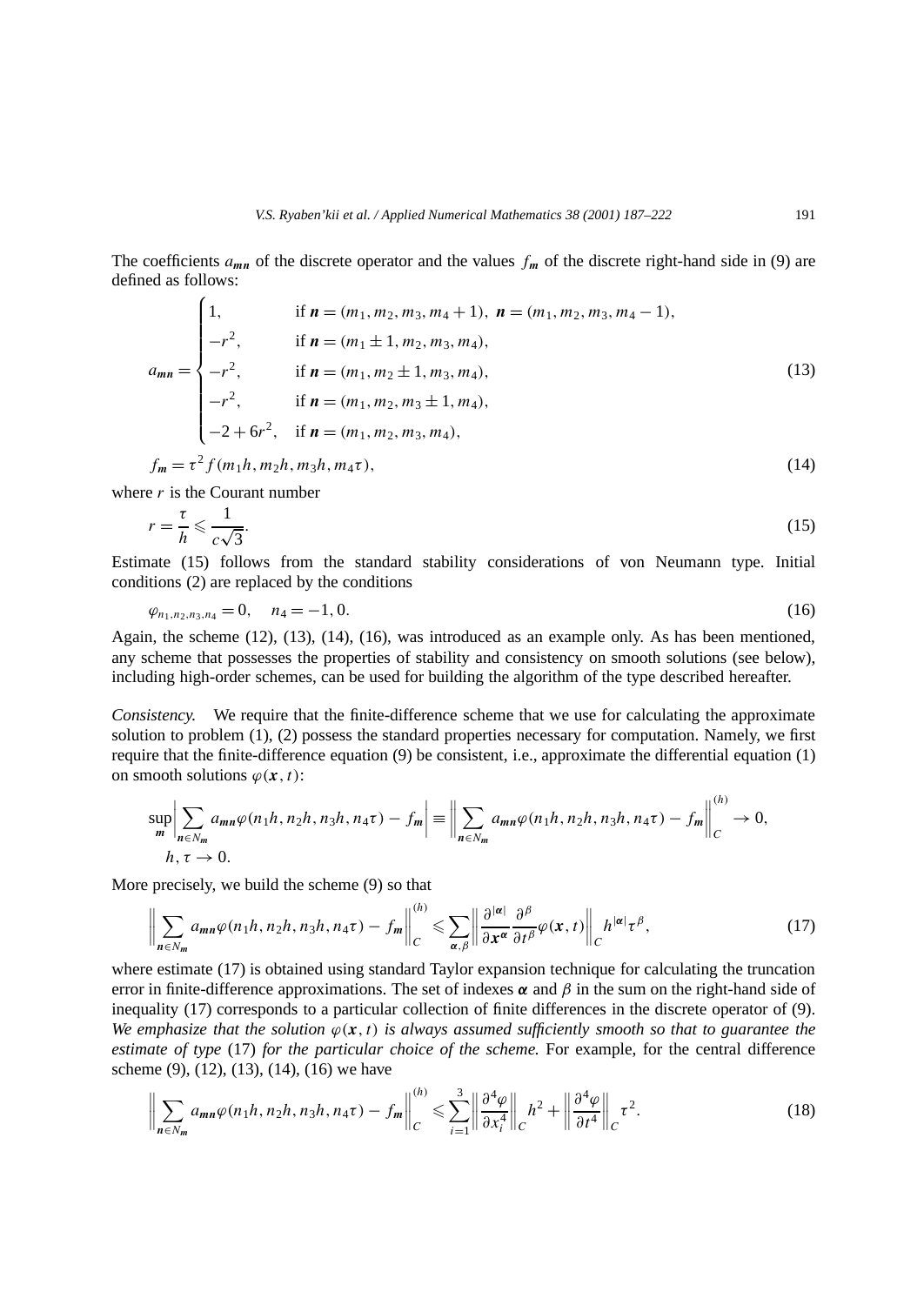The coefficients $a_{\boldsymbol{mn}}$ of the discrete operator and the values $f_{\boldsymbol{m}}$ of the discrete right-hand side in (9) are defined as follows:

$$
a_{\boldsymbol{mn}} = \begin{cases} 1, & \text{if } \boldsymbol{n} = (m_1, m_2, m_3, m_4 + 1),\ \boldsymbol{n} = (m_1, m_2, m_3, m_4 - 1), \\ -r^2, & \text{if } \boldsymbol{n} = (m_1 \pm 1, m_2, m_3, m_4), \\ -r^2, & \text{if } \boldsymbol{n} = (m_1, m_2 \pm 1, m_3, m_4), \\ -r^2, & \text{if } \boldsymbol{n} = (m_1, m_2, m_3 \pm 1, m_4), \\ -2 + 6r^2, & \text{if } \boldsymbol{n} = (m_1, m_2, m_3, m_4), \end{cases} \tag{13}
$$

$$
f_{\boldsymbol{m}} = \tau^2 f(m_1 h, m_2 h, m_3 h, m_4 \tau), \tag{14}
$$

where $r$ is the Courant number

$$
r = \frac{\tau}{h} \leqslant \frac{1}{c\sqrt{3}}. \tag{15}
$$

Estimate (15) follows from the standard stability considerations of von Neumann type. Initial conditions (2) are replaced by the conditions

$$
\varphi_{n_1, n_2, n_3, n_4} = 0, \quad n_4 = -1, 0. \tag{16}
$$

Again, the scheme (12), (13), (14), (16), was introduced as an example only. As has been mentioned, any scheme that possesses the properties of stability and consistency on smooth solutions (see below), including high-order schemes, can be used for building the algorithm of the type described hereafter.

*Consistency.* We require that the finite-difference scheme that we use for calculating the approximate solution to problem (1), (2) possess the standard properties necessary for computation. Namely, we first require that the finite-difference equation (9) be consistent, i.e., approximate the differential equation (1) on smooth solutions $\varphi(\boldsymbol{x}, t)$:

$$
\sup_{\boldsymbol{m}} \left| \sum_{\boldsymbol{n} \in N_{\boldsymbol{m}}} a_{\boldsymbol{mn}} \varphi(n_1 h, n_2 h, n_3 h, n_4 \tau) - f_{\boldsymbol{m}} \right| \equiv \left\| \sum_{\boldsymbol{n} \in N_{\boldsymbol{m}}} a_{\boldsymbol{mn}} \varphi(n_1 h, n_2 h, n_3 h, n_4 \tau) - f_{\boldsymbol{m}} \right\|_C^{(h)} \to 0,
$$
$$
h, \tau \to 0.
$$

More precisely, we build the scheme (9) so that

$$
\left\| \sum_{\boldsymbol{n} \in N_{\boldsymbol{m}}} a_{\boldsymbol{mn}} \varphi(n_1 h, n_2 h, n_3 h, n_4 \tau) - f_{\boldsymbol{m}} \right\|_C^{(h)} \leqslant \sum_{\boldsymbol{\alpha}, \beta} \left\| \frac{\partial^{|\boldsymbol{\alpha}|}}{\partial \boldsymbol{x}^{\boldsymbol{\alpha}}} \frac{\partial^{\beta}}{\partial t^{\beta}} \varphi(\boldsymbol{x}, t) \right\|_C h^{|\boldsymbol{\alpha}|} \tau^{\beta}, \tag{17}
$$

where estimate (17) is obtained using standard Taylor expansion technique for calculating the truncation error in finite-difference approximations. The set of indexes $\boldsymbol{\alpha}$ and $\beta$ in the sum on the right-hand side of inequality (17) corresponds to a particular collection of finite differences in the discrete operator of (9). *We emphasize that the solution $\varphi(\boldsymbol{x}, t)$ is always assumed sufficiently smooth so that to guarantee the estimate of type* (17) *for the particular choice of the scheme.* For example, for the central difference scheme (9), (12), (13), (14), (16) we have

$$
\left\| \sum_{\boldsymbol{n} \in N_{\boldsymbol{m}}} a_{\boldsymbol{mn}} \varphi(n_1 h, n_2 h, n_3 h, n_4 \tau) - f_{\boldsymbol{m}} \right\|_C^{(h)} \leqslant \sum_{i=1}^{3} \left\| \frac{\partial^4 \varphi}{\partial x_i^4} \right\|_C h^2 + \left\| \frac{\partial^4 \varphi}{\partial t^4} \right\|_C \tau^2. \tag{18}
$$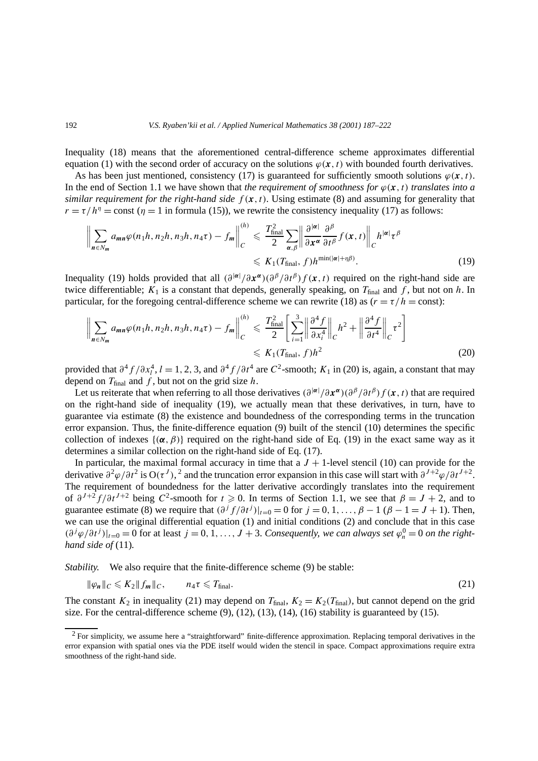Inequality (18) means that the aforementioned central-difference scheme approximates differential equation (1) with the second order of accuracy on the solutions $\varphi(\boldsymbol{x}, t)$ with bounded fourth derivatives.

As has been just mentioned, consistency (17) is guaranteed for sufficiently smooth solutions $\varphi(\boldsymbol{x}, t)$. In the end of Section 1.1 we have shown that *the requirement of smoothness for $\varphi(\boldsymbol{x}, t)$ translates into a similar requirement for the right-hand side $f(\boldsymbol{x}, t)$*. Using estimate (8) and assuming for generality that $r = \tau/h^{\eta} = \text{const}$ ($\eta = 1$ in formula (15)), we rewrite the consistency inequality (17) as follows:

$$\left\| \sum_{\boldsymbol{n} \in N_{\boldsymbol{m}}} a_{\boldsymbol{mn}} \varphi(n_1 h, n_2 h, n_3 h, n_4 \tau) - f_{\boldsymbol{m}} \right\|_C^{(h)} \leqslant \frac{T_{\text{final}}^2}{2} \sum_{\boldsymbol{\alpha}, \beta} \left\| \frac{\partial^{|\boldsymbol{\alpha}|}}{\partial \boldsymbol{x}^{\boldsymbol{\alpha}}} \frac{\partial^{\beta}}{\partial t^{\beta}} f(\boldsymbol{x}, t) \right\|_C h^{|\boldsymbol{\alpha}|} \tau^{\beta} \leqslant K_1(T_{\text{final}}, f) h^{\min(|\boldsymbol{\alpha}| + \eta\beta)}. \tag{19}$$

Inequality (19) holds provided that all $(\partial^{|\boldsymbol{\alpha}|}/\partial \boldsymbol{x}^{\boldsymbol{\alpha}})(\partial^{\beta}/\partial t^{\beta}) f(\boldsymbol{x}, t)$ required on the right-hand side are twice differentiable; $K_1$ is a constant that depends, generally speaking, on $T_{\text{final}}$ and $f$, but not on $h$. In particular, for the foregoing central-difference scheme we can rewrite (18) as ($r = \tau/h = \text{const}$):

$$\left\| \sum_{\boldsymbol{n} \in N_{\boldsymbol{m}}} a_{\boldsymbol{mn}} \varphi(n_1 h, n_2 h, n_3 h, n_4 \tau) - f_{\boldsymbol{m}} \right\|_C^{(h)} \leqslant \frac{T_{\text{final}}^2}{2} \left[ \sum_{i=1}^{3} \left\| \frac{\partial^4 f}{\partial x_i^4} \right\|_C h^2 + \left\| \frac{\partial^4 f}{\partial t^4} \right\|_C \tau^2 \right] \leqslant K_1(T_{\text{final}}, f) h^2 \tag{20}$$

provided that $\partial^4 f/\partial x_l^4$, $l = 1, 2, 3$, and $\partial^4 f/\partial t^4$ are $C^2$-smooth; $K_1$ in (20) is, again, a constant that may depend on $T_{\text{final}}$ and $f$, but not on the grid size $h$.

Let us reiterate that when referring to all those derivatives $(\partial^{|\boldsymbol{\alpha}|}/\partial \boldsymbol{x}^{\boldsymbol{\alpha}})(\partial^{\beta}/\partial t^{\beta}) f(\boldsymbol{x}, t)$ that are required on the right-hand side of inequality (19), we actually mean that these derivatives, in turn, have to guarantee via estimate (8) the existence and boundedness of the corresponding terms in the truncation error expansion. Thus, the finite-difference equation (9) built of the stencil (10) determines the specific collection of indexes $\{(\boldsymbol{\alpha}, \beta)\}$ required on the right-hand side of Eq. (19) in the exact same way as it determines a similar collection on the right-hand side of Eq. (17).

In particular, the maximal formal accuracy in time that a $J + 1$-level stencil (10) can provide for the derivative $\partial^2 \varphi/\partial t^2$ is $O(\tau^J)$, [2] and the truncation error expansion in this case will start with $\partial^{J+2}\varphi/\partial t^{J+2}$. The requirement of boundedness for the latter derivative accordingly translates into the requirement of $\partial^{J+2} f/\partial t^{J+2}$ being $C^2$-smooth for $t \geqslant 0$. In terms of Section 1.1, we see that $\beta = J + 2$, and to guarantee estimate (8) we require that $(\partial^j f/\partial t^j)|_{t=0} = 0$ for $j = 0, 1, \ldots, \beta - 1$ ($\beta - 1 = J + 1$). Then, we can use the original differential equation (1) and initial conditions (2) and conclude that in this case $(\partial^j \varphi/\partial t^j)|_{t=0} = 0$ for at least $j = 0, 1, \ldots, J + 3$. *Consequently, we can always set $\varphi_n^0 = 0$ on the right-hand side of* (11).

*Stability.* We also require that the finite-difference scheme (9) be stable:

$$\|\varphi_{\boldsymbol{n}}\|_C \leqslant K_2 \|f_{\boldsymbol{m}}\|_C, \qquad n_4 \tau \leqslant T_{\text{final}}. \tag{21}$$

The constant $K_2$ in inequality (21) may depend on $T_{\text{final}}$, $K_2 = K_2(T_{\text{final}})$, but cannot depend on the grid size. For the central-difference scheme (9), (12), (13), (14), (16) stability is guaranteed by (15).

---

[2] For simplicity, we assume here a "straightforward" finite-difference approximation. Replacing temporal derivatives in the error expansion with spatial ones via the PDE itself would widen the stencil in space. Compact approximations require extra smoothness of the right-hand side.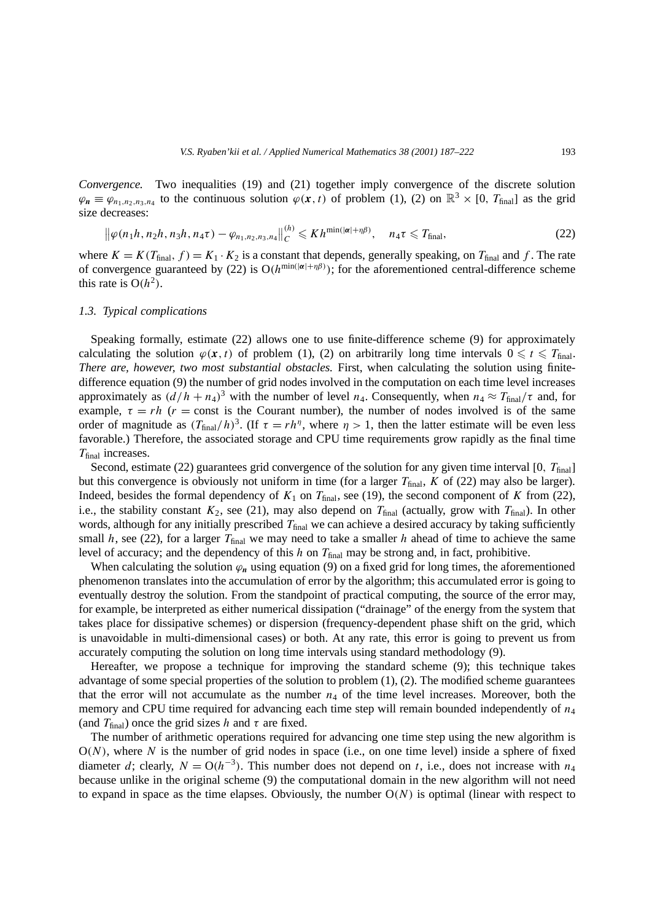*Convergence.* Two inequalities (19) and (21) together imply convergence of the discrete solution $\varphi_{\boldsymbol{n}} \equiv \varphi_{n_1,n_2,n_3,n_4}$ to the continuous solution $\varphi(\boldsymbol{x}, t)$ of problem (1), (2) on $\mathbb{R}^3 \times [0, T_{\text{final}}]$ as the grid size decreases:

$$\left\|\varphi(n_1 h, n_2 h, n_3 h, n_4 \tau) - \varphi_{n_1,n_2,n_3,n_4}\right\|_C^{(h)} \leqslant K h^{\min(|\boldsymbol{\alpha}|+\eta\beta)}, \quad n_4\tau \leqslant T_{\text{final}}, \tag{22}$$

where $K = K(T_{\text{final}}, f) = K_1 \cdot K_2$ is a constant that depends, generally speaking, on $T_{\text{final}}$ and $f$. The rate of convergence guaranteed by (22) is $\mathrm{O}(h^{\min(|\boldsymbol{\alpha}|+\eta\beta)})$; for the aforementioned central-difference scheme this rate is $\mathrm{O}(h^2)$.

### 1.3. Typical complications

Speaking formally, estimate (22) allows one to use finite-difference scheme (9) for approximately calculating the solution $\varphi(\boldsymbol{x}, t)$ of problem (1), (2) on arbitrarily long time intervals $0 \leqslant t \leqslant T_{\text{final}}$. *There are, however, two most substantial obstacles.* First, when calculating the solution using finite-difference equation (9) the number of grid nodes involved in the computation on each time level increases approximately as $(d/h + n_4)^3$ with the number of level $n_4$. Consequently, when $n_4 \approx T_{\text{final}}/\tau$ and, for example, $\tau = rh$ ($r = \text{const}$ is the Courant number), the number of nodes involved is of the same order of magnitude as $(T_{\text{final}}/h)^3$. (If $\tau = rh^\eta$, where $\eta > 1$, then the latter estimate will be even less favorable.) Therefore, the associated storage and CPU time requirements grow rapidly as the final time $T_{\text{final}}$ increases.

Second, estimate (22) guarantees grid convergence of the solution for any given time interval $[0, T_{\text{final}}]$ but this convergence is obviously not uniform in time (for a larger $T_{\text{final}}$, $K$ of (22) may also be larger). Indeed, besides the formal dependency of $K_1$ on $T_{\text{final}}$, see (19), the second component of $K$ from (22), i.e., the stability constant $K_2$, see (21), may also depend on $T_{\text{final}}$ (actually, grow with $T_{\text{final}}$). In other words, although for any initially prescribed $T_{\text{final}}$ we can achieve a desired accuracy by taking sufficiently small $h$, see (22), for a larger $T_{\text{final}}$ we may need to take a smaller $h$ ahead of time to achieve the same level of accuracy; and the dependency of this $h$ on $T_{\text{final}}$ may be strong and, in fact, prohibitive.

When calculating the solution $\varphi_{\boldsymbol{n}}$ using equation (9) on a fixed grid for long times, the aforementioned phenomenon translates into the accumulation of error by the algorithm; this accumulated error is going to eventually destroy the solution. From the standpoint of practical computing, the source of the error may, for example, be interpreted as either numerical dissipation ("drainage" of the energy from the system that takes place for dissipative schemes) or dispersion (frequency-dependent phase shift on the grid, which is unavoidable in multi-dimensional cases) or both. At any rate, this error is going to prevent us from accurately computing the solution on long time intervals using standard methodology (9).

Hereafter, we propose a technique for improving the standard scheme (9); this technique takes advantage of some special properties of the solution to problem (1), (2). The modified scheme guarantees that the error will not accumulate as the number $n_4$ of the time level increases. Moreover, both the memory and CPU time required for advancing each time step will remain bounded independently of $n_4$ (and $T_{\text{final}}$) once the grid sizes $h$ and $\tau$ are fixed.

The number of arithmetic operations required for advancing one time step using the new algorithm is $\mathrm{O}(N)$, where $N$ is the number of grid nodes in space (i.e., on one time level) inside a sphere of fixed diameter $d$; clearly, $N = \mathrm{O}(h^{-3})$. This number does not depend on $t$, i.e., does not increase with $n_4$ because unlike in the original scheme (9) the computational domain in the new algorithm will not need to expand in space as the time elapses. Obviously, the number $\mathrm{O}(N)$ is optimal (linear with respect to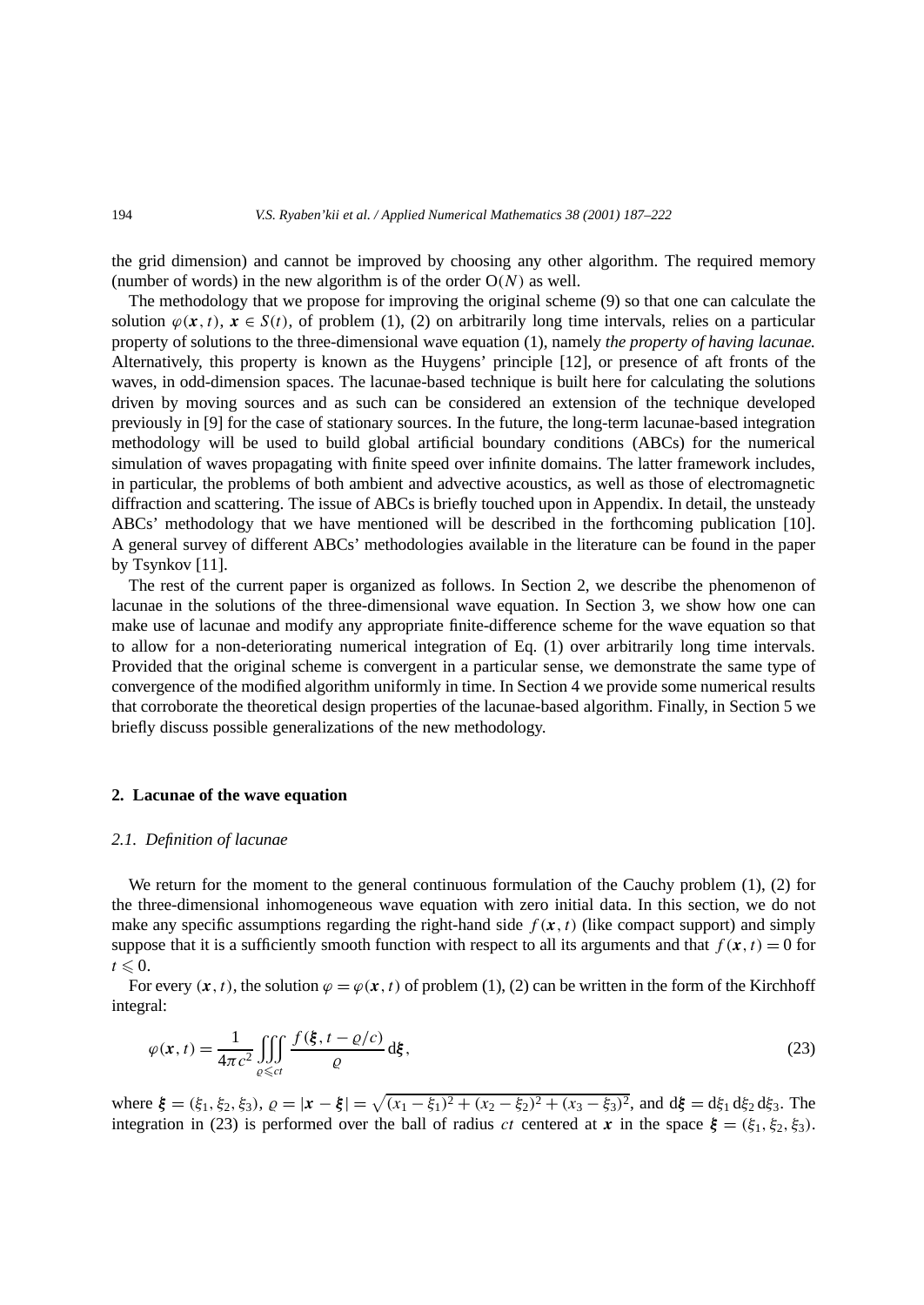the grid dimension) and cannot be improved by choosing any other algorithm. The required memory (number of words) in the new algorithm is of the order $O(N)$ as well.

The methodology that we propose for improving the original scheme (9) so that one can calculate the solution $\varphi(\boldsymbol{x},t)$, $\boldsymbol{x} \in S(t)$, of problem (1), (2) on arbitrarily long time intervals, relies on a particular property of solutions to the three-dimensional wave equation (1), namely *the property of having lacunae.* Alternatively, this property is known as the Huygens' principle [12], or presence of aft fronts of the waves, in odd-dimension spaces. The lacunae-based technique is built here for calculating the solutions driven by moving sources and as such can be considered an extension of the technique developed previously in [9] for the case of stationary sources. In the future, the long-term lacunae-based integration methodology will be used to build global artificial boundary conditions (ABCs) for the numerical simulation of waves propagating with finite speed over infinite domains. The latter framework includes, in particular, the problems of both ambient and advective acoustics, as well as those of electromagnetic diffraction and scattering. The issue of ABCs is briefly touched upon in Appendix. In detail, the unsteady ABCs' methodology that we have mentioned will be described in the forthcoming publication [10]. A general survey of different ABCs' methodologies available in the literature can be found in the paper by Tsynkov [11].

The rest of the current paper is organized as follows. In Section 2, we describe the phenomenon of lacunae in the solutions of the three-dimensional wave equation. In Section 3, we show how one can make use of lacunae and modify any appropriate finite-difference scheme for the wave equation so that to allow for a non-deteriorating numerical integration of Eq. (1) over arbitrarily long time intervals. Provided that the original scheme is convergent in a particular sense, we demonstrate the same type of convergence of the modified algorithm uniformly in time. In Section 4 we provide some numerical results that corroborate the theoretical design properties of the lacunae-based algorithm. Finally, in Section 5 we briefly discuss possible generalizations of the new methodology.

## 2. Lacunae of the wave equation

### 2.1. Definition of lacunae

We return for the moment to the general continuous formulation of the Cauchy problem (1), (2) for the three-dimensional inhomogeneous wave equation with zero initial data. In this section, we do not make any specific assumptions regarding the right-hand side $f(\boldsymbol{x},t)$ (like compact support) and simply suppose that it is a sufficiently smooth function with respect to all its arguments and that $f(\boldsymbol{x},t) = 0$ for $t \leqslant 0$.

For every $(\boldsymbol{x},t)$, the solution $\varphi = \varphi(\boldsymbol{x},t)$ of problem (1), (2) can be written in the form of the Kirchhoff integral:

$$\varphi(\boldsymbol{x},t) = \frac{1}{4\pi c^2} \iiint\limits_{\varrho \leqslant ct} \frac{f(\boldsymbol{\xi}, t - \varrho/c)}{\varrho} \, \mathrm{d}\boldsymbol{\xi}, \tag{23}$$

where $\boldsymbol{\xi} = (\xi_1, \xi_2, \xi_3)$, $\varrho = |\boldsymbol{x} - \boldsymbol{\xi}| = \sqrt{(x_1 - \xi_1)^2 + (x_2 - \xi_2)^2 + (x_3 - \xi_3)^2}$, and $\mathrm{d}\boldsymbol{\xi} = \mathrm{d}\xi_1 \, \mathrm{d}\xi_2 \, \mathrm{d}\xi_3$. The integration in (23) is performed over the ball of radius $ct$ centered at $\boldsymbol{x}$ in the space $\boldsymbol{\xi} = (\xi_1, \xi_2, \xi_3)$.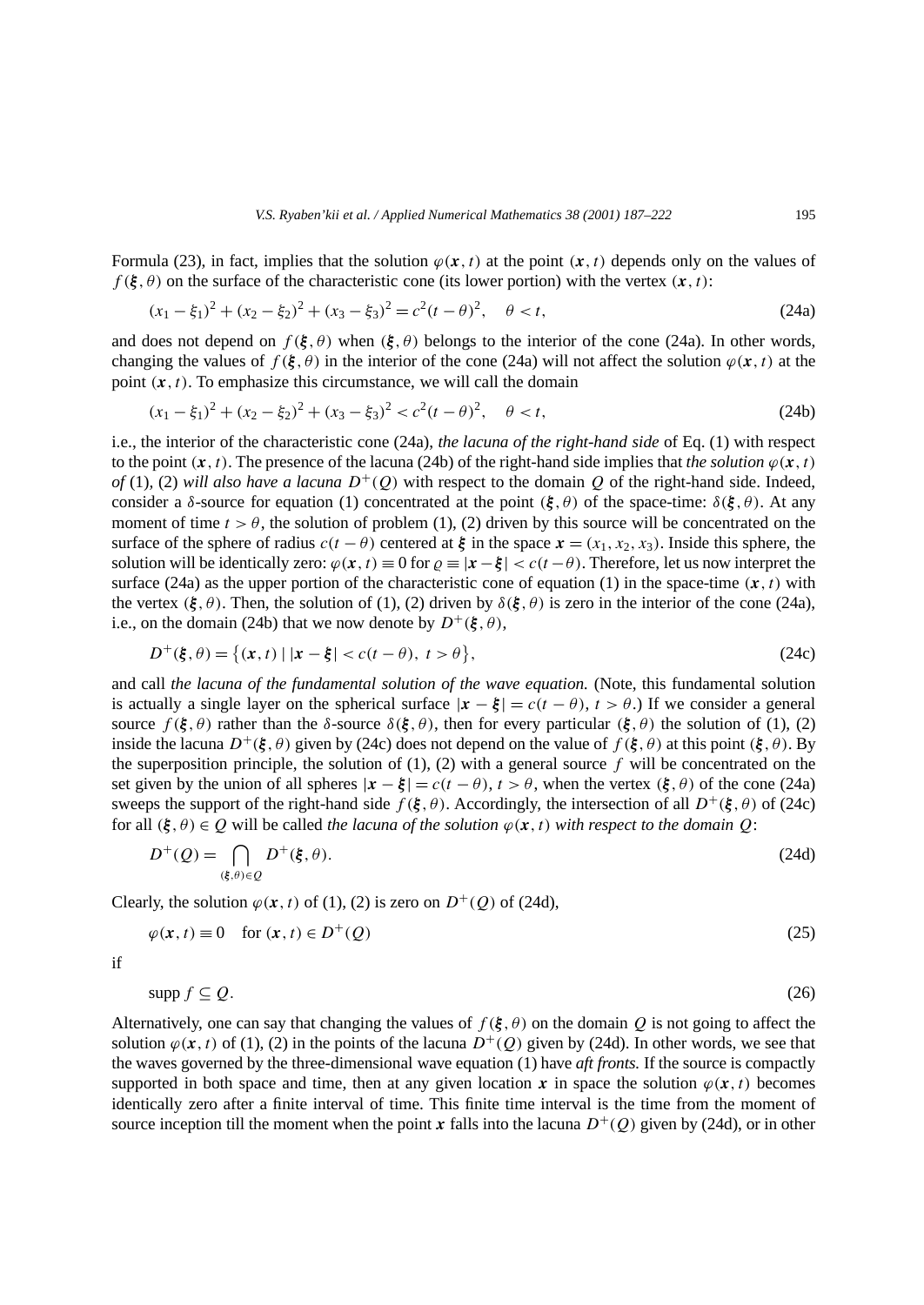Formula (23), in fact, implies that the solution $\varphi(\boldsymbol{x}, t)$ at the point $(\boldsymbol{x}, t)$ depends only on the values of $f(\boldsymbol{\xi}, \theta)$ on the surface of the characteristic cone (its lower portion) with the vertex $(\boldsymbol{x}, t)$:

$$(x_1 - \xi_1)^2 + (x_2 - \xi_2)^2 + (x_3 - \xi_3)^2 = c^2(t - \theta)^2, \quad \theta < t, \tag{24a}$$

and does not depend on $f(\boldsymbol{\xi}, \theta)$ when $(\boldsymbol{\xi}, \theta)$ belongs to the interior of the cone (24a). In other words, changing the values of $f(\boldsymbol{\xi}, \theta)$ in the interior of the cone (24a) will not affect the solution $\varphi(\boldsymbol{x}, t)$ at the point $(\boldsymbol{x}, t)$. To emphasize this circumstance, we will call the domain

$$(x_1 - \xi_1)^2 + (x_2 - \xi_2)^2 + (x_3 - \xi_3)^2 < c^2(t - \theta)^2, \quad \theta < t, \tag{24b}$$

i.e., the interior of the characteristic cone (24a), *the lacuna of the right-hand side* of Eq. (1) with respect to the point $(\boldsymbol{x}, t)$. The presence of the lacuna (24b) of the right-hand side implies that *the solution* $\varphi(\boldsymbol{x}, t)$ *of* (1), (2) *will also have a lacuna* $D^+(Q)$ with respect to the domain $Q$ of the right-hand side. Indeed, consider a $\delta$-source for equation (1) concentrated at the point $(\boldsymbol{\xi}, \theta)$ of the space-time: $\delta(\boldsymbol{\xi}, \theta)$. At any moment of time $t > \theta$, the solution of problem (1), (2) driven by this source will be concentrated on the surface of the sphere of radius $c(t - \theta)$ centered at $\boldsymbol{\xi}$ in the space $\boldsymbol{x} = (x_1, x_2, x_3)$. Inside this sphere, the solution will be identically zero: $\varphi(\boldsymbol{x}, t) \equiv 0$ for $\varrho \equiv |\boldsymbol{x} - \boldsymbol{\xi}| < c(t - \theta)$. Therefore, let us now interpret the surface (24a) as the upper portion of the characteristic cone of equation (1) in the space-time $(\boldsymbol{x}, t)$ with the vertex $(\boldsymbol{\xi}, \theta)$. Then, the solution of (1), (2) driven by $\delta(\boldsymbol{\xi}, \theta)$ is zero in the interior of the cone (24a), i.e., on the domain (24b) that we now denote by $D^+(\boldsymbol{\xi}, \theta)$,

$$D^+(\boldsymbol{\xi}, \theta) = \{(\boldsymbol{x}, t) \mid |\boldsymbol{x} - \boldsymbol{\xi}| < c(t - \theta),\ t > \theta\}, \tag{24c}$$

and call *the lacuna of the fundamental solution of the wave equation.* (Note, this fundamental solution is actually a single layer on the spherical surface $|\boldsymbol{x} - \boldsymbol{\xi}| = c(t - \theta)$, $t > \theta$.) If we consider a general source $f(\boldsymbol{\xi}, \theta)$ rather than the $\delta$-source $\delta(\boldsymbol{\xi}, \theta)$, then for every particular $(\boldsymbol{\xi}, \theta)$ the solution of (1), (2) inside the lacuna $D^+(\boldsymbol{\xi}, \theta)$ given by (24c) does not depend on the value of $f(\boldsymbol{\xi}, \theta)$ at this point $(\boldsymbol{\xi}, \theta)$. By the superposition principle, the solution of (1), (2) with a general source $f$ will be concentrated on the set given by the union of all spheres $|\boldsymbol{x} - \boldsymbol{\xi}| = c(t - \theta)$, $t > \theta$, when the vertex $(\boldsymbol{\xi}, \theta)$ of the cone (24a) sweeps the support of the right-hand side $f(\boldsymbol{\xi}, \theta)$. Accordingly, the intersection of all $D^+(\boldsymbol{\xi}, \theta)$ of (24c) for all $(\boldsymbol{\xi}, \theta) \in Q$ will be called *the lacuna of the solution* $\varphi(\boldsymbol{x}, t)$ *with respect to the domain* $Q$:

$$D^+(Q) = \bigcap_{(\boldsymbol{\xi}, \theta) \in Q} D^+(\boldsymbol{\xi}, \theta). \tag{24d}$$

Clearly, the solution $\varphi(\boldsymbol{x}, t)$ of (1), (2) is zero on $D^+(Q)$ of (24d),

$$\varphi(\boldsymbol{x}, t) \equiv 0 \quad \text{for } (\boldsymbol{x}, t) \in D^+(Q) \tag{25}$$

if

$$\operatorname{supp} f \subseteq Q. \tag{26}$$

Alternatively, one can say that changing the values of $f(\boldsymbol{\xi}, \theta)$ on the domain $Q$ is not going to affect the solution $\varphi(\boldsymbol{x}, t)$ of (1), (2) in the points of the lacuna $D^+(Q)$ given by (24d). In other words, we see that the waves governed by the three-dimensional wave equation (1) have *aft fronts*. If the source is compactly supported in both space and time, then at any given location $\boldsymbol{x}$ in space the solution $\varphi(\boldsymbol{x}, t)$ becomes identically zero after a finite interval of time. This finite time interval is the time from the moment of source inception till the moment when the point $\boldsymbol{x}$ falls into the lacuna $D^+(Q)$ given by (24d), or in other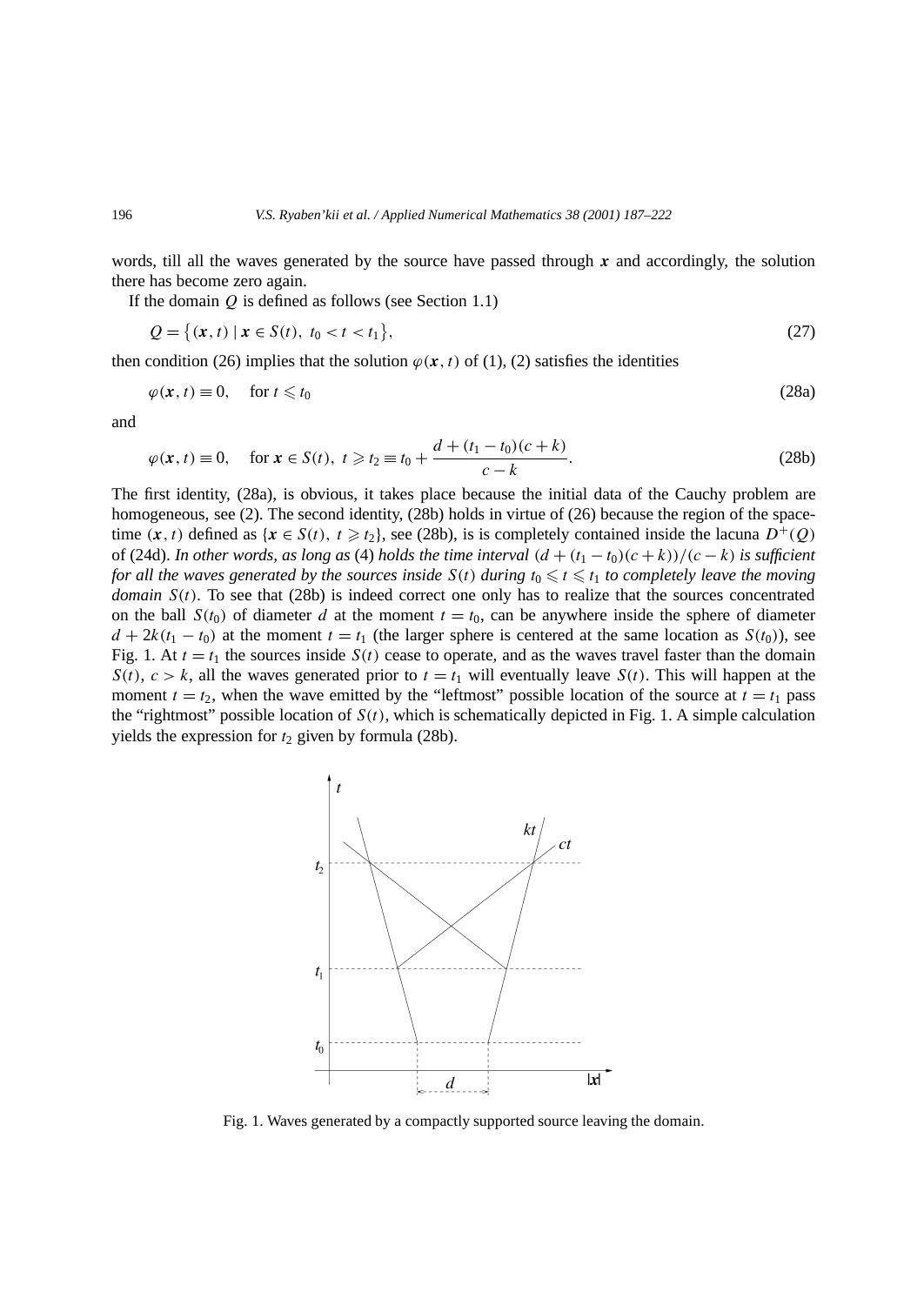words, till all the waves generated by the source have passed through $\boldsymbol{x}$ and accordingly, the solution there has become zero again.

If the domain $Q$ is defined as follows (see Section 1.1)

$$Q = \{(\boldsymbol{x}, t) \mid \boldsymbol{x} \in S(t),\ t_0 < t < t_1\}, \tag{27}$$

then condition (26) implies that the solution $\varphi(\boldsymbol{x}, t)$ of (1), (2) satisfies the identities

$$\varphi(\boldsymbol{x}, t) \equiv 0, \quad \text{for } t \leqslant t_0 \tag{28a}$$

and

$$\varphi(\boldsymbol{x}, t) \equiv 0, \quad \text{for } \boldsymbol{x} \in S(t),\ t \geqslant t_2 \equiv t_0 + \frac{d + (t_1 - t_0)(c + k)}{c - k}. \tag{28b}$$

The first identity, (28a), is obvious, it takes place because the initial data of the Cauchy problem are homogeneous, see (2). The second identity, (28b) holds in virtue of (26) because the region of the space-time $(\boldsymbol{x}, t)$ defined as $\{\boldsymbol{x} \in S(t),\ t \geqslant t_2\}$, see (28b), is is completely contained inside the lacuna $D^+(Q)$ of (24d). *In other words, as long as* (4) *holds the time interval* $(d + (t_1 - t_0)(c + k))/(c - k)$ *is sufficient for all the waves generated by the sources inside* $S(t)$ *during* $t_0 \leqslant t \leqslant t_1$ *to completely leave the moving domain* $S(t)$. To see that (28b) is indeed correct one only has to realize that the sources concentrated on the ball $S(t_0)$ of diameter $d$ at the moment $t = t_0$, can be anywhere inside the sphere of diameter $d + 2k(t_1 - t_0)$ at the moment $t = t_1$ (the larger sphere is centered at the same location as $S(t_0)$), see Fig. 1. At $t = t_1$ the sources inside $S(t)$ cease to operate, and as the waves travel faster than the domain $S(t)$, $c > k$, all the waves generated prior to $t = t_1$ will eventually leave $S(t)$. This will happen at the moment $t = t_2$, when the wave emitted by the "leftmost" possible location of the source at $t = t_1$ pass the "rightmost" possible location of $S(t)$, which is schematically depicted in Fig. 1. A simple calculation yields the expression for $t_2$ given by formula (28b).

Fig. 1. Waves generated by a compactly supported source leaving the domain.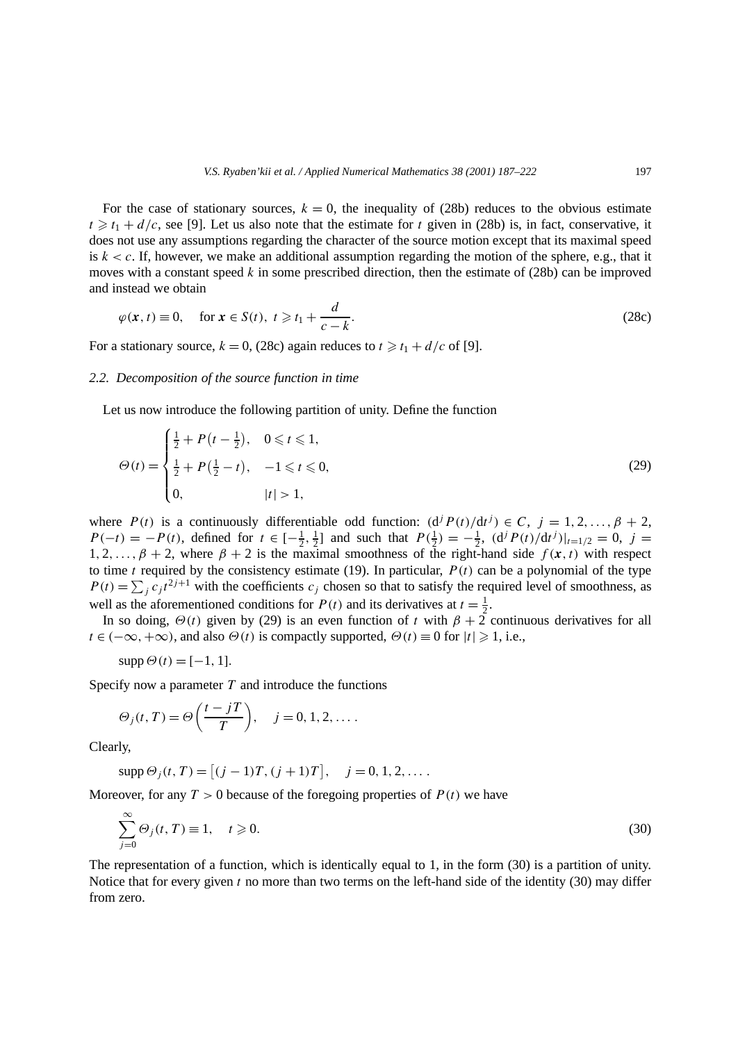For the case of stationary sources, $k = 0$, the inequality of (28b) reduces to the obvious estimate $t \geqslant t_1 + d/c$, see [9]. Let us also note that the estimate for $t$ given in (28b) is, in fact, conservative, it does not use any assumptions regarding the character of the source motion except that its maximal speed is $k < c$. If, however, we make an additional assumption regarding the motion of the sphere, e.g., that it moves with a constant speed $k$ in some prescribed direction, then the estimate of (28b) can be improved and instead we obtain

$$\varphi(\boldsymbol{x}, t) \equiv 0, \quad \text{for } \boldsymbol{x} \in S(t),\ t \geqslant t_1 + \frac{d}{c-k}. \tag{28c}$$

For a stationary source, $k = 0$, (28c) again reduces to $t \geqslant t_1 + d/c$ of [9].

### 2.2. Decomposition of the source function in time

Let us now introduce the following partition of unity. Define the function

$$\Theta(t) = \begin{cases} \frac{1}{2} + P\left(t - \frac{1}{2}\right), & 0 \leqslant t \leqslant 1, \\ \frac{1}{2} + P\left(\frac{1}{2} - t\right), & -1 \leqslant t \leqslant 0, \\ 0, & |t| > 1, \end{cases} \tag{29}$$

where $P(t)$ is a continuously differentiable odd function: $(\mathrm{d}^j P(t)/\mathrm{d}t^j) \in C$, $j = 1, 2, \ldots, \beta + 2$, $P(-t) = -P(t)$, defined for $t \in [-\frac{1}{2}, \frac{1}{2}]$ and such that $P(\frac{1}{2}) = -\frac{1}{2}$, $(\mathrm{d}^j P(t)/\mathrm{d}t^j)|_{t=1/2} = 0$, $j = 1, 2, \ldots, \beta + 2$, where $\beta + 2$ is the maximal smoothness of the right-hand side $f(\boldsymbol{x}, t)$ with respect to time $t$ required by the consistency estimate (19). In particular, $P(t)$ can be a polynomial of the type $P(t) = \sum_j c_j t^{2j+1}$ with the coefficients $c_j$ chosen so that to satisfy the required level of smoothness, as well as the aforementioned conditions for $P(t)$ and its derivatives at $t = \frac{1}{2}$.

In so doing, $\Theta(t)$ given by (29) is an even function of $t$ with $\beta + 2$ continuous derivatives for all $t \in (-\infty, +\infty)$, and also $\Theta(t)$ is compactly supported, $\Theta(t) \equiv 0$ for $|t| \geqslant 1$, i.e.,

$$\operatorname{supp} \Theta(t) = [-1, 1].$$

Specify now a parameter $T$ and introduce the functions

$$\Theta_j(t, T) = \Theta\left(\frac{t - jT}{T}\right), \quad j = 0, 1, 2, \ldots.$$

Clearly,

$$\operatorname{supp} \Theta_j(t, T) = \left[(j-1)T, (j+1)T\right], \quad j = 0, 1, 2, \ldots.$$

Moreover, for any $T > 0$ because of the foregoing properties of $P(t)$ we have

$$\sum_{j=0}^{\infty} \Theta_j(t, T) \equiv 1, \quad t \geqslant 0. \tag{30}$$

The representation of a function, which is identically equal to 1, in the form (30) is a partition of unity. Notice that for every given $t$ no more than two terms on the left-hand side of the identity (30) may differ from zero.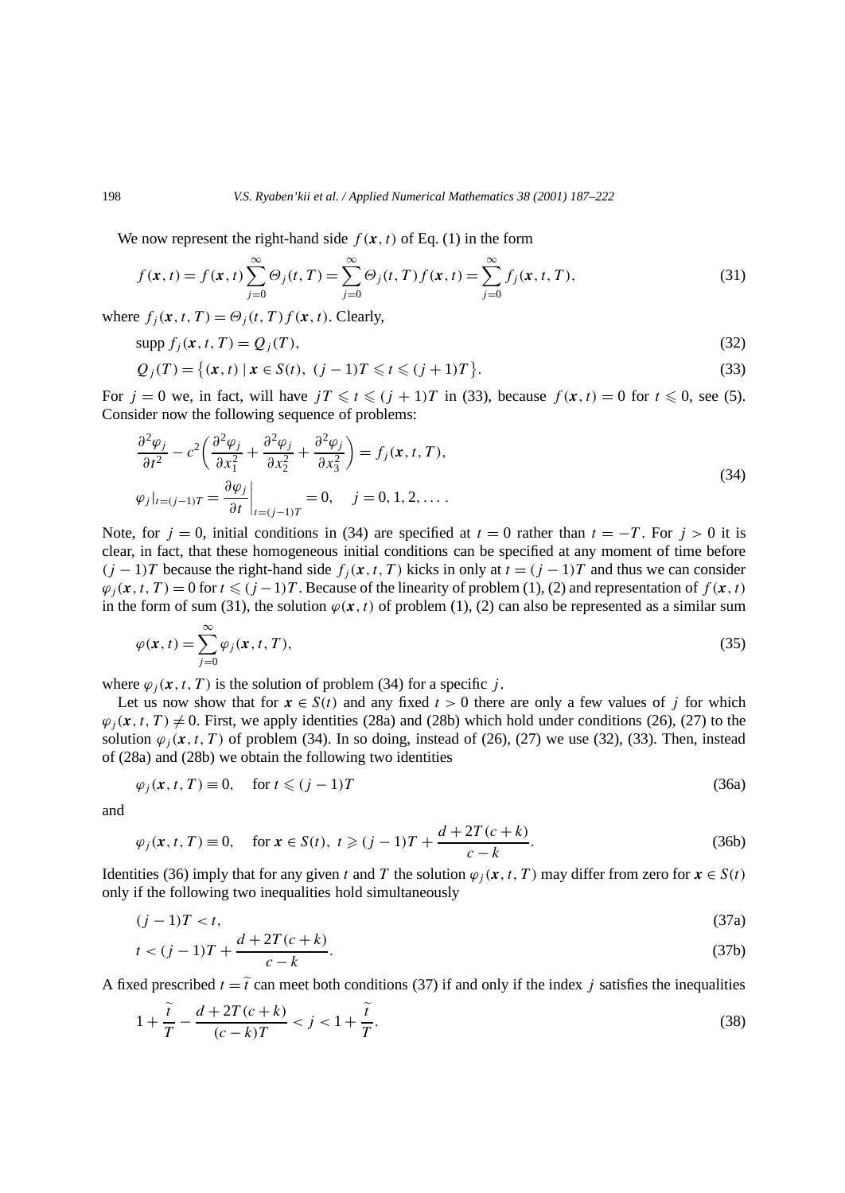We now represent the right-hand side $f(\boldsymbol{x}, t)$ of Eq. (1) in the form

$$f(\boldsymbol{x}, t) = f(\boldsymbol{x}, t)\sum_{j=0}^{\infty} \Theta_j(t, T) = \sum_{j=0}^{\infty} \Theta_j(t, T) f(\boldsymbol{x}, t) = \sum_{j=0}^{\infty} f_j(\boldsymbol{x}, t, T), \tag{31}$$

where $f_j(\boldsymbol{x}, t, T) = \Theta_j(t, T) f(\boldsymbol{x}, t)$. Clearly,

$$\operatorname{supp} f_j(\boldsymbol{x}, t, T) = Q_j(T), \tag{32}$$

$$Q_j(T) = \big\{(\boldsymbol{x}, t) \mid \boldsymbol{x} \in S(t),\ (j-1)T \leqslant t \leqslant (j+1)T\big\}. \tag{33}$$

For $j = 0$ we, in fact, will have $jT \leqslant t \leqslant (j+1)T$ in (33), because $f(\boldsymbol{x}, t) = 0$ for $t \leqslant 0$, see (5). Consider now the following sequence of problems:

$$\begin{aligned}
&\frac{\partial^2 \varphi_j}{\partial t^2} - c^2\left(\frac{\partial^2 \varphi_j}{\partial x_1^2} + \frac{\partial^2 \varphi_j}{\partial x_2^2} + \frac{\partial^2 \varphi_j}{\partial x_3^2}\right) = f_j(\boldsymbol{x}, t, T),\\
&\varphi_j|_{t=(j-1)T} = \left.\frac{\partial \varphi_j}{\partial t}\right|_{t=(j-1)T} = 0, \quad j = 0, 1, 2, \ldots.
\end{aligned} \tag{34}$$

Note, for $j = 0$, initial conditions in (34) are specified at $t = 0$ rather than $t = -T$. For $j > 0$ it is clear, in fact, that these homogeneous initial conditions can be specified at any moment of time before $(j-1)T$ because the right-hand side $f_j(\boldsymbol{x}, t, T)$ kicks in only at $t = (j-1)T$ and thus we can consider $\varphi_j(\boldsymbol{x}, t, T) = 0$ for $t \leqslant (j-1)T$. Because of the linearity of problem (1), (2) and representation of $f(\boldsymbol{x}, t)$ in the form of sum (31), the solution $\varphi(\boldsymbol{x}, t)$ of problem (1), (2) can also be represented as a similar sum

$$\varphi(\boldsymbol{x}, t) = \sum_{j=0}^{\infty} \varphi_j(\boldsymbol{x}, t, T), \tag{35}$$

where $\varphi_j(\boldsymbol{x}, t, T)$ is the solution of problem (34) for a specific $j$.

Let us now show that for $\boldsymbol{x} \in S(t)$ and any fixed $t > 0$ there are only a few values of $j$ for which $\varphi_j(\boldsymbol{x}, t, T) \neq 0$. First, we apply identities (28a) and (28b) which hold under conditions (26), (27) to the solution $\varphi_j(\boldsymbol{x}, t, T)$ of problem (34). In so doing, instead of (26), (27) we use (32), (33). Then, instead of (28a) and (28b) we obtain the following two identities

$$\varphi_j(\boldsymbol{x}, t, T) \equiv 0, \quad \text{for } t \leqslant (j-1)T \tag{36a}$$

and

$$\varphi_j(\boldsymbol{x}, t, T) \equiv 0, \quad \text{for } \boldsymbol{x} \in S(t),\ t \geqslant (j-1)T + \frac{d + 2T(c+k)}{c-k}. \tag{36b}$$

Identities (36) imply that for any given $t$ and $T$ the solution $\varphi_j(\boldsymbol{x}, t, T)$ may differ from zero for $\boldsymbol{x} \in S(t)$ only if the following two inequalities hold simultaneously

$$(j-1)T < t, \tag{37a}$$

$$t < (j-1)T + \frac{d + 2T(c+k)}{c-k}. \tag{37b}$$

A fixed prescribed $t = \widetilde{t}$ can meet both conditions (37) if and only if the index $j$ satisfies the inequalities

$$1 + \frac{\widetilde{t}}{T} - \frac{d + 2T(c+k)}{(c-k)T} < j < 1 + \frac{\widetilde{t}}{T}. \tag{38}$$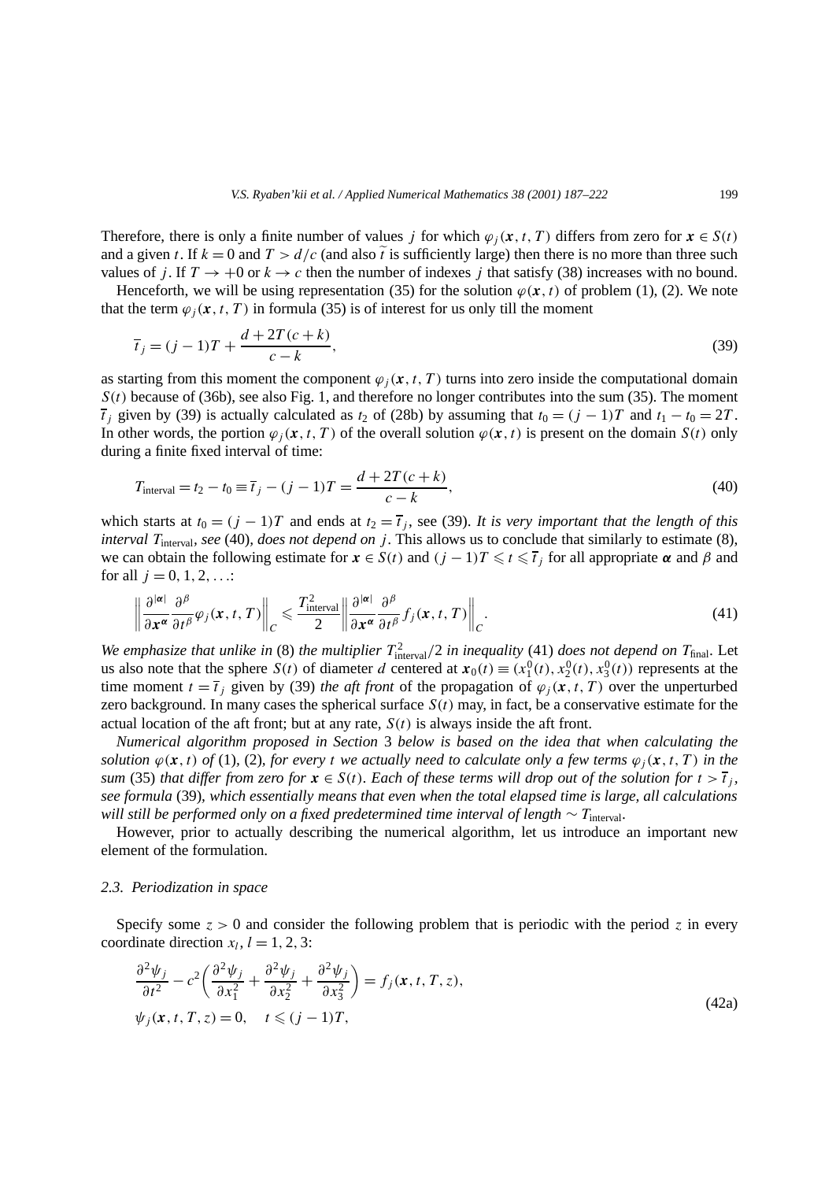Therefore, there is only a finite number of values $j$ for which $\varphi_j(\boldsymbol{x}, t, T)$ differs from zero for $\boldsymbol{x} \in S(t)$ and a given $t$. If $k = 0$ and $T > d/c$ (and also $\widetilde{t}$ is sufficiently large) then there is no more than three such values of $j$. If $T \to +0$ or $k \to c$ then the number of indexes $j$ that satisfy (38) increases with no bound.

Henceforth, we will be using representation (35) for the solution $\varphi(\boldsymbol{x}, t)$ of problem (1), (2). We note that the term $\varphi_j(\boldsymbol{x}, t, T)$ in formula (35) is of interest for us only till the moment

$$\overline{t}_j = (j-1)T + \frac{d + 2T(c+k)}{c-k}, \tag{39}$$

as starting from this moment the component $\varphi_j(\boldsymbol{x}, t, T)$ turns into zero inside the computational domain $S(t)$ because of (36b), see also Fig. 1, and therefore no longer contributes into the sum (35). The moment $\overline{t}_j$ given by (39) is actually calculated as $t_2$ of (28b) by assuming that $t_0 = (j-1)T$ and $t_1 - t_0 = 2T$. In other words, the portion $\varphi_j(\boldsymbol{x}, t, T)$ of the overall solution $\varphi(\boldsymbol{x}, t)$ is present on the domain $S(t)$ only during a finite fixed interval of time:

$$T_{\text{interval}} = t_2 - t_0 \equiv \overline{t}_j - (j-1)T = \frac{d + 2T(c+k)}{c-k}, \tag{40}$$

which starts at $t_0 = (j-1)T$ and ends at $t_2 = \overline{t}_j$, see (39). *It is very important that the length of this interval* $T_{\text{interval}}$, *see* (40), *does not depend on* $j$. This allows us to conclude that similarly to estimate (8), we can obtain the following estimate for $\boldsymbol{x} \in S(t)$ and $(j-1)T \leqslant t \leqslant \overline{t}_j$ for all appropriate $\boldsymbol{\alpha}$ and $\beta$ and for all $j = 0, 1, 2, \ldots$:

$$\left\| \frac{\partial^{|\boldsymbol{\alpha}|}}{\partial \boldsymbol{x}^{\boldsymbol{\alpha}}} \frac{\partial^{\beta}}{\partial t^{\beta}} \varphi_j(\boldsymbol{x}, t, T) \right\|_C \leqslant \frac{T_{\text{interval}}^2}{2} \left\| \frac{\partial^{|\boldsymbol{\alpha}|}}{\partial \boldsymbol{x}^{\boldsymbol{\alpha}}} \frac{\partial^{\beta}}{\partial t^{\beta}} f_j(\boldsymbol{x}, t, T) \right\|_C. \tag{41}$$

*We emphasize that unlike in* (8) *the multiplier* $T_{\text{interval}}^2/2$ *in inequality* (41) *does not depend on* $T_{\text{final}}$. Let us also note that the sphere $S(t)$ of diameter $d$ centered at $\boldsymbol{x}_0(t) \equiv (x_1^0(t), x_2^0(t), x_3^0(t))$ represents at the time moment $t = \overline{t}_j$ given by (39) *the aft front* of the propagation of $\varphi_j(\boldsymbol{x}, t, T)$ over the unperturbed zero background. In many cases the spherical surface $S(t)$ may, in fact, be a conservative estimate for the actual location of the aft front; but at any rate, $S(t)$ is always inside the aft front.

*Numerical algorithm proposed in Section* 3 *below is based on the idea that when calculating the solution* $\varphi(\boldsymbol{x}, t)$ *of* (1), (2), *for every* $t$ *we actually need to calculate only a few terms* $\varphi_j(\boldsymbol{x}, t, T)$ *in the sum* (35) *that differ from zero for* $\boldsymbol{x} \in S(t)$. *Each of these terms will drop out of the solution for* $t > \overline{t}_j$, *see formula* (39), *which essentially means that even when the total elapsed time is large, all calculations will still be performed only on a fixed predetermined time interval of length* $\sim T_{\text{interval}}$.

However, prior to actually describing the numerical algorithm, let us introduce an important new element of the formulation.

### *2.3. Periodization in space*

Specify some $z > 0$ and consider the following problem that is periodic with the period $z$ in every coordinate direction $x_l$, $l = 1, 2, 3$:

$$\begin{aligned}
&\frac{\partial^2 \psi_j}{\partial t^2} - c^2\left(\frac{\partial^2 \psi_j}{\partial x_1^2} + \frac{\partial^2 \psi_j}{\partial x_2^2} + \frac{\partial^2 \psi_j}{\partial x_3^2}\right) = f_j(\boldsymbol{x}, t, T, z), \\
&\psi_j(\boldsymbol{x}, t, T, z) = 0, \quad t \leqslant (j-1)T,
\end{aligned} \tag{42a}$$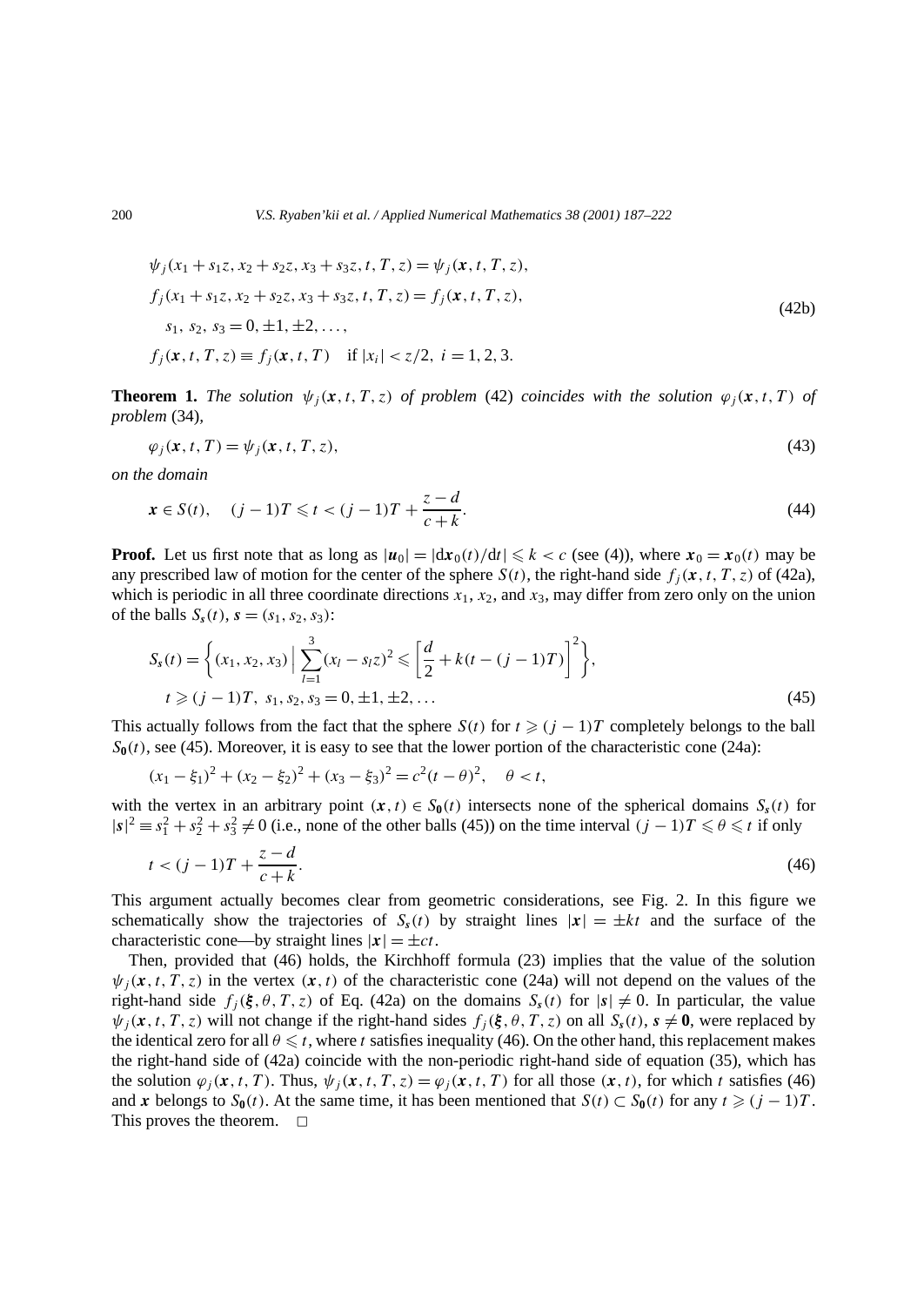$$
\begin{aligned}
&\psi_j(x_1+s_1z, x_2+s_2z, x_3+s_3z, t, T, z) = \psi_j(\boldsymbol{x}, t, T, z),\\
&f_j(x_1+s_1z, x_2+s_2z, x_3+s_3z, t, T, z) = f_j(\boldsymbol{x}, t, T, z),\\
&\quad s_1,\ s_2,\ s_3 = 0, \pm 1, \pm 2, \ldots,\\
&f_j(\boldsymbol{x}, t, T, z) \equiv f_j(\boldsymbol{x}, t, T) \quad \text{if } |x_i| < z/2,\ i = 1, 2, 3.
\end{aligned}
\tag{42b}
$$

**Theorem 1.** *The solution $\psi_j(\boldsymbol{x}, t, T, z)$ of problem* (42) *coincides with the solution $\varphi_j(\boldsymbol{x}, t, T)$ of problem* (34)*,*

$$
\varphi_j(\boldsymbol{x}, t, T) = \psi_j(\boldsymbol{x}, t, T, z), \tag{43}
$$

*on the domain*

$$
\boldsymbol{x} \in S(t), \quad (j-1)T \leqslant t < (j-1)T + \frac{z-d}{c+k}. \tag{44}
$$

**Proof.** Let us first note that as long as $|\boldsymbol{u}_0| = |\mathrm{d}\boldsymbol{x}_0(t)/\mathrm{d}t| \leqslant k < c$ (see (4)), where $\boldsymbol{x}_0 = \boldsymbol{x}_0(t)$ may be any prescribed law of motion for the center of the sphere $S(t)$, the right-hand side $f_j(\boldsymbol{x}, t, T, z)$ of (42a), which is periodic in all three coordinate directions $x_1$, $x_2$, and $x_3$, may differ from zero only on the union of the balls $S_{\boldsymbol{s}}(t)$, $\boldsymbol{s} = (s_1, s_2, s_3)$:

$$
\begin{aligned}
&S_{\boldsymbol{s}}(t) = \left\{ (x_1, x_2, x_3) \,\Big|\, \sum_{l=1}^{3} (x_l - s_l z)^2 \leqslant \left[\frac{d}{2} + k\big(t - (j-1)T\big)\right]^2 \right\},\\
&\quad t \geqslant (j-1)T,\ s_1, s_2, s_3 = 0, \pm 1, \pm 2, \ldots
\end{aligned}
\tag{45}
$$

This actually follows from the fact that the sphere $S(t)$ for $t \geqslant (j-1)T$ completely belongs to the ball $S_{\mathbf{0}}(t)$, see (45). Moreover, it is easy to see that the lower portion of the characteristic cone (24a):

$$
(x_1 - \xi_1)^2 + (x_2 - \xi_2)^2 + (x_3 - \xi_3)^2 = c^2(t-\theta)^2, \quad \theta < t,
$$

with the vertex in an arbitrary point $(\boldsymbol{x}, t) \in S_{\mathbf{0}}(t)$ intersects none of the spherical domains $S_{\boldsymbol{s}}(t)$ for $|\boldsymbol{s}|^2 \equiv s_1^2 + s_2^2 + s_3^2 \neq 0$ (i.e., none of the other balls (45)) on the time interval $(j-1)T \leqslant \theta \leqslant t$ if only

$$
t < (j-1)T + \frac{z-d}{c+k}. \tag{46}
$$

This argument actually becomes clear from geometric considerations, see Fig. 2. In this figure we schematically show the trajectories of $S_{\boldsymbol{s}}(t)$ by straight lines $|\boldsymbol{x}| = \pm kt$ and the surface of the characteristic cone—by straight lines $|\boldsymbol{x}| = \pm ct$.

Then, provided that (46) holds, the Kirchhoff formula (23) implies that the value of the solution $\psi_j(\boldsymbol{x}, t, T, z)$ in the vertex $(\boldsymbol{x}, t)$ of the characteristic cone (24a) will not depend on the values of the right-hand side $f_j(\boldsymbol{\xi}, \theta, T, z)$ of Eq. (42a) on the domains $S_{\boldsymbol{s}}(t)$ for $|\boldsymbol{s}| \neq 0$. In particular, the value $\psi_j(\boldsymbol{x}, t, T, z)$ will not change if the right-hand sides $f_j(\boldsymbol{\xi}, \theta, T, z)$ on all $S_{\boldsymbol{s}}(t)$, $\boldsymbol{s} \neq \mathbf{0}$, were replaced by the identical zero for all $\theta \leqslant t$, where $t$ satisfies inequality (46). On the other hand, this replacement makes the right-hand side of (42a) coincide with the non-periodic right-hand side of equation (35), which has the solution $\varphi_j(\boldsymbol{x}, t, T)$. Thus, $\psi_j(\boldsymbol{x}, t, T, z) = \varphi_j(\boldsymbol{x}, t, T)$ for all those $(\boldsymbol{x}, t)$, for which $t$ satisfies (46) and $\boldsymbol{x}$ belongs to $S_{\mathbf{0}}(t)$. At the same time, it has been mentioned that $S(t) \subset S_{\mathbf{0}}(t)$ for any $t \geqslant (j-1)T$. This proves the theorem. $\square$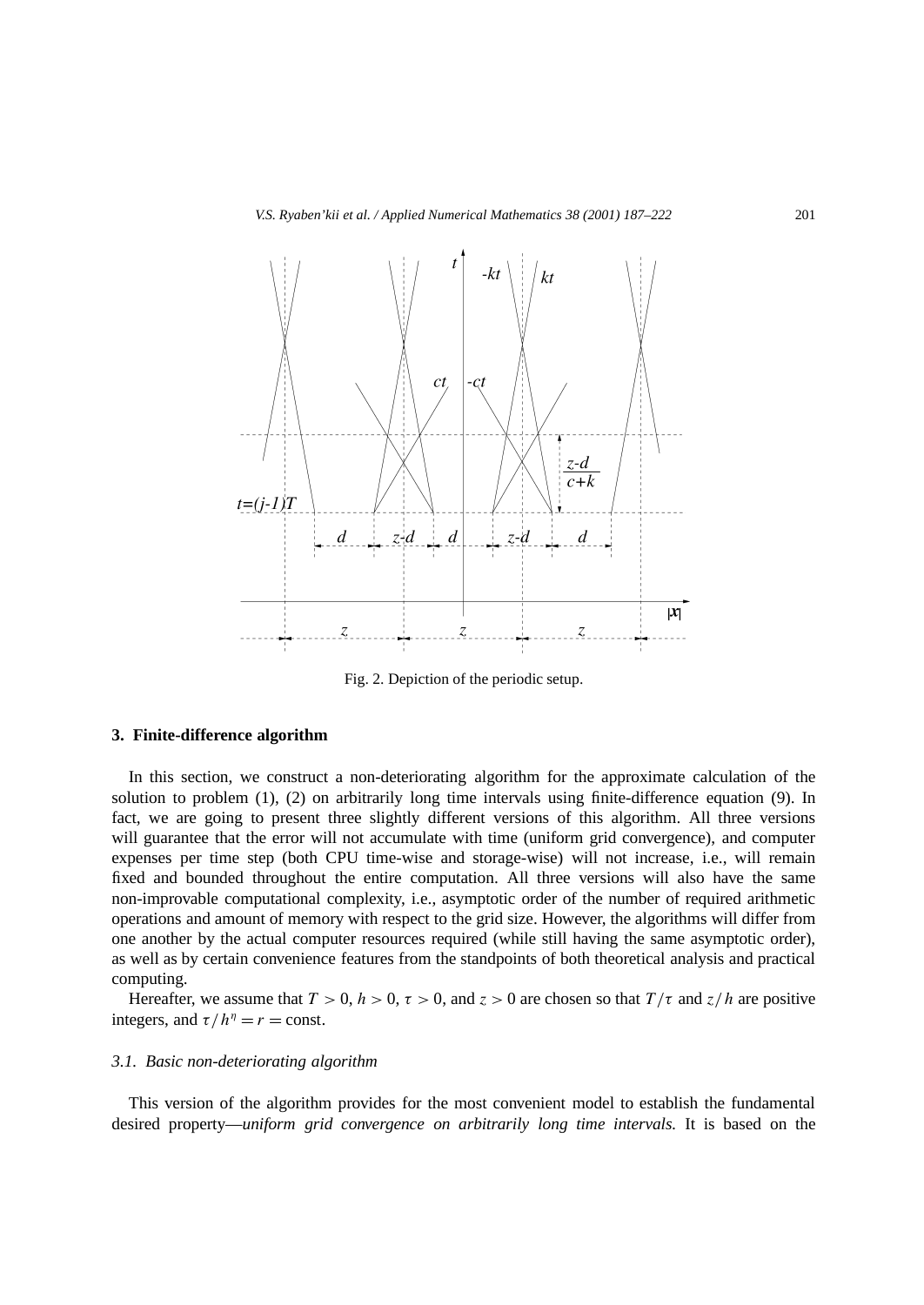Fig. 2. Depiction of the periodic setup.

## 3. Finite-difference algorithm

In this section, we construct a non-deteriorating algorithm for the approximate calculation of the solution to problem (1), (2) on arbitrarily long time intervals using finite-difference equation (9). In fact, we are going to present three slightly different versions of this algorithm. All three versions will guarantee that the error will not accumulate with time (uniform grid convergence), and computer expenses per time step (both CPU time-wise and storage-wise) will not increase, i.e., will remain fixed and bounded throughout the entire computation. All three versions will also have the same non-improvable computational complexity, i.e., asymptotic order of the number of required arithmetic operations and amount of memory with respect to the grid size. However, the algorithms will differ from one another by the actual computer resources required (while still having the same asymptotic order), as well as by certain convenience features from the standpoints of both theoretical analysis and practical computing.

Hereafter, we assume that $T > 0$, $h > 0$, $\tau > 0$, and $z > 0$ are chosen so that $T/\tau$ and $z/h$ are positive integers, and $\tau/h^\eta = r = \text{const}$.

### 3.1. Basic non-deteriorating algorithm

This version of the algorithm provides for the most convenient model to establish the fundamental desired property—*uniform grid convergence on arbitrarily long time intervals.* It is based on the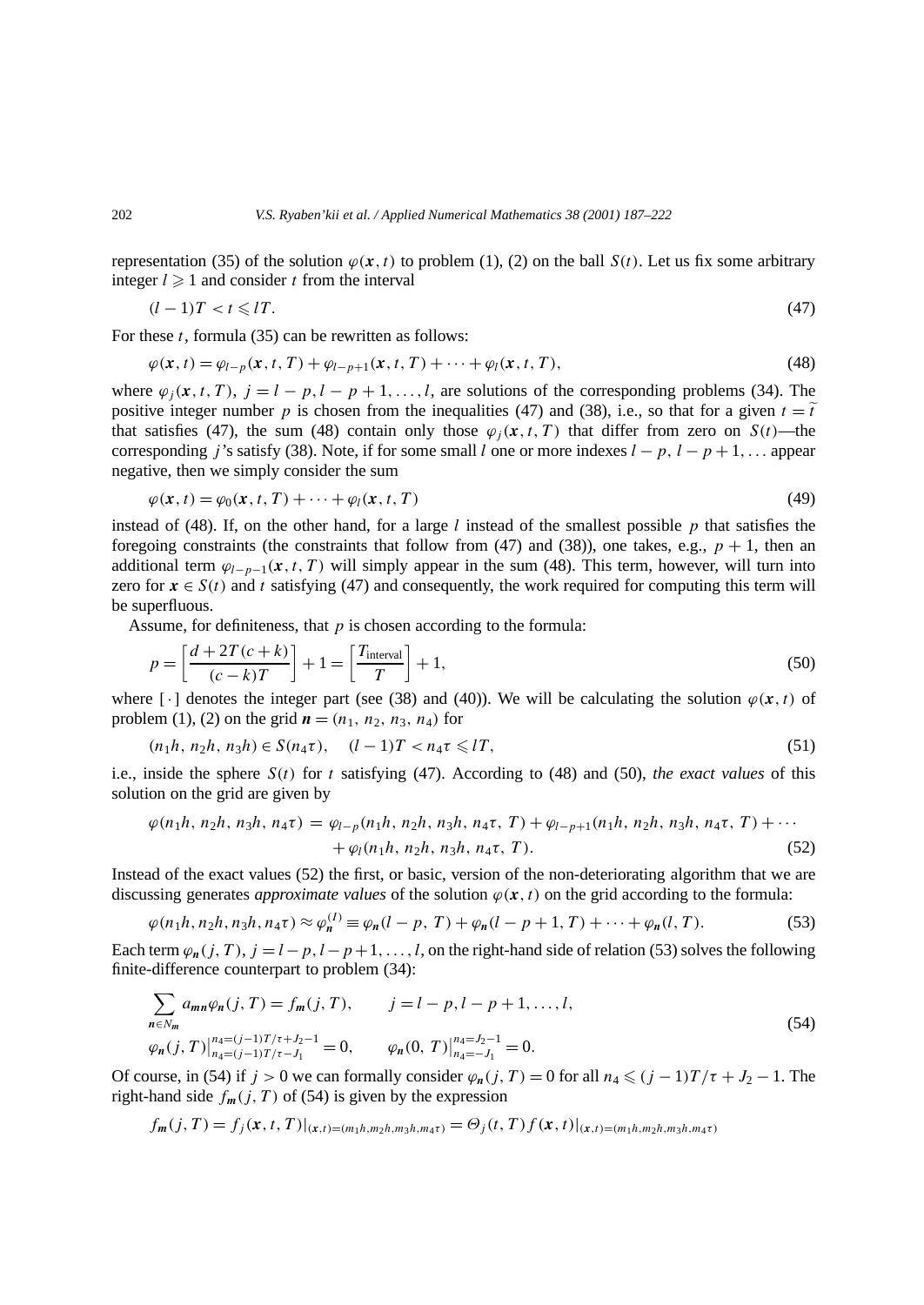representation (35) of the solution $\varphi(\boldsymbol{x}, t)$ to problem (1), (2) on the ball $S(t)$. Let us fix some arbitrary integer $l \geqslant 1$ and consider $t$ from the interval

$$(l-1)T < t \leqslant lT. \tag{47}$$

For these $t$, formula (35) can be rewritten as follows:

$$\varphi(\boldsymbol{x}, t) = \varphi_{l-p}(\boldsymbol{x}, t, T) + \varphi_{l-p+1}(\boldsymbol{x}, t, T) + \cdots + \varphi_l(\boldsymbol{x}, t, T), \tag{48}$$

where $\varphi_j(\boldsymbol{x}, t, T)$, $j = l-p, l-p+1, \ldots, l$, are solutions of the corresponding problems (34). The positive integer number $p$ is chosen from the inequalities (47) and (38), i.e., so that for a given $t = \tilde{t}$ that satisfies (47), the sum (48) contain only those $\varphi_j(\boldsymbol{x}, t, T)$ that differ from zero on $S(t)$—the corresponding $j$'s satisfy (38). Note, if for some small $l$ one or more indexes $l-p$, $l-p+1, \ldots$ appear negative, then we simply consider the sum

$$\varphi(\boldsymbol{x}, t) = \varphi_0(\boldsymbol{x}, t, T) + \cdots + \varphi_l(\boldsymbol{x}, t, T) \tag{49}$$

instead of (48). If, on the other hand, for a large $l$ instead of the smallest possible $p$ that satisfies the foregoing constraints (the constraints that follow from (47) and (38)), one takes, e.g., $p+1$, then an additional term $\varphi_{l-p-1}(\boldsymbol{x}, t, T)$ will simply appear in the sum (48). This term, however, will turn into zero for $\boldsymbol{x} \in S(t)$ and $t$ satisfying (47) and consequently, the work required for computing this term will be superfluous.

Assume, for definiteness, that $p$ is chosen according to the formula:

$$p = \left[\frac{d + 2T(c+k)}{(c-k)T}\right] + 1 = \left[\frac{T_{\text{interval}}}{T}\right] + 1, \tag{50}$$

where $[\cdot]$ denotes the integer part (see (38) and (40)). We will be calculating the solution $\varphi(\boldsymbol{x}, t)$ of problem (1), (2) on the grid $\boldsymbol{n} = (n_1, n_2, n_3, n_4)$ for

$$(n_1 h, n_2 h, n_3 h) \in S(n_4 \tau), \quad (l-1)T < n_4 \tau \leqslant lT, \tag{51}$$

i.e., inside the sphere $S(t)$ for $t$ satisfying (47). According to (48) and (50), *the exact values* of this solution on the grid are given by

$$\begin{aligned}\varphi(n_1 h, n_2 h, n_3 h, n_4 \tau) = {} & \varphi_{l-p}(n_1 h, n_2 h, n_3 h, n_4 \tau, T) + \varphi_{l-p+1}(n_1 h, n_2 h, n_3 h, n_4 \tau, T) + \cdots \\ & + \varphi_l(n_1 h, n_2 h, n_3 h, n_4 \tau, T).\end{aligned} \tag{52}$$

Instead of the exact values (52) the first, or basic, version of the non-deteriorating algorithm that we are discussing generates *approximate values* of the solution $\varphi(\boldsymbol{x}, t)$ on the grid according to the formula:

$$\varphi(n_1 h, n_2 h, n_3 h, n_4 \tau) \approx \varphi_{\boldsymbol{n}}^{(l)} \equiv \varphi_{\boldsymbol{n}}(l-p, T) + \varphi_{\boldsymbol{n}}(l-p+1, T) + \cdots + \varphi_{\boldsymbol{n}}(l, T). \tag{53}$$

Each term $\varphi_{\boldsymbol{n}}(j, T)$, $j = l-p, l-p+1, \ldots, l$, on the right-hand side of relation (53) solves the following finite-difference counterpart to problem (34):

$$\begin{aligned} & \sum_{\boldsymbol{n} \in N_{\boldsymbol{m}}} a_{\boldsymbol{mn}} \varphi_{\boldsymbol{n}}(j, T) = f_{\boldsymbol{m}}(j, T), \qquad j = l-p, l-p+1, \ldots, l, \\ & \varphi_{\boldsymbol{n}}(j, T)\Big|_{n_4 = (j-1)T/\tau - J_1}^{n_4 = (j-1)T/\tau + J_2 - 1} = 0, \qquad \varphi_{\boldsymbol{n}}(0, T)\Big|_{n_4 = -J_1}^{n_4 = J_2 - 1} = 0. \end{aligned} \tag{54}$$

Of course, in (54) if $j > 0$ we can formally consider $\varphi_{\boldsymbol{n}}(j, T) = 0$ for all $n_4 \leqslant (j-1)T/\tau + J_2 - 1$. The right-hand side $f_{\boldsymbol{m}}(j, T)$ of (54) is given by the expression

$$f_{\boldsymbol{m}}(j, T) = f_j(\boldsymbol{x}, t, T)|_{(\boldsymbol{x}, t) = (m_1 h, m_2 h, m_3 h, m_4 \tau)} = \Theta_j(t, T) f(\boldsymbol{x}, t)|_{(\boldsymbol{x}, t) = (m_1 h, m_2 h, m_3 h, m_4 \tau)}$$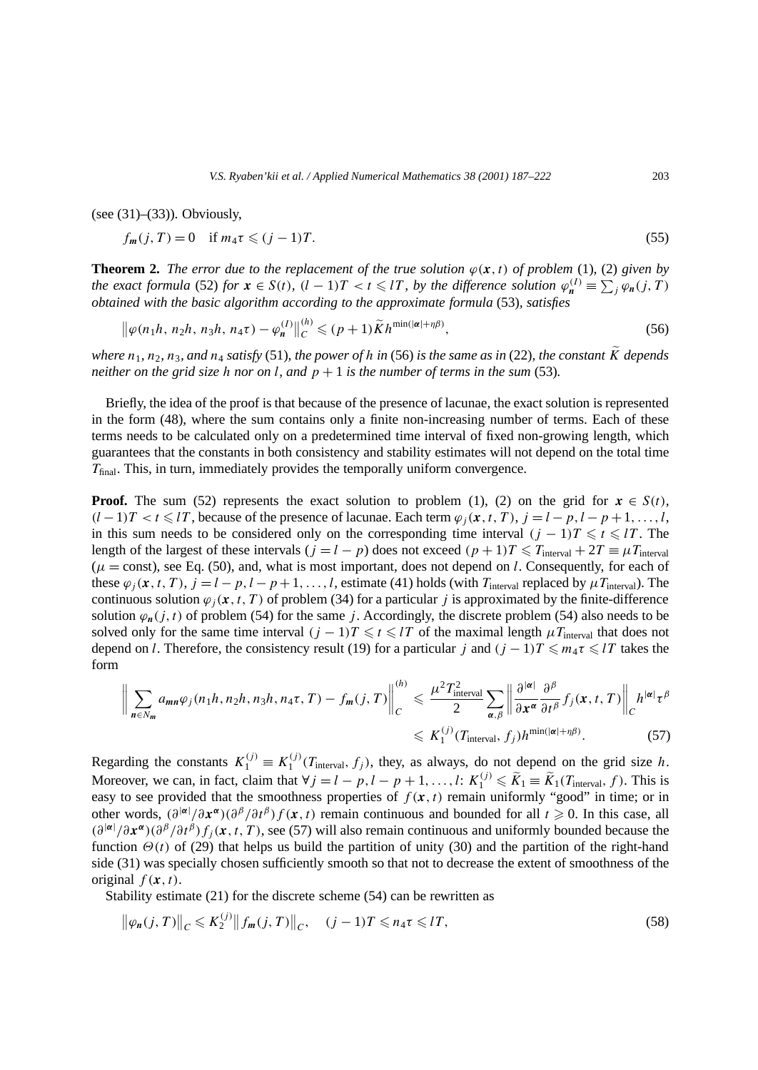(see (31)–(33)). Obviously,

$$f_{\boldsymbol{m}}(j,T)=0 \quad \text{if } m_4\tau \leqslant (j-1)T. \tag{55}$$

**Theorem 2.** *The error due to the replacement of the true solution $\varphi(\boldsymbol{x},t)$ of problem* (1), (2) *given by the exact formula* (52) *for $\boldsymbol{x}\in S(t)$, $(l-1)T<t\leqslant lT$, by the difference solution $\varphi_{\boldsymbol{n}}^{(I)}\equiv\sum_j \varphi_{\boldsymbol{n}}(j,T)$ obtained with the basic algorithm according to the approximate formula* (53), *satisfies*

$$\left\|\varphi(n_1h,\, n_2h,\, n_3h,\, n_4\tau)-\varphi_{\boldsymbol{n}}^{(I)}\right\|_C^{(h)}\leqslant (p+1)\widetilde{K}h^{\min(|\boldsymbol{\alpha}|+\eta\beta)}, \tag{56}$$

*where $n_1$, $n_2$, $n_3$, and $n_4$ satisfy* (51), *the power of $h$ in* (56) *is the same as in* (22), *the constant $\widetilde{K}$ depends neither on the grid size $h$ nor on $l$, and $p+1$ is the number of terms in the sum* (53).

Briefly, the idea of the proof is that because of the presence of lacunae, the exact solution is represented in the form (48), where the sum contains only a finite non-increasing number of terms. Each of these terms needs to be calculated only on a predetermined time interval of fixed non-growing length, which guarantees that the constants in both consistency and stability estimates will not depend on the total time $T_{\text{final}}$. This, in turn, immediately provides the temporally uniform convergence.

**Proof.** The sum (52) represents the exact solution to problem (1), (2) on the grid for $\boldsymbol{x}\in S(t)$, $(l-1)T<t\leqslant lT$, because of the presence of lacunae. Each term $\varphi_j(\boldsymbol{x},t,T)$, $j=l-p,l-p+1,\ldots,l$, in this sum needs to be considered only on the corresponding time interval $(j-1)T\leqslant t\leqslant lT$. The length of the largest of these intervals ($j=l-p$) does not exceed $(p+1)T\leqslant T_{\text{interval}}+2T\equiv \mu T_{\text{interval}}$ ($\mu=\text{const}$), see Eq. (50), and, what is most important, does not depend on $l$. Consequently, for each of these $\varphi_j(\boldsymbol{x},t,T)$, $j=l-p,l-p+1,\ldots,l$, estimate (41) holds (with $T_{\text{interval}}$ replaced by $\mu T_{\text{interval}}$). The continuous solution $\varphi_j(\boldsymbol{x},t,T)$ of problem (34) for a particular $j$ is approximated by the finite-difference solution $\varphi_{\boldsymbol{n}}(j,t)$ of problem (54) for the same $j$. Accordingly, the discrete problem (54) also needs to be solved only for the same time interval $(j-1)T\leqslant t\leqslant lT$ of the maximal length $\mu T_{\text{interval}}$ that does not depend on $l$. Therefore, the consistency result (19) for a particular $j$ and $(j-1)T\leqslant m_4\tau\leqslant lT$ takes the form

$$\begin{aligned}\left\|\sum_{\boldsymbol{n}\in N_{\boldsymbol{m}}} a_{\boldsymbol{mn}}\varphi_j(n_1h,n_2h,n_3h,n_4\tau,T)-f_{\boldsymbol{m}}(j,T)\right\|_C^{(h)} &\leqslant \frac{\mu^2T_{\text{interval}}^2}{2}\sum_{\boldsymbol{\alpha},\beta}\left\|\frac{\partial^{|\boldsymbol{\alpha}|}}{\partial\boldsymbol{x}^{\boldsymbol{\alpha}}}\frac{\partial^\beta}{\partial t^\beta}f_j(\boldsymbol{x},t,T)\right\|_C h^{|\boldsymbol{\alpha}|}\tau^\beta\\ &\leqslant K_1^{(j)}(T_{\text{interval}},f_j)h^{\min(|\boldsymbol{\alpha}|+\eta\beta)}.\end{aligned} \tag{57}$$

Regarding the constants $K_1^{(j)}\equiv K_1^{(j)}(T_{\text{interval}},f_j)$, they, as always, do not depend on the grid size $h$. Moreover, we can, in fact, claim that $\forall j=l-p,l-p+1,\ldots,l$: $K_1^{(j)}\leqslant\widetilde{K}_1\equiv\widetilde{K}_1(T_{\text{interval}},f)$. This is easy to see provided that the smoothness properties of $f(\boldsymbol{x},t)$ remain uniformly "good" in time; or in other words, $(\partial^{|\boldsymbol{\alpha}|}/\partial\boldsymbol{x}^{\boldsymbol{\alpha}})(\partial^\beta/\partial t^\beta)f(\boldsymbol{x},t)$ remain continuous and bounded for all $t\geqslant 0$. In this case, all $(\partial^{|\boldsymbol{\alpha}|}/\partial\boldsymbol{x}^{\boldsymbol{\alpha}})(\partial^\beta/\partial t^\beta)f_j(\boldsymbol{x},t,T)$, see (57) will also remain continuous and uniformly bounded because the function $\Theta(t)$ of (29) that helps us build the partition of unity (30) and the partition of the right-hand side (31) was specially chosen sufficiently smooth so that not to decrease the extent of smoothness of the original $f(\boldsymbol{x},t)$.

Stability estimate (21) for the discrete scheme (54) can be rewritten as

$$\left\|\varphi_{\boldsymbol{n}}(j,T)\right\|_C\leqslant K_2^{(j)}\left\|f_{\boldsymbol{m}}(j,T)\right\|_C,\quad (j-1)T\leqslant n_4\tau\leqslant lT, \tag{58}$$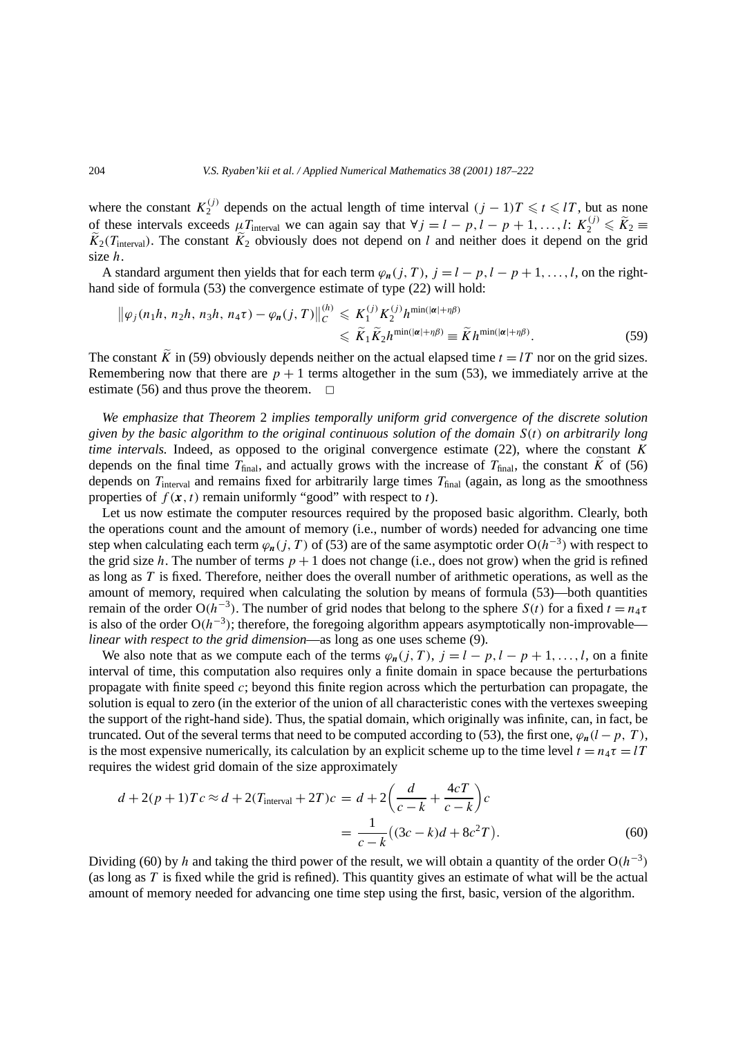where the constant $K_2^{(j)}$ depends on the actual length of time interval $(j-1)T \leqslant t \leqslant lT$, but as none of these intervals exceeds $\mu T_{\text{interval}}$ we can again say that $\forall j = l-p, l-p+1, \ldots, l$: $K_2^{(j)} \leqslant \widetilde{K}_2 \equiv \widetilde{K}_2(T_{\text{interval}})$. The constant $\widetilde{K}_2$ obviously does not depend on $l$ and neither does it depend on the grid size $h$.

A standard argument then yields that for each term $\varphi_{\boldsymbol{n}}(j,T)$, $j = l-p, l-p+1, \ldots, l$, on the right-hand side of formula (53) the convergence estimate of type (22) will hold:

$$
\begin{aligned}
\left\| \varphi_j(n_1 h, n_2 h, n_3 h, n_4 \tau) - \varphi_{\boldsymbol{n}}(j,T) \right\|_C^{(h)} &\leqslant K_1^{(j)} K_2^{(j)} h^{\min(|\boldsymbol{\alpha}|+\eta\beta)} \\
&\leqslant \widetilde{K}_1 \widetilde{K}_2 h^{\min(|\boldsymbol{\alpha}|+\eta\beta)} \equiv \widetilde{K} h^{\min(|\boldsymbol{\alpha}|+\eta\beta)}.
\end{aligned} \tag{59}
$$

The constant $\widetilde{K}$ in (59) obviously depends neither on the actual elapsed time $t = lT$ nor on the grid sizes. Remembering now that there are $p+1$ terms altogether in the sum (53), we immediately arrive at the estimate (56) and thus prove the theorem. $\square$

*We emphasize that Theorem* 2 *implies temporally uniform grid convergence of the discrete solution given by the basic algorithm to the original continuous solution of the domain $S(t)$ on arbitrarily long time intervals.* Indeed, as opposed to the original convergence estimate (22), where the constant $K$ depends on the final time $T_{\text{final}}$, and actually grows with the increase of $T_{\text{final}}$, the constant $\widetilde{K}$ of (56) depends on $T_{\text{interval}}$ and remains fixed for arbitrarily large times $T_{\text{final}}$ (again, as long as the smoothness properties of $f(\boldsymbol{x},t)$ remain uniformly "good" with respect to $t$).

Let us now estimate the computer resources required by the proposed basic algorithm. Clearly, both the operations count and the amount of memory (i.e., number of words) needed for advancing one time step when calculating each term $\varphi_{\boldsymbol{n}}(j,T)$ of (53) are of the same asymptotic order $\mathrm{O}(h^{-3})$ with respect to the grid size $h$. The number of terms $p+1$ does not change (i.e., does not grow) when the grid is refined as long as $T$ is fixed. Therefore, neither does the overall number of arithmetic operations, as well as the amount of memory, required when calculating the solution by means of formula (53)—both quantities remain of the order $\mathrm{O}(h^{-3})$. The number of grid nodes that belong to the sphere $S(t)$ for a fixed $t = n_4\tau$ is also of the order $\mathrm{O}(h^{-3})$; therefore, the foregoing algorithm appears asymptotically non-improvable—*linear with respect to the grid dimension*—as long as one uses scheme (9).

We also note that as we compute each of the terms $\varphi_{\boldsymbol{n}}(j,T)$, $j = l-p, l-p+1, \ldots, l$, on a finite interval of time, this computation also requires only a finite domain in space because the perturbations propagate with finite speed $c$; beyond this finite region across which the perturbation can propagate, the solution is equal to zero (in the exterior of the union of all characteristic cones with the vertexes sweeping the support of the right-hand side). Thus, the spatial domain, which originally was infinite, can, in fact, be truncated. Out of the several terms that need to be computed according to (53), the first one, $\varphi_{\boldsymbol{n}}(l-p,T)$, is the most expensive numerically, its calculation by an explicit scheme up to the time level $t = n_4\tau = lT$ requires the widest grid domain of the size approximately

$$
\begin{aligned}
d + 2(p+1)Tc \approx d + 2(T_{\text{interval}} + 2T)c &= d + 2\left(\frac{d}{c-k} + \frac{4cT}{c-k}\right)c \\
&= \frac{1}{c-k}\left((3c-k)d + 8c^2T\right).
\end{aligned} \tag{60}
$$

Dividing (60) by $h$ and taking the third power of the result, we will obtain a quantity of the order $\mathrm{O}(h^{-3})$ (as long as $T$ is fixed while the grid is refined). This quantity gives an estimate of what will be the actual amount of memory needed for advancing one time step using the first, basic, version of the algorithm.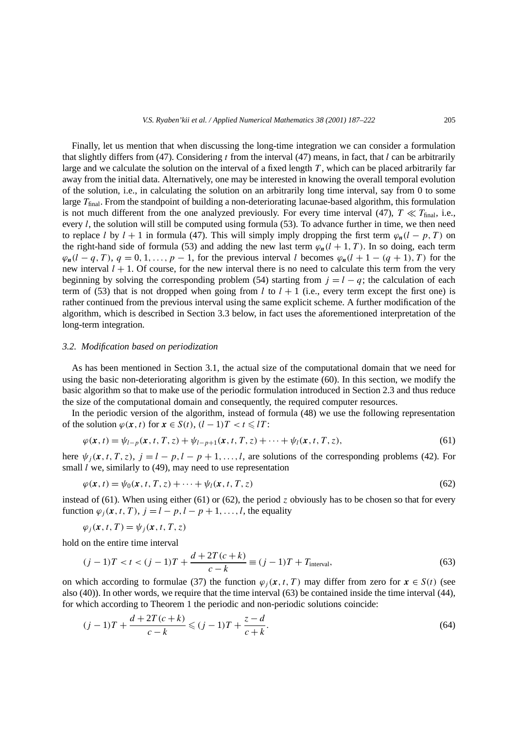Finally, let us mention that when discussing the long-time integration we can consider a formulation that slightly differs from (47). Considering $t$ from the interval (47) means, in fact, that $l$ can be arbitrarily large and we calculate the solution on the interval of a fixed length $T$, which can be placed arbitrarily far away from the initial data. Alternatively, one may be interested in knowing the overall temporal evolution of the solution, i.e., in calculating the solution on an arbitrarily long time interval, say from 0 to some large $T_{\text{final}}$. From the standpoint of building a non-deteriorating lacunae-based algorithm, this formulation is not much different from the one analyzed previously. For every time interval (47), $T \ll T_{\text{final}}$, i.e., every $l$, the solution will still be computed using formula (53). To advance further in time, we then need to replace $l$ by $l+1$ in formula (47). This will simply imply dropping the first term $\varphi_{\boldsymbol{n}}(l-p, T)$ on the right-hand side of formula (53) and adding the new last term $\varphi_{\boldsymbol{n}}(l+1, T)$. In so doing, each term $\varphi_{\boldsymbol{n}}(l-q, T)$, $q = 0, 1, \dots, p-1$, for the previous interval $l$ becomes $\varphi_{\boldsymbol{n}}(l+1-(q+1), T)$ for the new interval $l+1$. Of course, for the new interval there is no need to calculate this term from the very beginning by solving the corresponding problem (54) starting from $j = l-q$; the calculation of each term of (53) that is not dropped when going from $l$ to $l+1$ (i.e., every term except the first one) is rather continued from the previous interval using the same explicit scheme. A further modification of the algorithm, which is described in Section 3.3 below, in fact uses the aforementioned interpretation of the long-term integration.

### *3.2. Modification based on periodization*

As has been mentioned in Section 3.1, the actual size of the computational domain that we need for using the basic non-deteriorating algorithm is given by the estimate (60). In this section, we modify the basic algorithm so that to make use of the periodic formulation introduced in Section 2.3 and thus reduce the size of the computational domain and consequently, the required computer resources.

In the periodic version of the algorithm, instead of formula (48) we use the following representation of the solution $\varphi(\boldsymbol{x}, t)$ for $\boldsymbol{x} \in S(t)$, $(l-1)T < t \leqslant lT$:

$$\varphi(\boldsymbol{x}, t) = \psi_{l-p}(\boldsymbol{x}, t, T, z) + \psi_{l-p+1}(\boldsymbol{x}, t, T, z) + \cdots + \psi_l(\boldsymbol{x}, t, T, z), \tag{61}$$

here $\psi_j(\boldsymbol{x}, t, T, z)$, $j = l-p, l-p+1, \dots, l$, are solutions of the corresponding problems (42). For small $l$ we, similarly to (49), may need to use representation

$$\varphi(\boldsymbol{x}, t) = \psi_0(\boldsymbol{x}, t, T, z) + \cdots + \psi_l(\boldsymbol{x}, t, T, z) \tag{62}$$

instead of (61). When using either (61) or (62), the period $z$ obviously has to be chosen so that for every function $\varphi_j(\boldsymbol{x}, t, T)$, $j = l-p, l-p+1, \dots, l$, the equality

$$\varphi_j(\boldsymbol{x}, t, T) = \psi_j(\boldsymbol{x}, t, T, z)$$

hold on the entire time interval

$$(j-1)T < t < (j-1)T + \frac{d + 2T(c+k)}{c-k} \equiv (j-1)T + T_{\text{interval}}, \tag{63}$$

on which according to formulae (37) the function $\varphi_j(\boldsymbol{x}, t, T)$ may differ from zero for $\boldsymbol{x} \in S(t)$ (see also (40)). In other words, we require that the time interval (63) be contained inside the time interval (44), for which according to Theorem 1 the periodic and non-periodic solutions coincide:

$$(j-1)T + \frac{d + 2T(c+k)}{c-k} \leqslant (j-1)T + \frac{z-d}{c+k}. \tag{64}$$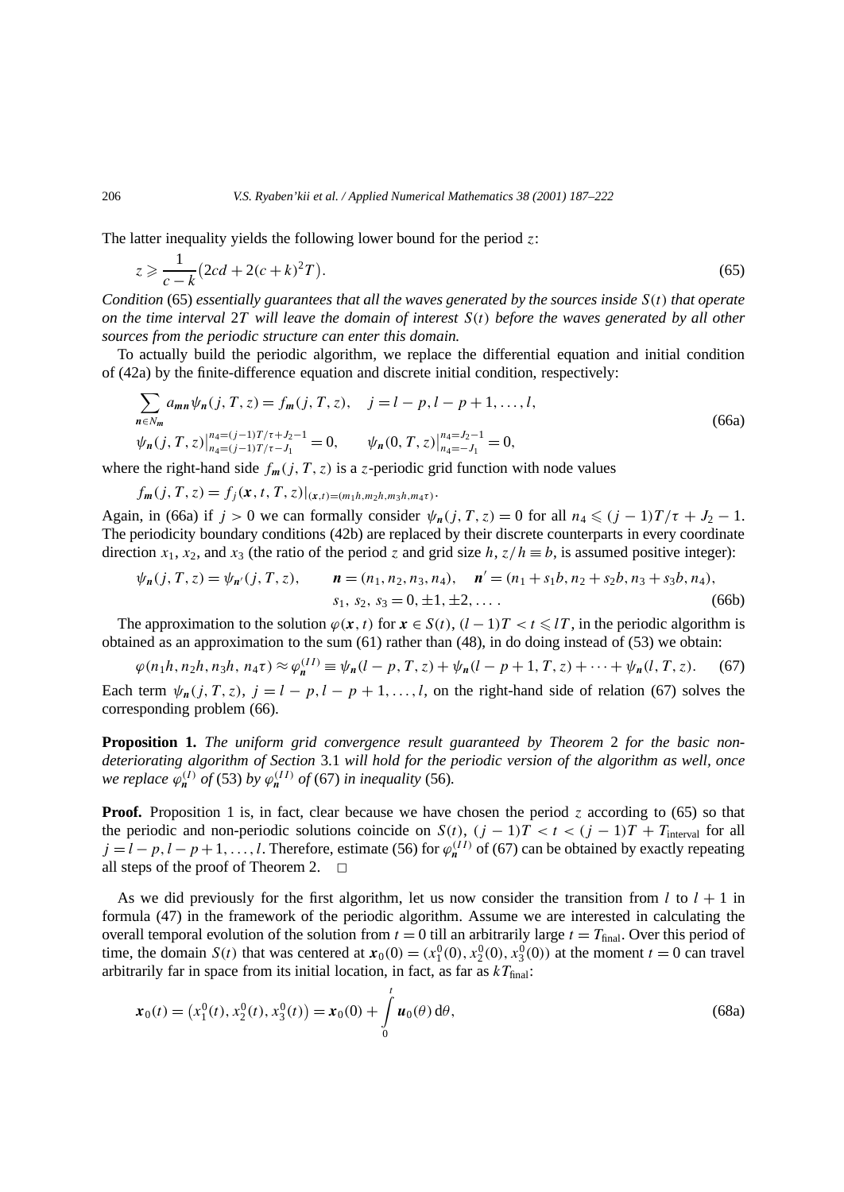The latter inequality yields the following lower bound for the period $z$:

$$z \geqslant \frac{1}{c-k}\big(2cd + 2(c+k)^2 T\big). \tag{65}$$

*Condition* (65) *essentially guarantees that all the waves generated by the sources inside $S(t)$ that operate on the time interval $2T$ will leave the domain of interest $S(t)$ before the waves generated by all other sources from the periodic structure can enter this domain.*

To actually build the periodic algorithm, we replace the differential equation and initial condition of (42a) by the finite-difference equation and discrete initial condition, respectively:

$$\begin{aligned}
&\sum_{\boldsymbol{n}\in N_{\boldsymbol{m}}} a_{\boldsymbol{mn}}\psi_{\boldsymbol{n}}(j,T,z) = f_{\boldsymbol{m}}(j,T,z), \quad j = l-p, l-p+1, \ldots, l,\\
&\psi_{\boldsymbol{n}}(j,T,z)\big|_{n_4=(j-1)T/\tau - J_1}^{n_4=(j-1)T/\tau + J_2 - 1} = 0, \qquad \psi_{\boldsymbol{n}}(0,T,z)\big|_{n_4=-J_1}^{n_4=J_2-1} = 0,
\end{aligned} \tag{66a}$$

where the right-hand side $f_{\boldsymbol{m}}(j,T,z)$ is a $z$-periodic grid function with node values

$$f_{\boldsymbol{m}}(j,T,z) = f_j(\boldsymbol{x},t,T,z)|_{(\boldsymbol{x},t)=(m_1h,m_2h,m_3h,m_4\tau)}.$$

Again, in (66a) if $j > 0$ we can formally consider $\psi_{\boldsymbol{n}}(j,T,z) = 0$ for all $n_4 \leqslant (j-1)T/\tau + J_2 - 1$. The periodicity boundary conditions (42b) are replaced by their discrete counterparts in every coordinate direction $x_1$, $x_2$, and $x_3$ (the ratio of the period $z$ and grid size $h$, $z/h \equiv b$, is assumed positive integer):

$$\begin{aligned}
\psi_{\boldsymbol{n}}(j,T,z) = \psi_{\boldsymbol{n}'}(j,T,z), \qquad &\boldsymbol{n} = (n_1,n_2,n_3,n_4), \quad \boldsymbol{n}' = (n_1+s_1b, n_2+s_2b, n_3+s_3b, n_4),\\
&s_1,\ s_2,\ s_3 = 0, \pm 1, \pm 2, \ldots.
\end{aligned} \tag{66b}$$

The approximation to the solution $\varphi(\boldsymbol{x},t)$ for $\boldsymbol{x}\in S(t)$, $(l-1)T < t \leqslant lT$, in the periodic algorithm is obtained as an approximation to the sum (61) rather than (48), in do doing instead of (53) we obtain:

$$\varphi(n_1h, n_2h, n_3h, n_4\tau) \approx \varphi_{\boldsymbol{n}}^{(II)} \equiv \psi_{\boldsymbol{n}}(l-p,T,z) + \psi_{\boldsymbol{n}}(l-p+1,T,z) + \cdots + \psi_{\boldsymbol{n}}(l,T,z). \tag{67}$$

Each term $\psi_{\boldsymbol{n}}(j,T,z)$, $j = l-p, l-p+1, \ldots, l$, on the right-hand side of relation (67) solves the corresponding problem (66).

**Proposition 1.** *The uniform grid convergence result guaranteed by Theorem* 2 *for the basic non-deteriorating algorithm of Section* 3.1 *will hold for the periodic version of the algorithm as well, once we replace $\varphi_{\boldsymbol{n}}^{(I)}$ of* (53) *by $\varphi_{\boldsymbol{n}}^{(II)}$ of* (67) *in inequality* (56).

**Proof.** Proposition 1 is, in fact, clear because we have chosen the period $z$ according to (65) so that the periodic and non-periodic solutions coincide on $S(t)$, $(j-1)T < t < (j-1)T + T_{\text{interval}}$ for all $j = l-p, l-p+1, \ldots, l$. Therefore, estimate (56) for $\varphi_{\boldsymbol{n}}^{(II)}$ of (67) can be obtained by exactly repeating all steps of the proof of Theorem 2. □

As we did previously for the first algorithm, let us now consider the transition from $l$ to $l+1$ in formula (47) in the framework of the periodic algorithm. Assume we are interested in calculating the overall temporal evolution of the solution from $t = 0$ till an arbitrarily large $t = T_{\text{final}}$. Over this period of time, the domain $S(t)$ that was centered at $\boldsymbol{x}_0(0) = (x_1^0(0), x_2^0(0), x_3^0(0))$ at the moment $t = 0$ can travel arbitrarily far in space from its initial location, in fact, as far as $kT_{\text{final}}$:

$$\boldsymbol{x}_0(t) = \big(x_1^0(t), x_2^0(t), x_3^0(t)\big) = \boldsymbol{x}_0(0) + \int_0^t \boldsymbol{u}_0(\theta)\,\mathrm{d}\theta, \tag{68a}$$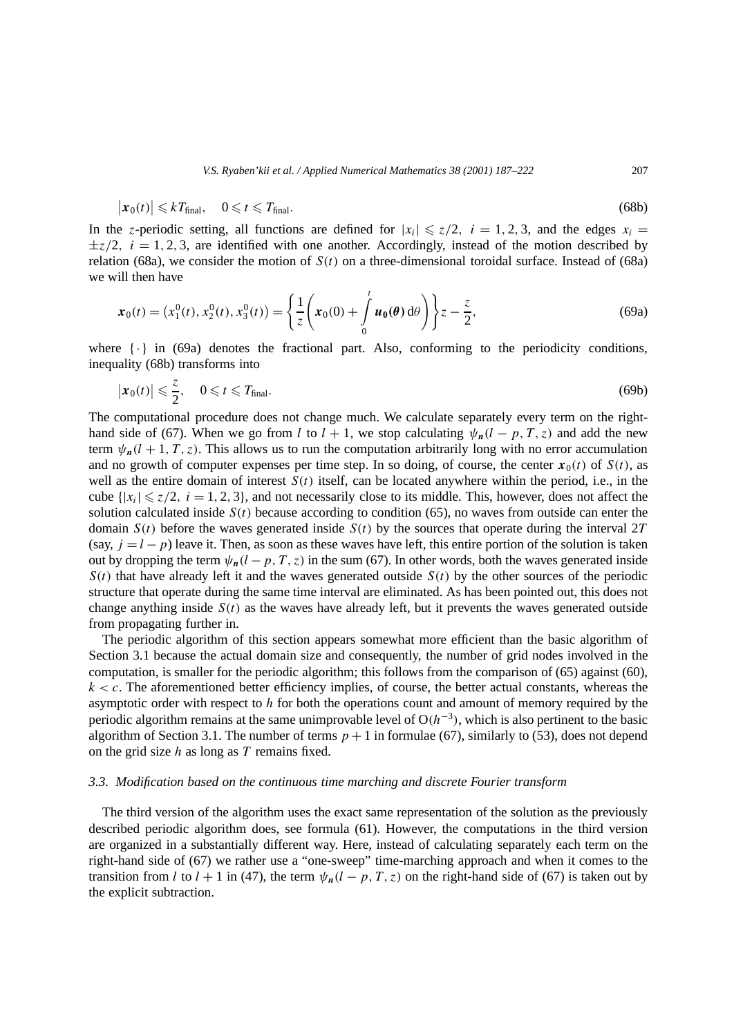$$\left|\boldsymbol{x}_0(t)\right| \leqslant kT_{\text{final}}, \quad 0 \leqslant t \leqslant T_{\text{final}}. \tag{68b}$$

In the $z$-periodic setting, all functions are defined for $|x_i| \leqslant z/2$, $i = 1, 2, 3$, and the edges $x_i = \pm z/2$, $i = 1, 2, 3$, are identified with one another. Accordingly, instead of the motion described by relation (68a), we consider the motion of $S(t)$ on a three-dimensional toroidal surface. Instead of (68a) we will then have

$$\boldsymbol{x}_0(t) = \left(x_1^0(t), x_2^0(t), x_3^0(t)\right) = \left\{\frac{1}{z}\left(\boldsymbol{x}_0(0) + \int_0^t \boldsymbol{u}_{\boldsymbol{0}}(\boldsymbol{\theta})\,\mathrm{d}\theta\right)\right\}z - \frac{z}{2}, \tag{69a}$$

where $\{\cdot\}$ in (69a) denotes the fractional part. Also, conforming to the periodicity conditions, inequality (68b) transforms into

$$\left|\boldsymbol{x}_0(t)\right| \leqslant \frac{z}{2}, \quad 0 \leqslant t \leqslant T_{\text{final}}. \tag{69b}$$

The computational procedure does not change much. We calculate separately every term on the right-hand side of (67). When we go from $l$ to $l+1$, we stop calculating $\psi_{\boldsymbol{n}}(l-p, T, z)$ and add the new term $\psi_{\boldsymbol{n}}(l+1, T, z)$. This allows us to run the computation arbitrarily long with no error accumulation and no growth of computer expenses per time step. In so doing, of course, the center $\boldsymbol{x}_0(t)$ of $S(t)$, as well as the entire domain of interest $S(t)$ itself, can be located anywhere within the period, i.e., in the cube $\{|x_i| \leqslant z/2,\ i = 1, 2, 3\}$, and not necessarily close to its middle. This, however, does not affect the solution calculated inside $S(t)$ because according to condition (65), no waves from outside can enter the domain $S(t)$ before the waves generated inside $S(t)$ by the sources that operate during the interval $2T$ (say, $j = l - p$) leave it. Then, as soon as these waves have left, this entire portion of the solution is taken out by dropping the term $\psi_{\boldsymbol{n}}(l-p, T, z)$ in the sum (67). In other words, both the waves generated inside $S(t)$ that have already left it and the waves generated outside $S(t)$ by the other sources of the periodic structure that operate during the same time interval are eliminated. As has been pointed out, this does not change anything inside $S(t)$ as the waves have already left, but it prevents the waves generated outside from propagating further in.

The periodic algorithm of this section appears somewhat more efficient than the basic algorithm of Section 3.1 because the actual domain size and consequently, the number of grid nodes involved in the computation, is smaller for the periodic algorithm; this follows from the comparison of (65) against (60), $k < c$. The aforementioned better efficiency implies, of course, the better actual constants, whereas the asymptotic order with respect to $h$ for both the operations count and amount of memory required by the periodic algorithm remains at the same unimprovable level of $\mathrm{O}(h^{-3})$, which is also pertinent to the basic algorithm of Section 3.1. The number of terms $p+1$ in formulae (67), similarly to (53), does not depend on the grid size $h$ as long as $T$ remains fixed.

### 3.3. Modification based on the continuous time marching and discrete Fourier transform

The third version of the algorithm uses the exact same representation of the solution as the previously described periodic algorithm does, see formula (61). However, the computations in the third version are organized in a substantially different way. Here, instead of calculating separately each term on the right-hand side of (67) we rather use a "one-sweep" time-marching approach and when it comes to the transition from $l$ to $l+1$ in (47), the term $\psi_{\boldsymbol{n}}(l-p, T, z)$ on the right-hand side of (67) is taken out by the explicit subtraction.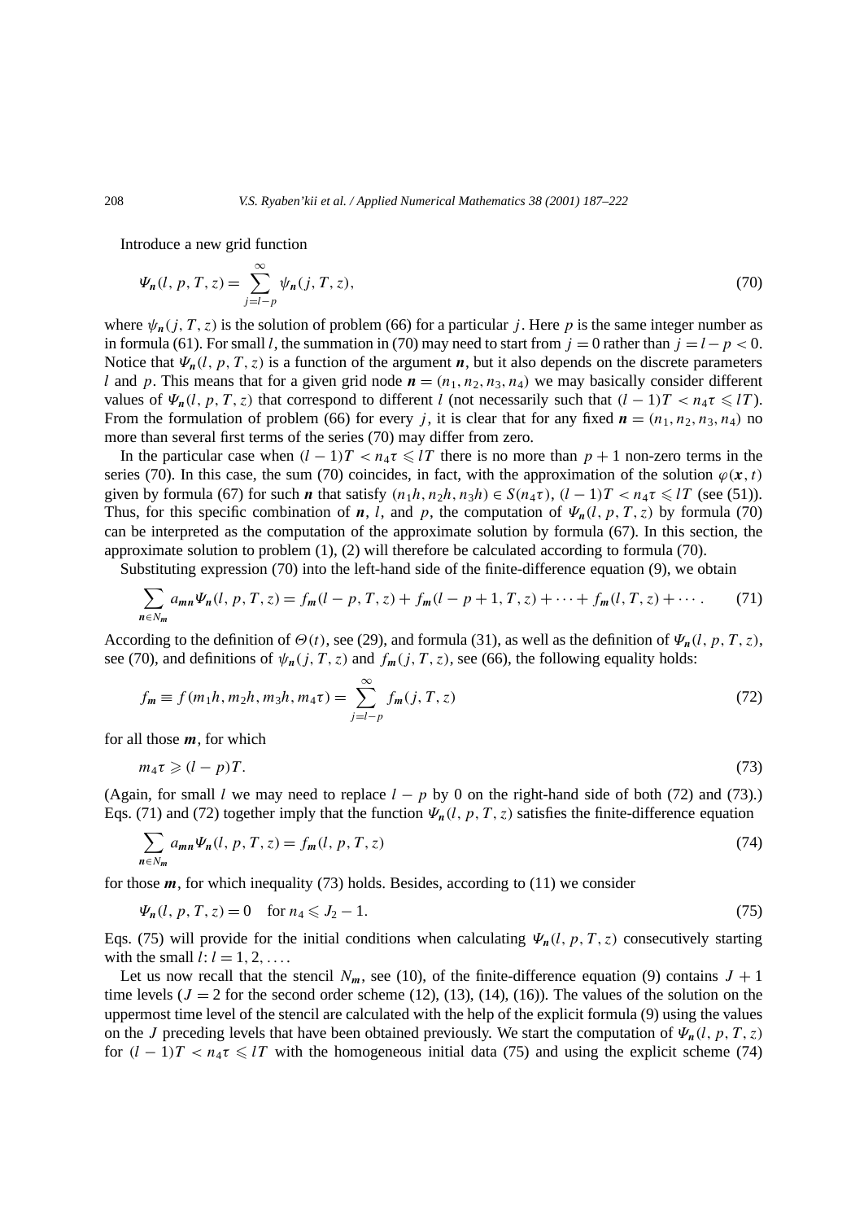Introduce a new grid function

$$\Psi_{\boldsymbol{n}}(l, p, T, z) = \sum_{j=l-p}^{\infty} \psi_{\boldsymbol{n}}(j, T, z), \tag{70}$$

where $\psi_{\boldsymbol{n}}(j, T, z)$ is the solution of problem (66) for a particular $j$. Here $p$ is the same integer number as in formula (61). For small $l$, the summation in (70) may need to start from $j = 0$ rather than $j = l - p < 0$. Notice that $\Psi_{\boldsymbol{n}}(l, p, T, z)$ is a function of the argument $\boldsymbol{n}$, but it also depends on the discrete parameters $l$ and $p$. This means that for a given grid node $\boldsymbol{n} = (n_1, n_2, n_3, n_4)$ we may basically consider different values of $\Psi_{\boldsymbol{n}}(l, p, T, z)$ that correspond to different $l$ (not necessarily such that $(l-1)T < n_4\tau \leqslant lT$). From the formulation of problem (66) for every $j$, it is clear that for any fixed $\boldsymbol{n} = (n_1, n_2, n_3, n_4)$ no more than several first terms of the series (70) may differ from zero.

In the particular case when $(l-1)T < n_4\tau \leqslant lT$ there is no more than $p + 1$ non-zero terms in the series (70). In this case, the sum (70) coincides, in fact, with the approximation of the solution $\varphi(\boldsymbol{x}, t)$ given by formula (67) for such $\boldsymbol{n}$ that satisfy $(n_1h, n_2h, n_3h) \in S(n_4\tau)$, $(l-1)T < n_4\tau \leqslant lT$ (see (51)). Thus, for this specific combination of $\boldsymbol{n}$, $l$, and $p$, the computation of $\Psi_{\boldsymbol{n}}(l, p, T, z)$ by formula (70) can be interpreted as the computation of the approximate solution by formula (67). In this section, the approximate solution to problem (1), (2) will therefore be calculated according to formula (70).

Substituting expression (70) into the left-hand side of the finite-difference equation (9), we obtain

$$\sum_{\boldsymbol{n} \in N_{\boldsymbol{m}}} a_{\boldsymbol{mn}} \Psi_{\boldsymbol{n}}(l, p, T, z) = f_{\boldsymbol{m}}(l-p, T, z) + f_{\boldsymbol{m}}(l-p+1, T, z) + \cdots + f_{\boldsymbol{m}}(l, T, z) + \cdots. \tag{71}$$

According to the definition of $\Theta(t)$, see (29), and formula (31), as well as the definition of $\Psi_{\boldsymbol{n}}(l, p, T, z)$, see (70), and definitions of $\psi_{\boldsymbol{n}}(j, T, z)$ and $f_{\boldsymbol{m}}(j, T, z)$, see (66), the following equality holds:

$$f_{\boldsymbol{m}} \equiv f(m_1h, m_2h, m_3h, m_4\tau) = \sum_{j=l-p}^{\infty} f_{\boldsymbol{m}}(j, T, z) \tag{72}$$

for all those $\boldsymbol{m}$, for which

$$m_4\tau \geqslant (l-p)T. \tag{73}$$

(Again, for small $l$ we may need to replace $l - p$ by 0 on the right-hand side of both (72) and (73).) Eqs. (71) and (72) together imply that the function $\Psi_{\boldsymbol{n}}(l, p, T, z)$ satisfies the finite-difference equation

$$\sum_{\boldsymbol{n} \in N_{\boldsymbol{m}}} a_{\boldsymbol{mn}} \Psi_{\boldsymbol{n}}(l, p, T, z) = f_{\boldsymbol{m}}(l, p, T, z) \tag{74}$$

for those $\boldsymbol{m}$, for which inequality (73) holds. Besides, according to (11) we consider

$$\Psi_{\boldsymbol{n}}(l, p, T, z) = 0 \quad \text{for } n_4 \leqslant J_2 - 1. \tag{75}$$

Eqs. (75) will provide for the initial conditions when calculating $\Psi_{\boldsymbol{n}}(l, p, T, z)$ consecutively starting with the small $l$: $l = 1, 2, \ldots$.

Let us now recall that the stencil $N_{\boldsymbol{m}}$, see (10), of the finite-difference equation (9) contains $J + 1$ time levels ($J = 2$ for the second order scheme (12), (13), (14), (16)). The values of the solution on the uppermost time level of the stencil are calculated with the help of the explicit formula (9) using the values on the $J$ preceding levels that have been obtained previously. We start the computation of $\Psi_{\boldsymbol{n}}(l, p, T, z)$ for $(l-1)T < n_4\tau \leqslant lT$ with the homogeneous initial data (75) and using the explicit scheme (74)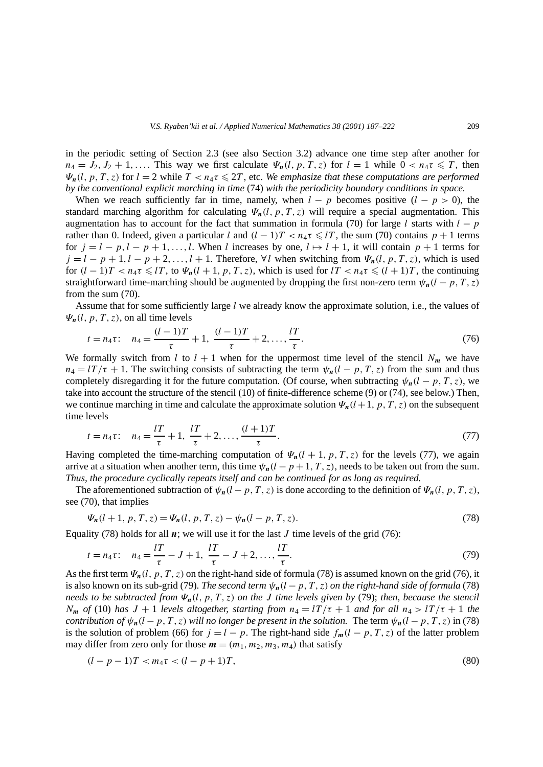in the periodic setting of Section 2.3 (see also Section 3.2) advance one time step after another for $n_4 = J_2, J_2 + 1, \ldots$. This way we first calculate $\Psi_{\boldsymbol{n}}(l, p, T, z)$ for $l = 1$ while $0 < n_4\tau \leqslant T$, then $\Psi_{\boldsymbol{n}}(l, p, T, z)$ for $l = 2$ while $T < n_4\tau \leqslant 2T$, etc. *We emphasize that these computations are performed by the conventional explicit marching in time* (74) *with the periodicity boundary conditions in space.*

When we reach sufficiently far in time, namely, when $l - p$ becomes positive ($l - p > 0$), the standard marching algorithm for calculating $\Psi_{\boldsymbol{n}}(l, p, T, z)$ will require a special augmentation. This augmentation has to account for the fact that summation in formula (70) for large $l$ starts with $l - p$ rather than 0. Indeed, given a particular $l$ and $(l-1)T < n_4\tau \leqslant lT$, the sum (70) contains $p + 1$ terms for $j = l - p, l - p + 1, \ldots, l$. When $l$ increases by one, $l \mapsto l + 1$, it will contain $p + 1$ terms for $j = l - p + 1, l - p + 2, \ldots, l + 1$. Therefore, $\forall l$ when switching from $\Psi_{\boldsymbol{n}}(l, p, T, z)$, which is used for $(l-1)T < n_4\tau \leqslant lT$, to $\Psi_{\boldsymbol{n}}(l + 1, p, T, z)$, which is used for $lT < n_4\tau \leqslant (l + 1)T$, the continuing straightforward time-marching should be augmented by dropping the first non-zero term $\psi_{\boldsymbol{n}}(l - p, T, z)$ from the sum (70).

Assume that for some sufficiently large $l$ we already know the approximate solution, i.e., the values of $\Psi_{\boldsymbol{n}}(l, p, T, z)$, on all time levels

$$t = n_4\tau: \quad n_4 = \frac{(l-1)T}{\tau} + 1,\ \frac{(l-1)T}{\tau} + 2, \ldots, \frac{lT}{\tau}. \tag{76}$$

We formally switch from $l$ to $l + 1$ when for the uppermost time level of the stencil $N_{\boldsymbol{m}}$ we have $n_4 = lT/\tau + 1$. The switching consists of subtracting the term $\psi_{\boldsymbol{n}}(l - p, T, z)$ from the sum and thus completely disregarding it for the future computation. (Of course, when subtracting $\psi_{\boldsymbol{n}}(l - p, T, z)$, we take into account the structure of the stencil (10) of finite-difference scheme (9) or (74), see below.) Then, we continue marching in time and calculate the approximate solution $\Psi_{\boldsymbol{n}}(l + 1, p, T, z)$ on the subsequent time levels

$$t = n_4\tau: \quad n_4 = \frac{lT}{\tau} + 1,\ \frac{lT}{\tau} + 2, \ldots, \frac{(l+1)T}{\tau}. \tag{77}$$

Having completed the time-marching computation of $\Psi_{\boldsymbol{n}}(l + 1, p, T, z)$ for the levels (77), we again arrive at a situation when another term, this time $\psi_{\boldsymbol{n}}(l - p + 1, T, z)$, needs to be taken out from the sum. *Thus, the procedure cyclically repeats itself and can be continued for as long as required.*

The aforementioned subtraction of $\psi_{\boldsymbol{n}}(l - p, T, z)$ is done according to the definition of $\Psi_{\boldsymbol{n}}(l, p, T, z)$, see (70), that implies

$$\Psi_{\boldsymbol{n}}(l + 1, p, T, z) = \Psi_{\boldsymbol{n}}(l, p, T, z) - \psi_{\boldsymbol{n}}(l - p, T, z). \tag{78}$$

Equality (78) holds for all $\boldsymbol{n}$; we will use it for the last $J$ time levels of the grid (76):

$$t = n_4\tau: \quad n_4 = \frac{lT}{\tau} - J + 1,\ \frac{lT}{\tau} - J + 2, \ldots, \frac{lT}{\tau}. \tag{79}$$

As the first term $\Psi_{\boldsymbol{n}}(l, p, T, z)$ on the right-hand side of formula (78) is assumed known on the grid (76), it is also known on its sub-grid (79). *The second term $\psi_{\boldsymbol{n}}(l - p, T, z)$ on the right-hand side of formula* (78) *needs to be subtracted from $\Psi_{\boldsymbol{n}}(l, p, T, z)$ on the $J$ time levels given by* (79); *then, because the stencil $N_{\boldsymbol{m}}$ of* (10) *has $J + 1$ levels altogether, starting from $n_4 = lT/\tau + 1$ and for all $n_4 > lT/\tau + 1$ the contribution of $\psi_{\boldsymbol{n}}(l - p, T, z)$ will no longer be present in the solution.* The term $\psi_{\boldsymbol{n}}(l - p, T, z)$ in (78) is the solution of problem (66) for $j = l - p$. The right-hand side $f_{\boldsymbol{m}}(l - p, T, z)$ of the latter problem may differ from zero only for those $\boldsymbol{m} = (m_1, m_2, m_3, m_4)$ that satisfy

$$(l - p - 1)T < m_4\tau < (l - p + 1)T, \tag{80}$$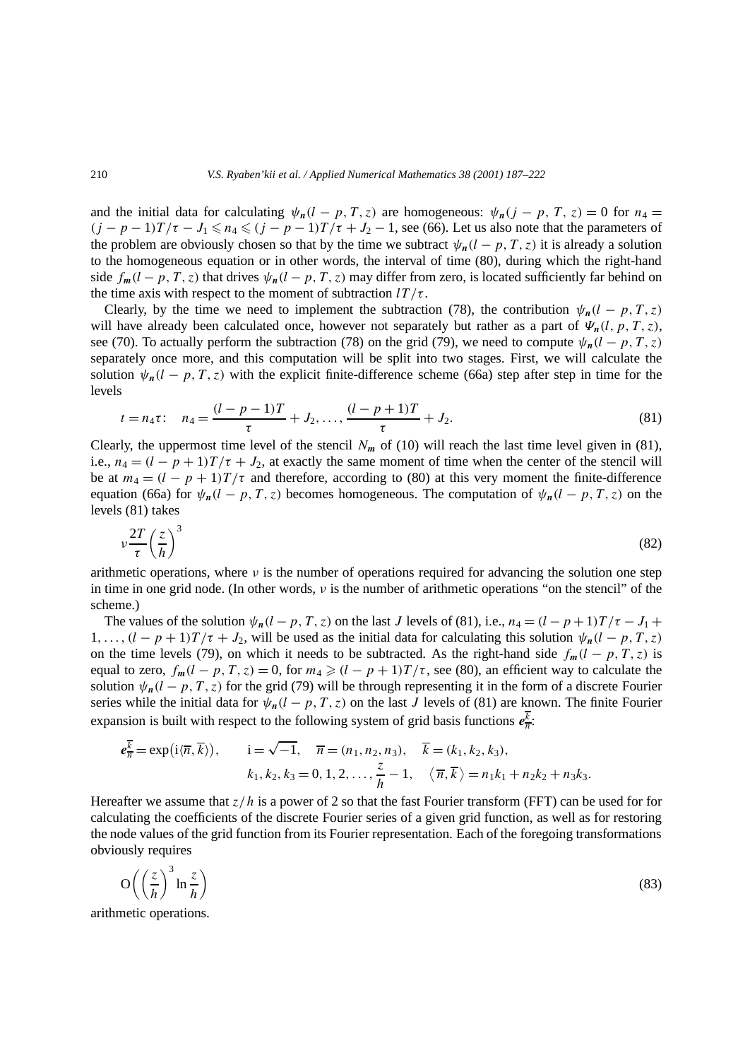and the initial data for calculating $\psi_{\boldsymbol{n}}(l-p,T,z)$ are homogeneous: $\psi_{\boldsymbol{n}}(j-p,\,T,\,z)=0$ for $n_4 = (j-p-1)T/\tau - J_1 \leqslant n_4 \leqslant (j-p-1)T/\tau + J_2 - 1$, see (66). Let us also note that the parameters of the problem are obviously chosen so that by the time we subtract $\psi_{\boldsymbol{n}}(l-p,T,z)$ it is already a solution to the homogeneous equation or in other words, the interval of time (80), during which the right-hand side $f_{\boldsymbol{m}}(l-p,T,z)$ that drives $\psi_{\boldsymbol{n}}(l-p,T,z)$ may differ from zero, is located sufficiently far behind on the time axis with respect to the moment of subtraction $lT/\tau$.

Clearly, by the time we need to implement the subtraction (78), the contribution $\psi_{\boldsymbol{n}}(l-p,T,z)$ will have already been calculated once, however not separately but rather as a part of $\Psi_{\boldsymbol{n}}(l,p,T,z)$, see (70). To actually perform the subtraction (78) on the grid (79), we need to compute $\psi_{\boldsymbol{n}}(l-p,T,z)$ separately once more, and this computation will be split into two stages. First, we will calculate the solution $\psi_{\boldsymbol{n}}(l-p,T,z)$ with the explicit finite-difference scheme (66a) step after step in time for the levels

$$t = n_4\tau:\quad n_4 = \frac{(l-p-1)T}{\tau} + J_2, \ldots, \frac{(l-p+1)T}{\tau} + J_2. \tag{81}$$

Clearly, the uppermost time level of the stencil $N_{\boldsymbol{m}}$ of (10) will reach the last time level given in (81), i.e., $n_4 = (l-p+1)T/\tau + J_2$, at exactly the same moment of time when the center of the stencil will be at $m_4 = (l-p+1)T/\tau$ and therefore, according to (80) at this very moment the finite-difference equation (66a) for $\psi_{\boldsymbol{n}}(l-p,T,z)$ becomes homogeneous. The computation of $\psi_{\boldsymbol{n}}(l-p,T,z)$ on the levels (81) takes

$$\nu\frac{2T}{\tau}\left(\frac{z}{h}\right)^3 \tag{82}$$

arithmetic operations, where $\nu$ is the number of operations required for advancing the solution one step in time in one grid node. (In other words, $\nu$ is the number of arithmetic operations "on the stencil" of the scheme.)

The values of the solution $\psi_{\boldsymbol{n}}(l-p,T,z)$ on the last $J$ levels of (81), i.e., $n_4 = (l-p+1)T/\tau - J_1 + 1, \ldots, (l-p+1)T/\tau + J_2$, will be used as the initial data for calculating this solution $\psi_{\boldsymbol{n}}(l-p,T,z)$ on the time levels (79), on which it needs to be subtracted. As the right-hand side $f_{\boldsymbol{m}}(l-p,T,z)$ is equal to zero, $f_{\boldsymbol{m}}(l-p,T,z)=0$, for $m_4 \geqslant (l-p+1)T/\tau$, see (80), an efficient way to calculate the solution $\psi_{\boldsymbol{n}}(l-p,T,z)$ for the grid (79) will be through representing it in the form of a discrete Fourier series while the initial data for $\psi_{\boldsymbol{n}}(l-p,T,z)$ on the last $J$ levels of (81) are known. The finite Fourier expansion is built with respect to the following system of grid basis functions $\boldsymbol{e}_{\overline{n}}^{\overline{k}}$:

$$\begin{aligned}
\boldsymbol{e}_{\overline{n}}^{\overline{k}} = \exp\bigl(\mathrm{i}\langle\overline{n},\overline{k}\rangle\bigr),\qquad & \mathrm{i}=\sqrt{-1},\quad \overline{n}=(n_1,n_2,n_3),\quad \overline{k}=(k_1,k_2,k_3),\\
& k_1,k_2,k_3 = 0,1,2,\ldots,\frac{z}{h}-1,\quad \bigl\langle\overline{n},\overline{k}\bigr\rangle = n_1k_1+n_2k_2+n_3k_3.
\end{aligned}$$

Hereafter we assume that $z/h$ is a power of 2 so that the fast Fourier transform (FFT) can be used for for calculating the coefficients of the discrete Fourier series of a given grid function, as well as for restoring the node values of the grid function from its Fourier representation. Each of the foregoing transformations obviously requires

$$\mathrm{O}\left(\left(\frac{z}{h}\right)^3\ln\frac{z}{h}\right) \tag{83}$$

arithmetic operations.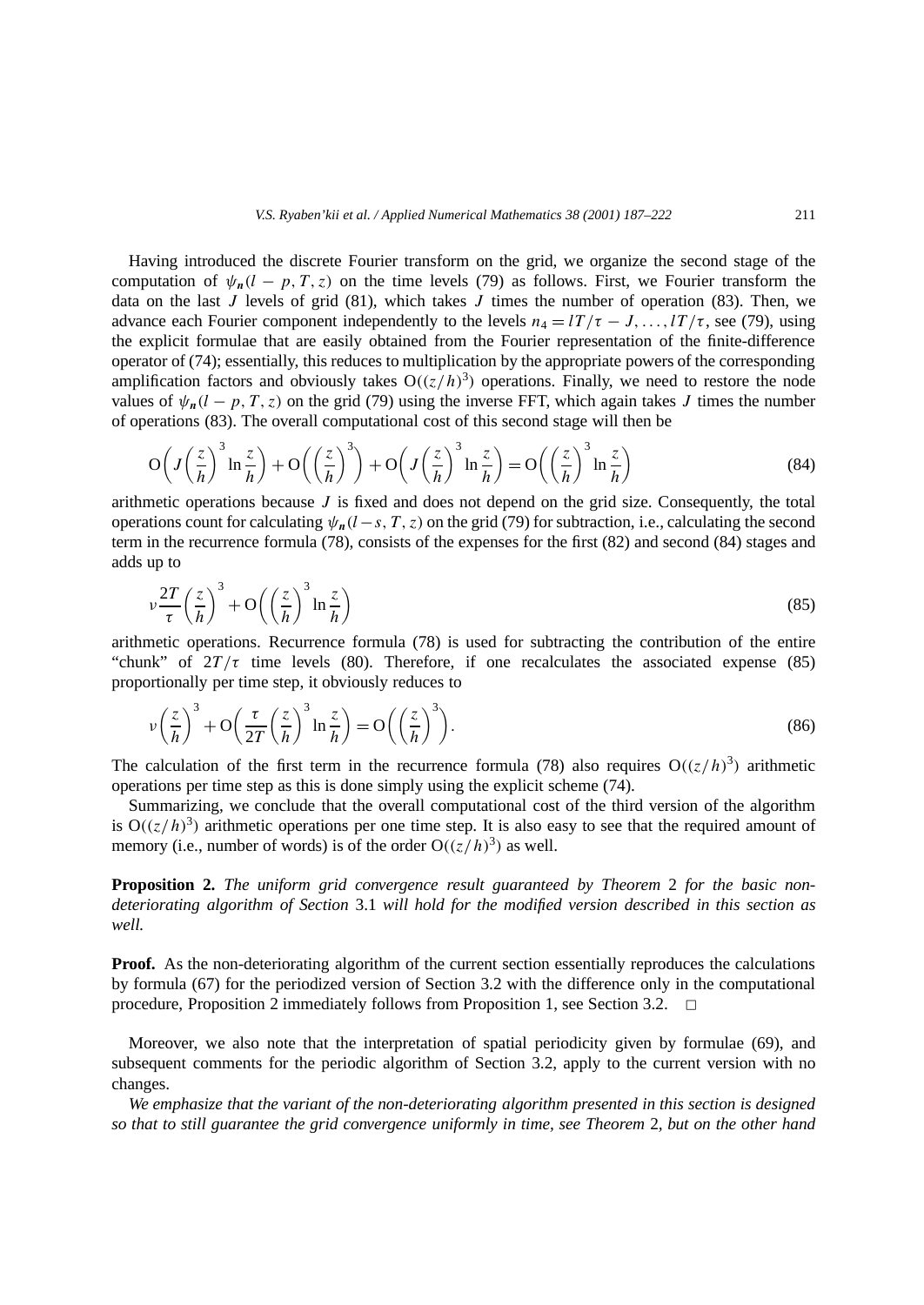Having introduced the discrete Fourier transform on the grid, we organize the second stage of the computation of $\psi_{\boldsymbol{n}}(l-p,T,z)$ on the time levels (79) as follows. First, we Fourier transform the data on the last $J$ levels of grid (81), which takes $J$ times the number of operation (83). Then, we advance each Fourier component independently to the levels $n_4 = lT/\tau - J, \ldots, lT/\tau$, see (79), using the explicit formulae that are easily obtained from the Fourier representation of the finite-difference operator of (74); essentially, this reduces to multiplication by the appropriate powers of the corresponding amplification factors and obviously takes $\mathrm{O}((z/h)^3)$ operations. Finally, we need to restore the node values of $\psi_{\boldsymbol{n}}(l-p,T,z)$ on the grid (79) using the inverse FFT, which again takes $J$ times the number of operations (83). The overall computational cost of this second stage will then be

$$\mathrm{O}\biggl(J\Bigl(\frac{z}{h}\Bigr)^3 \ln\frac{z}{h}\biggr) + \mathrm{O}\biggl(\Bigl(\frac{z}{h}\Bigr)^3\biggr) + \mathrm{O}\biggl(J\Bigl(\frac{z}{h}\Bigr)^3 \ln\frac{z}{h}\biggr) = \mathrm{O}\biggl(\Bigl(\frac{z}{h}\Bigr)^3 \ln\frac{z}{h}\biggr) \tag{84}$$

arithmetic operations because $J$ is fixed and does not depend on the grid size. Consequently, the total operations count for calculating $\psi_{\boldsymbol{n}}(l-s,T,z)$ on the grid (79) for subtraction, i.e., calculating the second term in the recurrence formula (78), consists of the expenses for the first (82) and second (84) stages and adds up to

$$\nu\frac{2T}{\tau}\Bigl(\frac{z}{h}\Bigr)^3 + \mathrm{O}\biggl(\Bigl(\frac{z}{h}\Bigr)^3 \ln\frac{z}{h}\biggr) \tag{85}$$

arithmetic operations. Recurrence formula (78) is used for subtracting the contribution of the entire "chunk" of $2T/\tau$ time levels (80). Therefore, if one recalculates the associated expense (85) proportionally per time step, it obviously reduces to

$$\nu\Bigl(\frac{z}{h}\Bigr)^3 + \mathrm{O}\biggl(\frac{\tau}{2T}\Bigl(\frac{z}{h}\Bigr)^3 \ln\frac{z}{h}\biggr) = \mathrm{O}\biggl(\Bigl(\frac{z}{h}\Bigr)^3\biggr). \tag{86}$$

The calculation of the first term in the recurrence formula (78) also requires $\mathrm{O}((z/h)^3)$ arithmetic operations per time step as this is done simply using the explicit scheme (74).

Summarizing, we conclude that the overall computational cost of the third version of the algorithm is $\mathrm{O}((z/h)^3)$ arithmetic operations per one time step. It is also easy to see that the required amount of memory (i.e., number of words) is of the order $\mathrm{O}((z/h)^3)$ as well.

**Proposition 2.** *The uniform grid convergence result guaranteed by Theorem* 2 *for the basic non-deteriorating algorithm of Section* 3.1 *will hold for the modified version described in this section as well.*

**Proof.** As the non-deteriorating algorithm of the current section essentially reproduces the calculations by formula (67) for the periodized version of Section 3.2 with the difference only in the computational procedure, Proposition 2 immediately follows from Proposition 1, see Section 3.2. □

Moreover, we also note that the interpretation of spatial periodicity given by formulae (69), and subsequent comments for the periodic algorithm of Section 3.2, apply to the current version with no changes.

*We emphasize that the variant of the non-deteriorating algorithm presented in this section is designed so that to still guarantee the grid convergence uniformly in time, see Theorem* 2, *but on the other hand*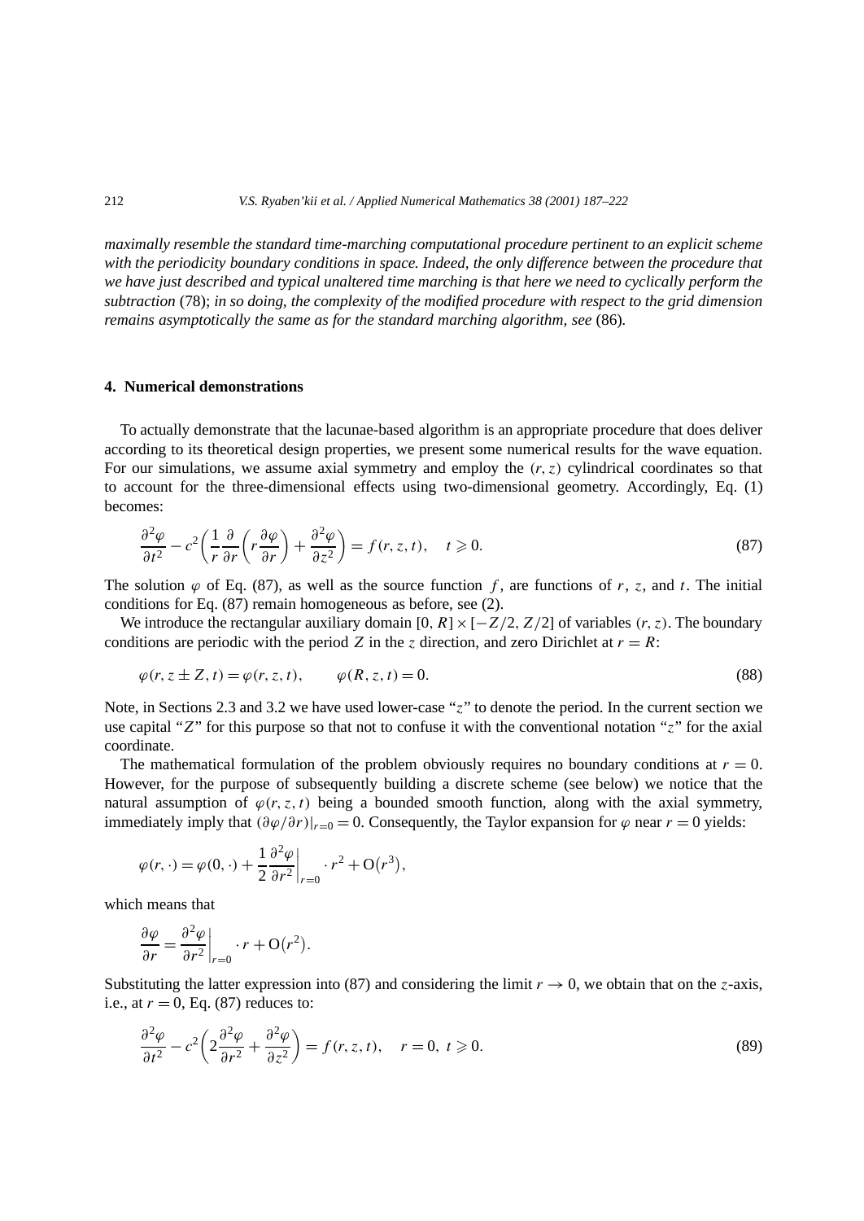*maximally resemble the standard time-marching computational procedure pertinent to an explicit scheme with the periodicity boundary conditions in space. Indeed, the only difference between the procedure that we have just described and typical unaltered time marching is that here we need to cyclically perform the subtraction* (78); *in so doing, the complexity of the modified procedure with respect to the grid dimension remains asymptotically the same as for the standard marching algorithm, see* (86)*.*

## 4. Numerical demonstrations

To actually demonstrate that the lacunae-based algorithm is an appropriate procedure that does deliver according to its theoretical design properties, we present some numerical results for the wave equation. For our simulations, we assume axial symmetry and employ the $(r, z)$ cylindrical coordinates so that to account for the three-dimensional effects using two-dimensional geometry. Accordingly, Eq. (1) becomes:

$$\frac{\partial^2 \varphi}{\partial t^2} - c^2 \left( \frac{1}{r} \frac{\partial}{\partial r} \left( r \frac{\partial \varphi}{\partial r} \right) + \frac{\partial^2 \varphi}{\partial z^2} \right) = f(r, z, t), \quad t \geqslant 0. \tag{87}$$

The solution $\varphi$ of Eq. (87), as well as the source function $f$, are functions of $r$, $z$, and $t$. The initial conditions for Eq. (87) remain homogeneous as before, see (2).

We introduce the rectangular auxiliary domain $[0, R] \times [-Z/2, Z/2]$ of variables $(r, z)$. The boundary conditions are periodic with the period $Z$ in the $z$ direction, and zero Dirichlet at $r = R$:

$$\varphi(r, z \pm Z, t) = \varphi(r, z, t), \qquad \varphi(R, z, t) = 0. \tag{88}$$

Note, in Sections 2.3 and 3.2 we have used lower-case "$z$" to denote the period. In the current section we use capital "$Z$" for this purpose so that not to confuse it with the conventional notation "$z$" for the axial coordinate.

The mathematical formulation of the problem obviously requires no boundary conditions at $r = 0$. However, for the purpose of subsequently building a discrete scheme (see below) we notice that the natural assumption of $\varphi(r, z, t)$ being a bounded smooth function, along with the axial symmetry, immediately imply that $(\partial \varphi / \partial r)|_{r=0} = 0$. Consequently, the Taylor expansion for $\varphi$ near $r = 0$ yields:

$$\varphi(r, \cdot) = \varphi(0, \cdot) + \frac{1}{2} \frac{\partial^2 \varphi}{\partial r^2}\bigg|_{r=0} \cdot r^2 + \mathrm{O}(r^3),$$

which means that

$$\frac{\partial \varphi}{\partial r} = \frac{\partial^2 \varphi}{\partial r^2}\bigg|_{r=0} \cdot r + \mathrm{O}(r^2).$$

Substituting the latter expression into (87) and considering the limit $r \to 0$, we obtain that on the $z$-axis, i.e., at $r = 0$, Eq. (87) reduces to:

$$\frac{\partial^2 \varphi}{\partial t^2} - c^2 \left( 2 \frac{\partial^2 \varphi}{\partial r^2} + \frac{\partial^2 \varphi}{\partial z^2} \right) = f(r, z, t), \quad r = 0, \ t \geqslant 0. \tag{89}$$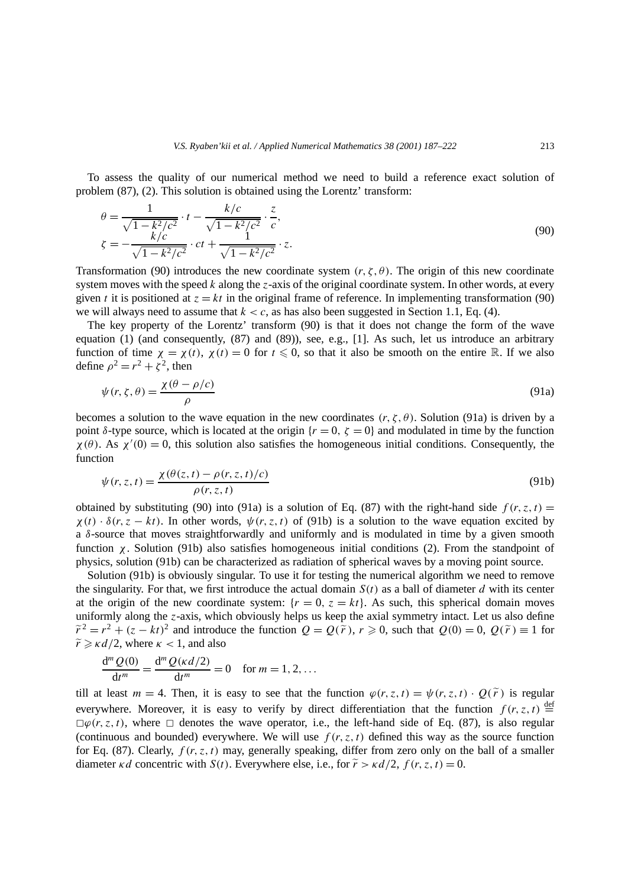To assess the quality of our numerical method we need to build a reference exact solution of problem (87), (2). This solution is obtained using the Lorentz' transform:

$$
\begin{aligned}
\theta &= \frac{1}{\sqrt{1-k^2/c^2}} \cdot t - \frac{k/c}{\sqrt{1-k^2/c^2}} \cdot \frac{z}{c}, \\
\zeta &= -\frac{k/c}{\sqrt{1-k^2/c^2}} \cdot ct + \frac{1}{\sqrt{1-k^2/c^2}} \cdot z.
\end{aligned}
\tag{90}
$$

Transformation (90) introduces the new coordinate system $(r, \zeta, \theta)$. The origin of this new coordinate system moves with the speed $k$ along the $z$-axis of the original coordinate system. In other words, at every given $t$ it is positioned at $z = kt$ in the original frame of reference. In implementing transformation (90) we will always need to assume that $k < c$, as has also been suggested in Section 1.1, Eq. (4).

The key property of the Lorentz' transform (90) is that it does not change the form of the wave equation (1) (and consequently, (87) and (89)), see, e.g., [1]. As such, let us introduce an arbitrary function of time $\chi = \chi(t)$, $\chi(t) = 0$ for $t \leqslant 0$, so that it also be smooth on the entire $\mathbb{R}$. If we also define $\rho^2 = r^2 + \zeta^2$, then

$$
\psi(r, \zeta, \theta) = \frac{\chi(\theta - \rho/c)}{\rho}
\tag{91a}
$$

becomes a solution to the wave equation in the new coordinates $(r, \zeta, \theta)$. Solution (91a) is driven by a point $\delta$-type source, which is located at the origin $\{r = 0,\ \zeta = 0\}$ and modulated in time by the function $\chi(\theta)$. As $\chi'(0) = 0$, this solution also satisfies the homogeneous initial conditions. Consequently, the function

$$
\psi(r, z, t) = \frac{\chi(\theta(z, t) - \rho(r, z, t)/c)}{\rho(r, z, t)}
\tag{91b}
$$

obtained by substituting (90) into (91a) is a solution of Eq. (87) with the right-hand side $f(r, z, t) = \chi(t) \cdot \delta(r, z - kt)$. In other words, $\psi(r, z, t)$ of (91b) is a solution to the wave equation excited by a $\delta$-source that moves straightforwardly and uniformly and is modulated in time by a given smooth function $\chi$. Solution (91b) also satisfies homogeneous initial conditions (2). From the standpoint of physics, solution (91b) can be characterized as radiation of spherical waves by a moving point source.

Solution (91b) is obviously singular. To use it for testing the numerical algorithm we need to remove the singularity. For that, we first introduce the actual domain $S(t)$ as a ball of diameter $d$ with its center at the origin of the new coordinate system: $\{r = 0,\ z = kt\}$. As such, this spherical domain moves uniformly along the $z$-axis, which obviously helps us keep the axial symmetry intact. Let us also define $\tilde{r}^2 = r^2 + (z - kt)^2$ and introduce the function $Q = Q(\tilde{r})$, $r \geqslant 0$, such that $Q(0) = 0$, $Q(\tilde{r}) \equiv 1$ for $\tilde{r} \geqslant \kappa d/2$, where $\kappa < 1$, and also

$$
\frac{\mathrm{d}^m Q(0)}{\mathrm{d}t^m} = \frac{\mathrm{d}^m Q(\kappa d/2)}{\mathrm{d}t^m} = 0 \quad \text{for } m = 1, 2, \ldots
$$

till at least $m = 4$. Then, it is easy to see that the function $\varphi(r, z, t) = \psi(r, z, t) \cdot Q(\tilde{r})$ is regular everywhere. Moreover, it is easy to verify by direct differentiation that the function $f(r, z, t) \stackrel{\text{def}}{=} \Box\varphi(r, z, t)$, where $\Box$ denotes the wave operator, i.e., the left-hand side of Eq. (87), is also regular (continuous and bounded) everywhere. We will use $f(r, z, t)$ defined this way as the source function for Eq. (87). Clearly, $f(r, z, t)$ may, generally speaking, differ from zero only on the ball of a smaller diameter $\kappa d$ concentric with $S(t)$. Everywhere else, i.e., for $\tilde{r} > \kappa d/2$, $f(r, z, t) = 0$.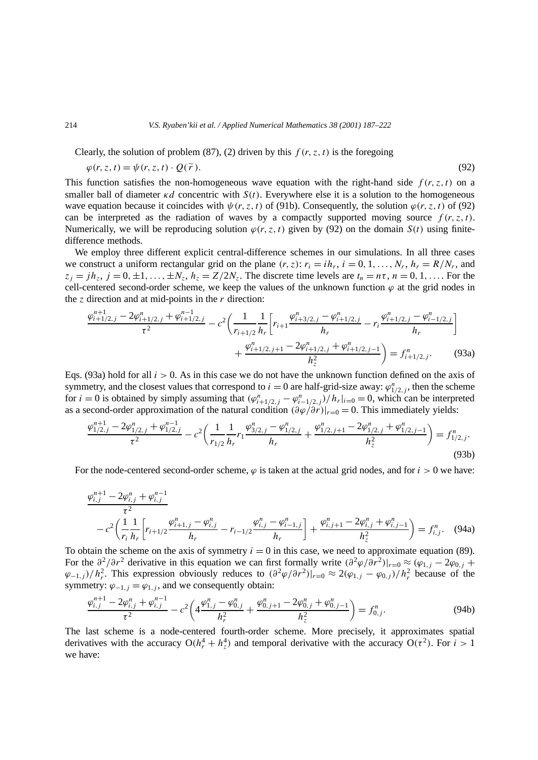Clearly, the solution of problem (87), (2) driven by this $f(r,z,t)$ is the foregoing

$$\varphi(r,z,t) = \psi(r,z,t)\cdot Q(\tilde{r}). \tag{92}$$

This function satisfies the non-homogeneous wave equation with the right-hand side $f(r,z,t)$ on a smaller ball of diameter $\kappa d$ concentric with $S(t)$. Everywhere else it is a solution to the homogeneous wave equation because it coincides with $\psi(r,z,t)$ of (91b). Consequently, the solution $\varphi(r,z,t)$ of (92) can be interpreted as the radiation of waves by a compactly supported moving source $f(r,z,t)$. Numerically, we will be reproducing solution $\varphi(r,z,t)$ given by (92) on the domain $S(t)$ using finite-difference methods.

We employ three different explicit central-difference schemes in our simulations. In all three cases we construct a uniform rectangular grid on the plane $(r,z)$: $r_i = ih_r$, $i = 0,1,\ldots,N_r$, $h_r = R/N_r$, and $z_j = jh_z$, $j = 0,\pm 1,\ldots,\pm N_z$, $h_z = Z/2N_z$. The discrete time levels are $t_n = n\tau$, $n = 0,1,\ldots$. For the cell-centered second-order scheme, we keep the values of the unknown function $\varphi$ at the grid nodes in the $z$ direction and at mid-points in the $r$ direction:

$$\begin{aligned}
&\frac{\varphi^{n+1}_{i+1/2,j} - 2\varphi^{n}_{i+1/2,j} + \varphi^{n-1}_{i+1/2,j}}{\tau^2} - c^2\biggl(\frac{1}{r_{i+1/2}}\frac{1}{h_r}\biggl[r_{i+1}\frac{\varphi^{n}_{i+3/2,j} - \varphi^{n}_{i+1/2,j}}{h_r} - r_i\frac{\varphi^{n}_{i+1/2,j} - \varphi^{n}_{i-1/2,j}}{h_r}\biggr] \\
&\qquad + \frac{\varphi^{n}_{i+1/2,j+1} - 2\varphi^{n}_{i+1/2,j} + \varphi^{n}_{i+1/2,j-1}}{h_z^2}\biggr) = f^{n}_{i+1/2,j}.
\end{aligned} \tag{93a}$$

Eqs. (93a) hold for all $i > 0$. As in this case we do not have the unknown function defined on the axis of symmetry, and the closest values that correspond to $i = 0$ are half-grid-size away: $\varphi^{n}_{1/2,j}$, then the scheme for $i = 0$ is obtained by simply assuming that $(\varphi^{n}_{i+1/2,j} - \varphi^{n}_{i-1/2,j})/h_r|_{i=0} = 0$, which can be interpreted as a second-order approximation of the natural condition $(\partial\varphi/\partial r)|_{r=0} = 0$. This immediately yields:

$$\frac{\varphi^{n+1}_{1/2,j} - 2\varphi^{n}_{1/2,j} + \varphi^{n-1}_{1/2,j}}{\tau^2} - c^2\biggl(\frac{1}{r_{1/2}}\frac{1}{h_r}r_1\frac{\varphi^{n}_{3/2,j} - \varphi^{n}_{1/2,j}}{h_r} + \frac{\varphi^{n}_{1/2,j+1} - 2\varphi^{n}_{1/2,j} + \varphi^{n}_{1/2,j-1}}{h_z^2}\biggr) = f^{n}_{1/2,j}. \tag{93b}$$

For the node-centered second-order scheme, $\varphi$ is taken at the actual grid nodes, and for $i > 0$ we have:

$$\begin{aligned}
&\frac{\varphi^{n+1}_{i,j} - 2\varphi^{n}_{i,j} + \varphi^{n-1}_{i,j}}{\tau^2} \\
&\quad - c^2\biggl(\frac{1}{r_i}\frac{1}{h_r}\biggl[r_{i+1/2}\frac{\varphi^{n}_{i+1,j} - \varphi^{n}_{i,j}}{h_r} - r_{i-1/2}\frac{\varphi^{n}_{i,j} - \varphi^{n}_{i-1,j}}{h_r}\biggr] + \frac{\varphi^{n}_{i,j+1} - 2\varphi^{n}_{i,j} + \varphi^{n}_{i,j-1}}{h_z^2}\biggr) = f^{n}_{i,j}.
\end{aligned} \tag{94a}$$

To obtain the scheme on the axis of symmetry $i = 0$ in this case, we need to approximate equation (89). For the $\partial^2/\partial r^2$ derivative in this equation we can first formally write $(\partial^2\varphi/\partial r^2)|_{r=0} \approx (\varphi_{1,j} - 2\varphi_{0,j} + \varphi_{-1,j})/h_r^2$. This expression obviously reduces to $(\partial^2\varphi/\partial r^2)|_{r=0} \approx 2(\varphi_{1,j} - \varphi_{0,j})/h_r^2$ because of the symmetry: $\varphi_{-1,j} = \varphi_{1,j}$, and we consequently obtain:

$$\frac{\varphi^{n+1}_{i,j} - 2\varphi^{n}_{i,j} + \varphi^{n-1}_{i,j}}{\tau^2} - c^2\biggl(4\frac{\varphi^{n}_{1,j} - \varphi^{n}_{0,j}}{h_r^2} + \frac{\varphi^{n}_{0,j+1} - 2\varphi^{n}_{0,j} + \varphi^{n}_{0,j-1}}{h_z^2}\biggr) = f^{n}_{0,j}. \tag{94b}$$

The last scheme is a node-centered fourth-order scheme. More precisely, it approximates spatial derivatives with the accuracy $O(h_r^4 + h_z^4)$ and temporal derivative with the accuracy $O(\tau^2)$. For $i > 1$ we have: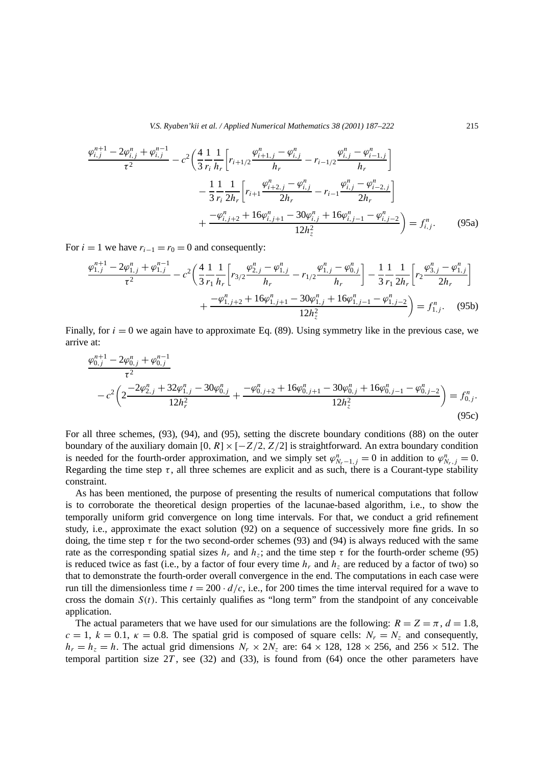$$\frac{\varphi_{i,j}^{n+1} - 2\varphi_{i,j}^{n} + \varphi_{i,j}^{n-1}}{\tau^2} - c^2\bigg(\frac{4}{3}\frac{1}{r_i}\frac{1}{h_r}\bigg[r_{i+1/2}\frac{\varphi_{i+1,j}^{n} - \varphi_{i,j}^{n}}{h_r} - r_{i-1/2}\frac{\varphi_{i,j}^{n} - \varphi_{i-1,j}^{n}}{h_r}\bigg]$$
$$- \frac{1}{3}\frac{1}{r_i}\frac{1}{2h_r}\bigg[r_{i+1}\frac{\varphi_{i+2,j}^{n} - \varphi_{i,j}^{n}}{2h_r} - r_{i-1}\frac{\varphi_{i,j}^{n} - \varphi_{i-2,j}^{n}}{2h_r}\bigg]$$
$$+ \frac{-\varphi_{i,j+2}^{n} + 16\varphi_{i,j+1}^{n} - 30\varphi_{i,j}^{n} + 16\varphi_{i,j-1}^{n} - \varphi_{i,j-2}^{n}}{12h_z^2}\bigg) = f_{i,j}^{n}. \tag{95a}$$

For $i = 1$ we have $r_{i-1} = r_0 = 0$ and consequently:

$$\frac{\varphi_{1,j}^{n+1} - 2\varphi_{1,j}^{n} + \varphi_{1,j}^{n-1}}{\tau^2} - c^2\bigg(\frac{4}{3}\frac{1}{r_1}\frac{1}{h_r}\bigg[r_{3/2}\frac{\varphi_{2,j}^{n} - \varphi_{1,j}^{n}}{h_r} - r_{1/2}\frac{\varphi_{1,j}^{n} - \varphi_{0,j}^{n}}{h_r}\bigg] - \frac{1}{3}\frac{1}{r_1}\frac{1}{2h_r}\bigg[r_2\frac{\varphi_{3,j}^{n} - \varphi_{1,j}^{n}}{2h_r}\bigg]$$
$$+ \frac{-\varphi_{1,j+2}^{n} + 16\varphi_{1,j+1}^{n} - 30\varphi_{1,j}^{n} + 16\varphi_{1,j-1}^{n} - \varphi_{1,j-2}^{n}}{12h_z^2}\bigg) = f_{1,j}^{n}. \tag{95b}$$

Finally, for $i = 0$ we again have to approximate Eq. (89). Using symmetry like in the previous case, we arrive at:

$$\frac{\varphi_{0,j}^{n+1} - 2\varphi_{0,j}^{n} + \varphi_{0,j}^{n-1}}{\tau^2}$$
$$- c^2\bigg(2\frac{-2\varphi_{2,j}^{n} + 32\varphi_{1,j}^{n} - 30\varphi_{0,j}^{n}}{12h_r^2} + \frac{-\varphi_{0,j+2}^{n} + 16\varphi_{0,j+1}^{n} - 30\varphi_{0,j}^{n} + 16\varphi_{0,j-1}^{n} - \varphi_{0,j-2}^{n}}{12h_z^2}\bigg) = f_{0,j}^{n}. \tag{95c}$$

For all three schemes, (93), (94), and (95), setting the discrete boundary conditions (88) on the outer boundary of the auxiliary domain $[0, R] \times [-Z/2, Z/2]$ is straightforward. An extra boundary condition is needed for the fourth-order approximation, and we simply set $\varphi_{N_r-1,j}^{n} = 0$ in addition to $\varphi_{N_r,j}^{n} = 0$. Regarding the time step $\tau$, all three schemes are explicit and as such, there is a Courant-type stability constraint.

As has been mentioned, the purpose of presenting the results of numerical computations that follow is to corroborate the theoretical design properties of the lacunae-based algorithm, i.e., to show the temporally uniform grid convergence on long time intervals. For that, we conduct a grid refinement study, i.e., approximate the exact solution (92) on a sequence of successively more fine grids. In so doing, the time step $\tau$ for the two second-order schemes (93) and (94) is always reduced with the same rate as the corresponding spatial sizes $h_r$ and $h_z$; and the time step $\tau$ for the fourth-order scheme (95) is reduced twice as fast (i.e., by a factor of four every time $h_r$ and $h_z$ are reduced by a factor of two) so that to demonstrate the fourth-order overall convergence in the end. The computations in each case were run till the dimensionless time $t = 200 \cdot d/c$, i.e., for 200 times the time interval required for a wave to cross the domain $S(t)$. This certainly qualifies as "long term" from the standpoint of any conceivable application.

The actual parameters that we have used for our simulations are the following: $R = Z = \pi$, $d = 1.8$, $c = 1$, $k = 0.1$, $\kappa = 0.8$. The spatial grid is composed of square cells: $N_r = N_z$ and consequently, $h_r = h_z = h$. The actual grid dimensions $N_r \times 2N_z$ are: $64 \times 128$, $128 \times 256$, and $256 \times 512$. The temporal partition size $2T$, see (32) and (33), is found from (64) once the other parameters have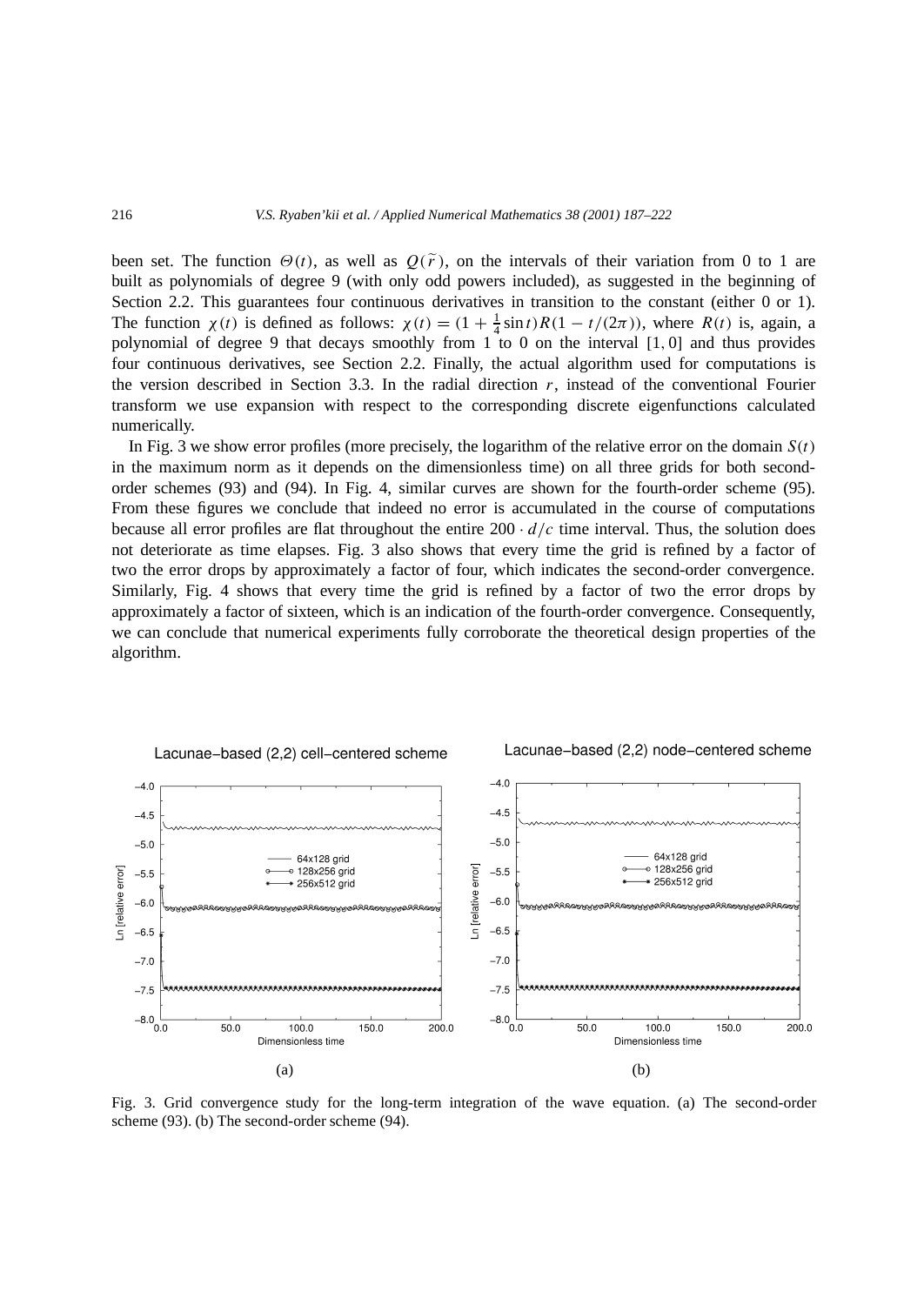been set. The function $\Theta(t)$, as well as $Q(\widetilde{r})$, on the intervals of their variation from 0 to 1 are built as polynomials of degree 9 (with only odd powers included), as suggested in the beginning of Section 2.2. This guarantees four continuous derivatives in transition to the constant (either 0 or 1). The function $\chi(t)$ is defined as follows: $\chi(t) = (1 + \frac{1}{4}\sin t)R(1 - t/(2\pi))$, where $R(t)$ is, again, a polynomial of degree 9 that decays smoothly from 1 to 0 on the interval $[1, 0]$ and thus provides four continuous derivatives, see Section 2.2. Finally, the actual algorithm used for computations is the version described in Section 3.3. In the radial direction $r$, instead of the conventional Fourier transform we use expansion with respect to the corresponding discrete eigenfunctions calculated numerically.

In Fig. 3 we show error profiles (more precisely, the logarithm of the relative error on the domain $S(t)$ in the maximum norm as it depends on the dimensionless time) on all three grids for both second-order schemes (93) and (94). In Fig. 4, similar curves are shown for the fourth-order scheme (95). From these figures we conclude that indeed no error is accumulated in the course of computations because all error profiles are flat throughout the entire $200 \cdot d/c$ time interval. Thus, the solution does not deteriorate as time elapses. Fig. 3 also shows that every time the grid is refined by a factor of two the error drops by approximately a factor of four, which indicates the second-order convergence. Similarly, Fig. 4 shows that every time the grid is refined by a factor of two the error drops by approximately a factor of sixteen, which is an indication of the fourth-order convergence. Consequently, we can conclude that numerical experiments fully corroborate the theoretical design properties of the algorithm.

Fig. 3. Grid convergence study for the long-term integration of the wave equation. (a) The second-order scheme (93). (b) The second-order scheme (94).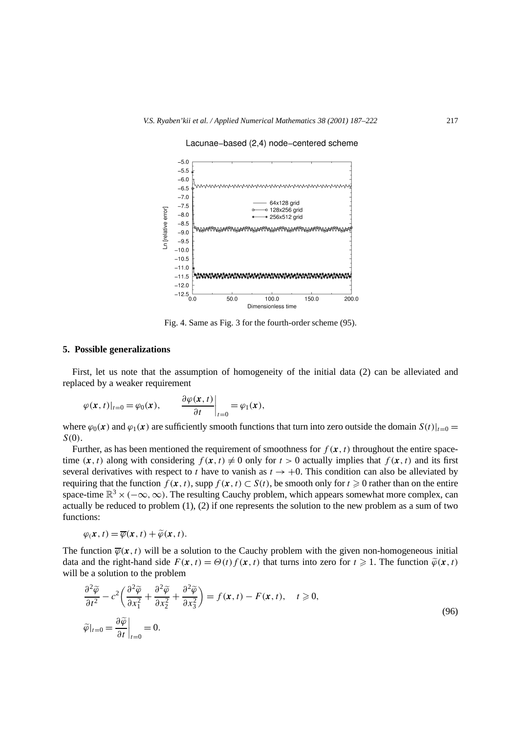Fig. 4. Same as Fig. 3 for the fourth-order scheme (95).

## 5. Possible generalizations

First, let us note that the assumption of homogeneity of the initial data (2) can be alleviated and replaced by a weaker requirement

$$\varphi(\boldsymbol{x},t)|_{t=0} = \varphi_0(\boldsymbol{x}), \qquad \left.\frac{\partial \varphi(\boldsymbol{x},t)}{\partial t}\right|_{t=0} = \varphi_1(\boldsymbol{x}),$$

where $\varphi_0(\boldsymbol{x})$ and $\varphi_1(\boldsymbol{x})$ are sufficiently smooth functions that turn into zero outside the domain $S(t)|_{t=0} = S(0)$.

Further, as has been mentioned the requirement of smoothness for $f(\boldsymbol{x},t)$ throughout the entire space-time $(\boldsymbol{x},t)$ along with considering $f(\boldsymbol{x},t) \neq 0$ only for $t > 0$ actually implies that $f(\boldsymbol{x},t)$ and its first several derivatives with respect to $t$ have to vanish as $t \to +0$. This condition can also be alleviated by requiring that the function $f(\boldsymbol{x},t)$, $\operatorname{supp} f(\boldsymbol{x},t) \subset S(t)$, be smooth only for $t \geqslant 0$ rather than on the entire space-time $\mathbb{R}^3 \times (-\infty,\infty)$. The resulting Cauchy problem, which appears somewhat more complex, can actually be reduced to problem (1), (2) if one represents the solution to the new problem as a sum of two functions:

$$\varphi(\boldsymbol{x},t) = \overline{\varphi}(\boldsymbol{x},t) + \widetilde{\varphi}(\boldsymbol{x},t).$$

The function $\overline{\varphi}(\boldsymbol{x},t)$ will be a solution to the Cauchy problem with the given non-homogeneous initial data and the right-hand side $F(\boldsymbol{x},t) = \Theta(t) f(\boldsymbol{x},t)$ that turns into zero for $t \geqslant 1$. The function $\widetilde{\varphi}(\boldsymbol{x},t)$ will be a solution to the problem

$$\begin{aligned}
&\frac{\partial^2 \widetilde{\varphi}}{\partial t^2} - c^2\left(\frac{\partial^2 \widetilde{\varphi}}{\partial x_1^2} + \frac{\partial^2 \widetilde{\varphi}}{\partial x_2^2} + \frac{\partial^2 \widetilde{\varphi}}{\partial x_3^2}\right) = f(\boldsymbol{x},t) - F(\boldsymbol{x},t), \quad t \geqslant 0, \\
&\widetilde{\varphi}|_{t=0} = \left.\frac{\partial \widetilde{\varphi}}{\partial t}\right|_{t=0} = 0.
\end{aligned} \tag{96}$$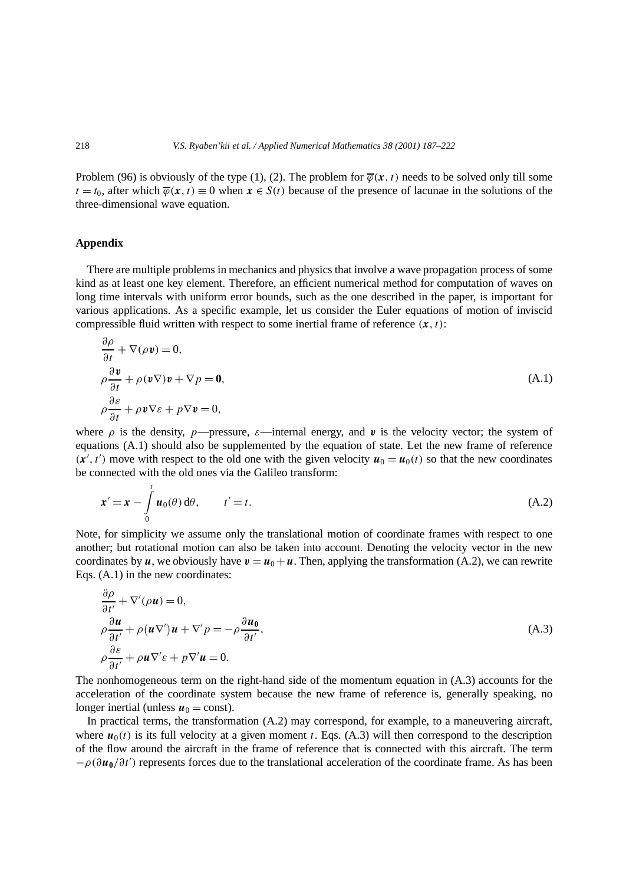Problem (96) is obviously of the type (1), (2). The problem for $\overline{\varphi}(\boldsymbol{x}, t)$ needs to be solved only till some $t = t_0$, after which $\overline{\varphi}(\boldsymbol{x}, t) \equiv 0$ when $\boldsymbol{x} \in S(t)$ because of the presence of lacunae in the solutions of the three-dimensional wave equation.

## Appendix

There are multiple problems in mechanics and physics that involve a wave propagation process of some kind as at least one key element. Therefore, an efficient numerical method for computation of waves on long time intervals with uniform error bounds, such as the one described in the paper, is important for various applications. As a specific example, let us consider the Euler equations of motion of inviscid compressible fluid written with respect to some inertial frame of reference $(\boldsymbol{x}, t)$:

$$
\begin{aligned}
&\frac{\partial \rho}{\partial t} + \nabla(\rho \boldsymbol{v}) = 0, \\
&\rho \frac{\partial \boldsymbol{v}}{\partial t} + \rho(\boldsymbol{v}\nabla)\boldsymbol{v} + \nabla p = \boldsymbol{0}, \\
&\rho \frac{\partial \varepsilon}{\partial t} + \rho \boldsymbol{v} \nabla \varepsilon + p \nabla \boldsymbol{v} = 0,
\end{aligned}
\tag{A.1}
$$

where $\rho$ is the density, $p$—pressure, $\varepsilon$—internal energy, and $\boldsymbol{v}$ is the velocity vector; the system of equations (A.1) should also be supplemented by the equation of state. Let the new frame of reference $(\boldsymbol{x}', t')$ move with respect to the old one with the given velocity $\boldsymbol{u}_0 = \boldsymbol{u}_0(t)$ so that the new coordinates be connected with the old ones via the Galileo transform:

$$
\boldsymbol{x}' = \boldsymbol{x} - \int_0^t \boldsymbol{u}_0(\theta)\, \mathrm{d}\theta, \qquad t' = t. \tag{A.2}
$$

Note, for simplicity we assume only the translational motion of coordinate frames with respect to one another; but rotational motion can also be taken into account. Denoting the velocity vector in the new coordinates by $\boldsymbol{u}$, we obviously have $\boldsymbol{v} = \boldsymbol{u}_0 + \boldsymbol{u}$. Then, applying the transformation (A.2), we can rewrite Eqs. (A.1) in the new coordinates:

$$
\begin{aligned}
&\frac{\partial \rho}{\partial t'} + \nabla'(\rho \boldsymbol{u}) = 0, \\
&\rho \frac{\partial \boldsymbol{u}}{\partial t'} + \rho(\boldsymbol{u}\nabla')\boldsymbol{u} + \nabla' p = -\rho \frac{\partial \boldsymbol{u_0}}{\partial t'}, \\
&\rho \frac{\partial \varepsilon}{\partial t'} + \rho \boldsymbol{u} \nabla' \varepsilon + p \nabla' \boldsymbol{u} = 0.
\end{aligned}
\tag{A.3}
$$

The nonhomogeneous term on the right-hand side of the momentum equation in (A.3) accounts for the acceleration of the coordinate system because the new frame of reference is, generally speaking, no longer inertial (unless $\boldsymbol{u}_0 = \text{const}$).

In practical terms, the transformation (A.2) may correspond, for example, to a maneuvering aircraft, where $\boldsymbol{u}_0(t)$ is its full velocity at a given moment $t$. Eqs. (A.3) will then correspond to the description of the flow around the aircraft in the frame of reference that is connected with this aircraft. The term $-\rho(\partial \boldsymbol{u_0}/\partial t')$ represents forces due to the translational acceleration of the coordinate frame. As has been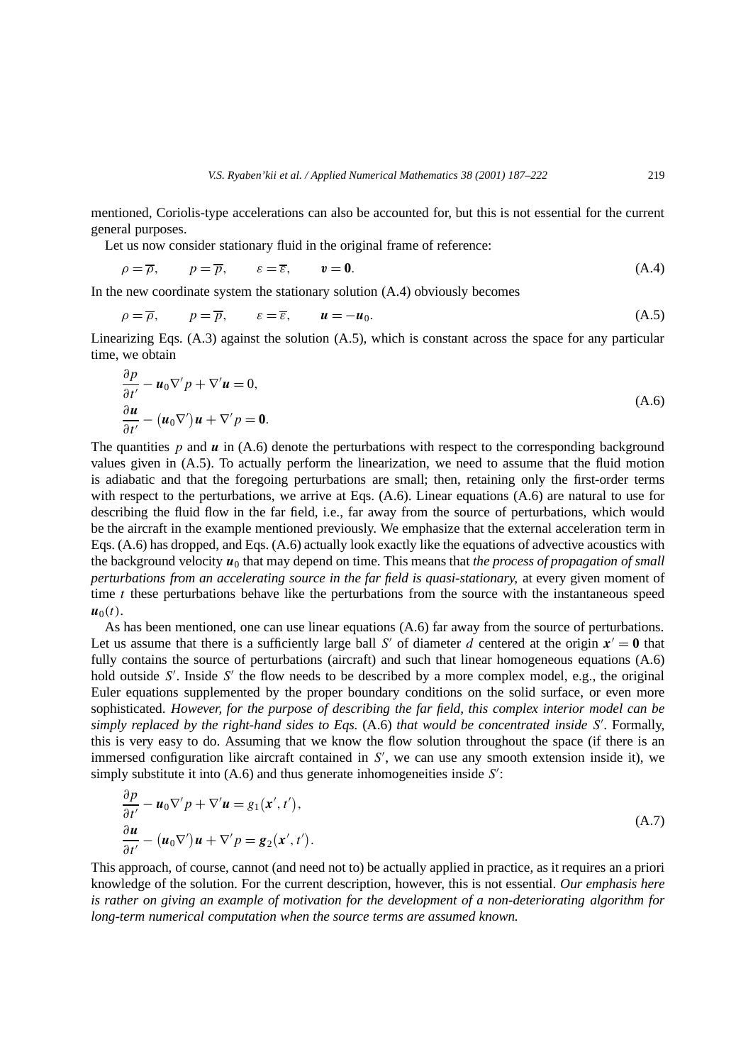mentioned, Coriolis-type accelerations can also be accounted for, but this is not essential for the current general purposes.

Let us now consider stationary fluid in the original frame of reference:

$$\rho = \overline{\rho}, \qquad p = \overline{p}, \qquad \varepsilon = \overline{\varepsilon}, \qquad \boldsymbol{v} = \boldsymbol{0}. \tag{A.4}$$

In the new coordinate system the stationary solution (A.4) obviously becomes

$$\rho = \overline{\rho}, \qquad p = \overline{p}, \qquad \varepsilon = \overline{\varepsilon}, \qquad \boldsymbol{u} = -\boldsymbol{u}_0. \tag{A.5}$$

Linearizing Eqs. (A.3) against the solution (A.5), which is constant across the space for any particular time, we obtain

$$\begin{aligned}
&\frac{\partial p}{\partial t'} - \boldsymbol{u}_0 \nabla' p + \nabla' \boldsymbol{u} = 0,\\
&\frac{\partial \boldsymbol{u}}{\partial t'} - (\boldsymbol{u}_0 \nabla')\boldsymbol{u} + \nabla' p = \boldsymbol{0}.
\end{aligned} \tag{A.6}$$

The quantities $p$ and $\boldsymbol{u}$ in (A.6) denote the perturbations with respect to the corresponding background values given in (A.5). To actually perform the linearization, we need to assume that the fluid motion is adiabatic and that the foregoing perturbations are small; then, retaining only the first-order terms with respect to the perturbations, we arrive at Eqs. (A.6). Linear equations (A.6) are natural to use for describing the fluid flow in the far field, i.e., far away from the source of perturbations, which would be the aircraft in the example mentioned previously. We emphasize that the external acceleration term in Eqs. (A.6) has dropped, and Eqs. (A.6) actually look exactly like the equations of advective acoustics with the background velocity $\boldsymbol{u}_0$ that may depend on time. This means that *the process of propagation of small perturbations from an accelerating source in the far field is quasi-stationary,* at every given moment of time $t$ these perturbations behave like the perturbations from the source with the instantaneous speed $\boldsymbol{u}_0(t)$.

As has been mentioned, one can use linear equations (A.6) far away from the source of perturbations. Let us assume that there is a sufficiently large ball $S'$ of diameter $d$ centered at the origin $\boldsymbol{x}' = \boldsymbol{0}$ that fully contains the source of perturbations (aircraft) and such that linear homogeneous equations (A.6) hold outside $S'$. Inside $S'$ the flow needs to be described by a more complex model, e.g., the original Euler equations supplemented by the proper boundary conditions on the solid surface, or even more sophisticated. *However, for the purpose of describing the far field, this complex interior model can be simply replaced by the right-hand sides to Eqs.* (A.6) *that would be concentrated inside $S'$.* Formally, this is very easy to do. Assuming that we know the flow solution throughout the space (if there is an immersed configuration like aircraft contained in $S'$, we can use any smooth extension inside it), we simply substitute it into (A.6) and thus generate inhomogeneities inside $S'$:

$$\begin{aligned}
&\frac{\partial p}{\partial t'} - \boldsymbol{u}_0 \nabla' p + \nabla' \boldsymbol{u} = g_1(\boldsymbol{x}', t'),\\
&\frac{\partial \boldsymbol{u}}{\partial t'} - (\boldsymbol{u}_0 \nabla')\boldsymbol{u} + \nabla' p = \boldsymbol{g}_2(\boldsymbol{x}', t').
\end{aligned} \tag{A.7}$$

This approach, of course, cannot (and need not to) be actually applied in practice, as it requires an a priori knowledge of the solution. For the current description, however, this is not essential. *Our emphasis here is rather on giving an example of motivation for the development of a non-deteriorating algorithm for long-term numerical computation when the source terms are assumed known.*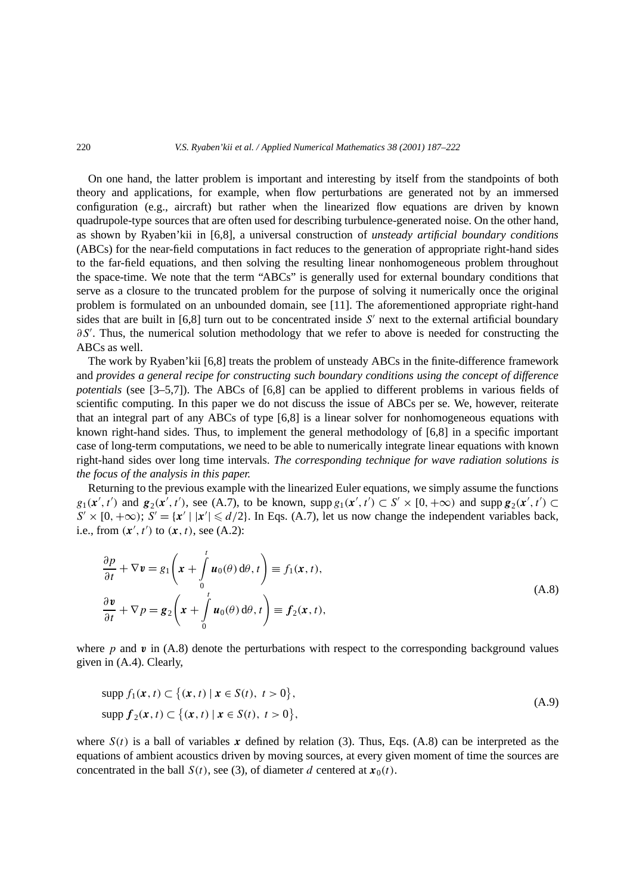On one hand, the latter problem is important and interesting by itself from the standpoints of both theory and applications, for example, when flow perturbations are generated not by an immersed configuration (e.g., aircraft) but rather when the linearized flow equations are driven by known quadrupole-type sources that are often used for describing turbulence-generated noise. On the other hand, as shown by Ryaben'kii in [6,8], a universal construction of *unsteady artificial boundary conditions* (ABCs) for the near-field computations in fact reduces to the generation of appropriate right-hand sides to the far-field equations, and then solving the resulting linear nonhomogeneous problem throughout the space-time. We note that the term "ABCs" is generally used for external boundary conditions that serve as a closure to the truncated problem for the purpose of solving it numerically once the original problem is formulated on an unbounded domain, see [11]. The aforementioned appropriate right-hand sides that are built in [6,8] turn out to be concentrated inside $S'$ next to the external artificial boundary $\partial S'$. Thus, the numerical solution methodology that we refer to above is needed for constructing the ABCs as well.

The work by Ryaben'kii [6,8] treats the problem of unsteady ABCs in the finite-difference framework and *provides a general recipe for constructing such boundary conditions using the concept of difference potentials* (see [3–5,7]). The ABCs of [6,8] can be applied to different problems in various fields of scientific computing. In this paper we do not discuss the issue of ABCs per se. We, however, reiterate that an integral part of any ABCs of type [6,8] is a linear solver for nonhomogeneous equations with known right-hand sides. Thus, to implement the general methodology of [6,8] in a specific important case of long-term computations, we need to be able to numerically integrate linear equations with known right-hand sides over long time intervals. *The corresponding technique for wave radiation solutions is the focus of the analysis in this paper.*

Returning to the previous example with the linearized Euler equations, we simply assume the functions $g_1(\boldsymbol{x}', t')$ and $\boldsymbol{g}_2(\boldsymbol{x}', t')$, see (A.7), to be known, $\operatorname{supp} g_1(\boldsymbol{x}', t') \subset S' \times [0, +\infty)$ and $\operatorname{supp} \boldsymbol{g}_2(\boldsymbol{x}', t') \subset S' \times [0, +\infty)$; $S' = \{\boldsymbol{x}' \mid |\boldsymbol{x}'| \leqslant d/2\}$. In Eqs. (A.7), let us now change the independent variables back, i.e., from $(\boldsymbol{x}', t')$ to $(\boldsymbol{x}, t)$, see (A.2):

$$
\begin{aligned}
&\frac{\partial p}{\partial t} + \nabla \boldsymbol{v} = g_1\left(\boldsymbol{x} + \int_0^t \boldsymbol{u}_0(\theta)\,\mathrm{d}\theta, t\right) \equiv f_1(\boldsymbol{x}, t), \\
&\frac{\partial \boldsymbol{v}}{\partial t} + \nabla p = \boldsymbol{g}_2\left(\boldsymbol{x} + \int_0^t \boldsymbol{u}_0(\theta)\,\mathrm{d}\theta, t\right) \equiv \boldsymbol{f}_2(\boldsymbol{x}, t),
\end{aligned}
\tag{A.8}
$$

where $p$ and $\boldsymbol{v}$ in (A.8) denote the perturbations with respect to the corresponding background values given in (A.4). Clearly,

$$
\begin{aligned}
&\operatorname{supp} f_1(\boldsymbol{x}, t) \subset \{(\boldsymbol{x}, t) \mid \boldsymbol{x} \in S(t),\ t > 0\}, \\
&\operatorname{supp} \boldsymbol{f}_2(\boldsymbol{x}, t) \subset \{(\boldsymbol{x}, t) \mid \boldsymbol{x} \in S(t),\ t > 0\},
\end{aligned}
\tag{A.9}
$$

where $S(t)$ is a ball of variables $\boldsymbol{x}$ defined by relation (3). Thus, Eqs. (A.8) can be interpreted as the equations of ambient acoustics driven by moving sources, at every given moment of time the sources are concentrated in the ball $S(t)$, see (3), of diameter $d$ centered at $\boldsymbol{x}_0(t)$.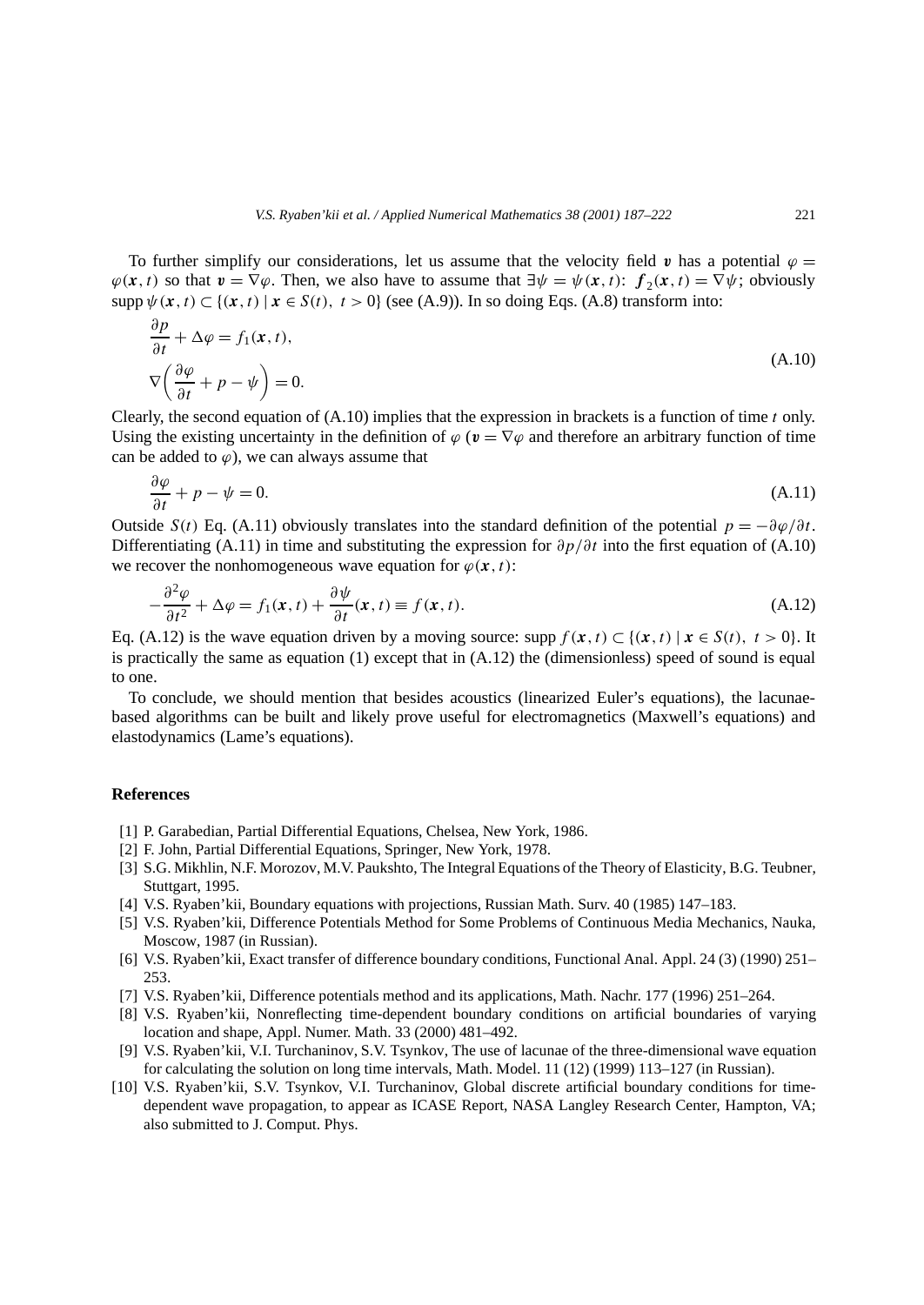To further simplify our considerations, let us assume that the velocity field $\boldsymbol{v}$ has a potential $\varphi = \varphi(\boldsymbol{x}, t)$ so that $\boldsymbol{v} = \nabla\varphi$. Then, we also have to assume that $\exists \psi = \psi(\boldsymbol{x}, t)$: $\boldsymbol{f}_2(\boldsymbol{x}, t) = \nabla\psi$; obviously $\operatorname{supp}\psi(\boldsymbol{x}, t) \subset \{(\boldsymbol{x}, t) \mid \boldsymbol{x} \in S(t),\ t > 0\}$ (see (A.9)). In so doing Eqs. (A.8) transform into:

$$
\begin{aligned}
&\frac{\partial p}{\partial t} + \Delta\varphi = f_1(\boldsymbol{x}, t), \\
&\nabla\left(\frac{\partial\varphi}{\partial t} + p - \psi\right) = 0.
\end{aligned}
\tag{A.10}
$$

Clearly, the second equation of (A.10) implies that the expression in brackets is a function of time $t$ only. Using the existing uncertainty in the definition of $\varphi$ ($\boldsymbol{v} = \nabla\varphi$ and therefore an arbitrary function of time can be added to $\varphi$), we can always assume that

$$
\frac{\partial\varphi}{\partial t} + p - \psi = 0. \tag{A.11}
$$

Outside $S(t)$ Eq. (A.11) obviously translates into the standard definition of the potential $p = -\partial\varphi/\partial t$. Differentiating (A.11) in time and substituting the expression for $\partial p/\partial t$ into the first equation of (A.10) we recover the nonhomogeneous wave equation for $\varphi(\boldsymbol{x}, t)$:

$$
-\frac{\partial^2\varphi}{\partial t^2} + \Delta\varphi = f_1(\boldsymbol{x}, t) + \frac{\partial\psi}{\partial t}(\boldsymbol{x}, t) \equiv f(\boldsymbol{x}, t). \tag{A.12}
$$

Eq. (A.12) is the wave equation driven by a moving source: $\operatorname{supp} f(\boldsymbol{x}, t) \subset \{(\boldsymbol{x}, t) \mid \boldsymbol{x} \in S(t),\ t > 0\}$. It is practically the same as equation (1) except that in (A.12) the (dimensionless) speed of sound is equal to one.

To conclude, we should mention that besides acoustics (linearized Euler's equations), the lacunae-based algorithms can be built and likely prove useful for electromagnetics (Maxwell's equations) and elastodynamics (Lame's equations).

## References

[1] P. Garabedian, Partial Differential Equations, Chelsea, New York, 1986.

[2] F. John, Partial Differential Equations, Springer, New York, 1978.

[3] S.G. Mikhlin, N.F. Morozov, M.V. Paukshto, The Integral Equations of the Theory of Elasticity, B.G. Teubner, Stuttgart, 1995.

[4] V.S. Ryaben'kii, Boundary equations with projections, Russian Math. Surv. 40 (1985) 147–183.

[5] V.S. Ryaben'kii, Difference Potentials Method for Some Problems of Continuous Media Mechanics, Nauka, Moscow, 1987 (in Russian).

[6] V.S. Ryaben'kii, Exact transfer of difference boundary conditions, Functional Anal. Appl. 24 (3) (1990) 251–253.

[7] V.S. Ryaben'kii, Difference potentials method and its applications, Math. Nachr. 177 (1996) 251–264.

[8] V.S. Ryaben'kii, Nonreflecting time-dependent boundary conditions on artificial boundaries of varying location and shape, Appl. Numer. Math. 33 (2000) 481–492.

[9] V.S. Ryaben'kii, V.I. Turchaninov, S.V. Tsynkov, The use of lacunae of the three-dimensional wave equation for calculating the solution on long time intervals, Math. Model. 11 (12) (1999) 113–127 (in Russian).

[10] V.S. Ryaben'kii, S.V. Tsynkov, V.I. Turchaninov, Global discrete artificial boundary conditions for time-dependent wave propagation, to appear as ICASE Report, NASA Langley Research Center, Hampton, VA; also submitted to J. Comput. Phys.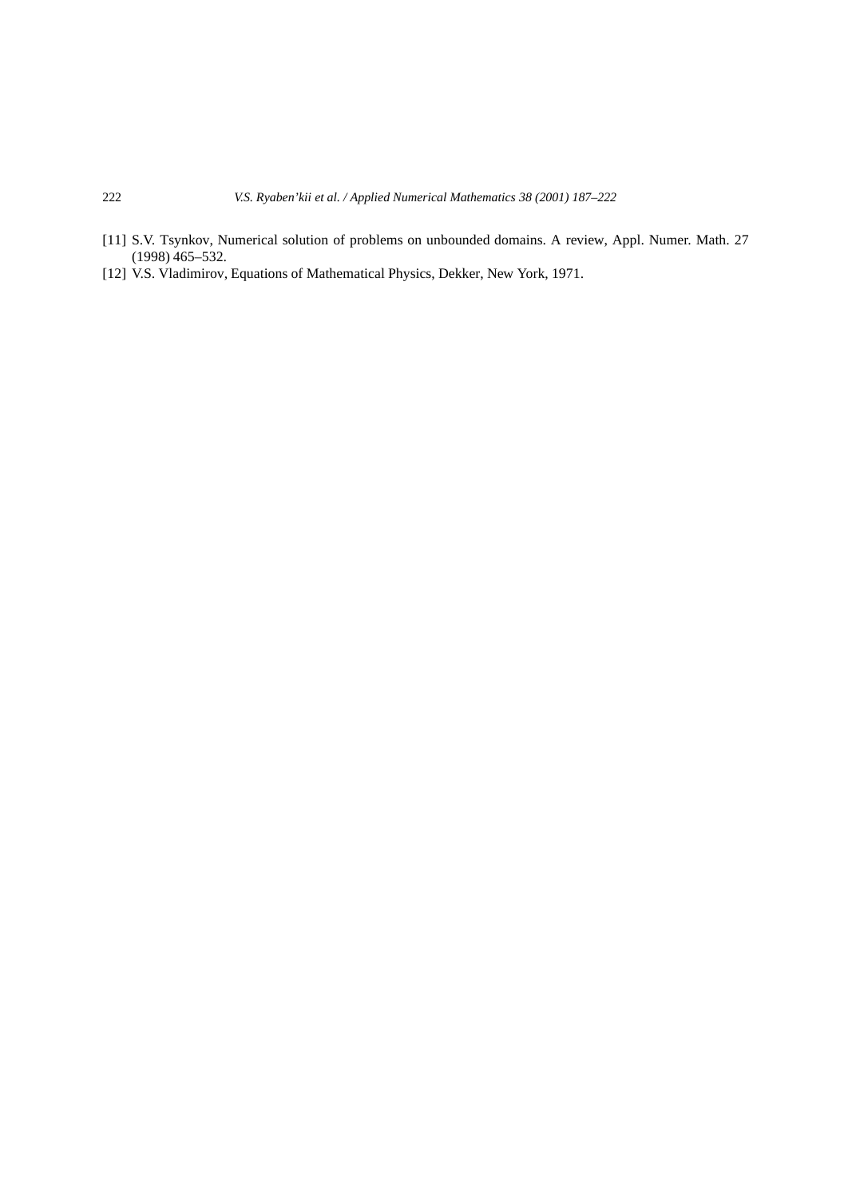[11] S.V. Tsynkov, Numerical solution of problems on unbounded domains. A review, Appl. Numer. Math. 27 (1998) 465–532.

[12] V.S. Vladimirov, Equations of Mathematical Physics, Dekker, New York, 1971.